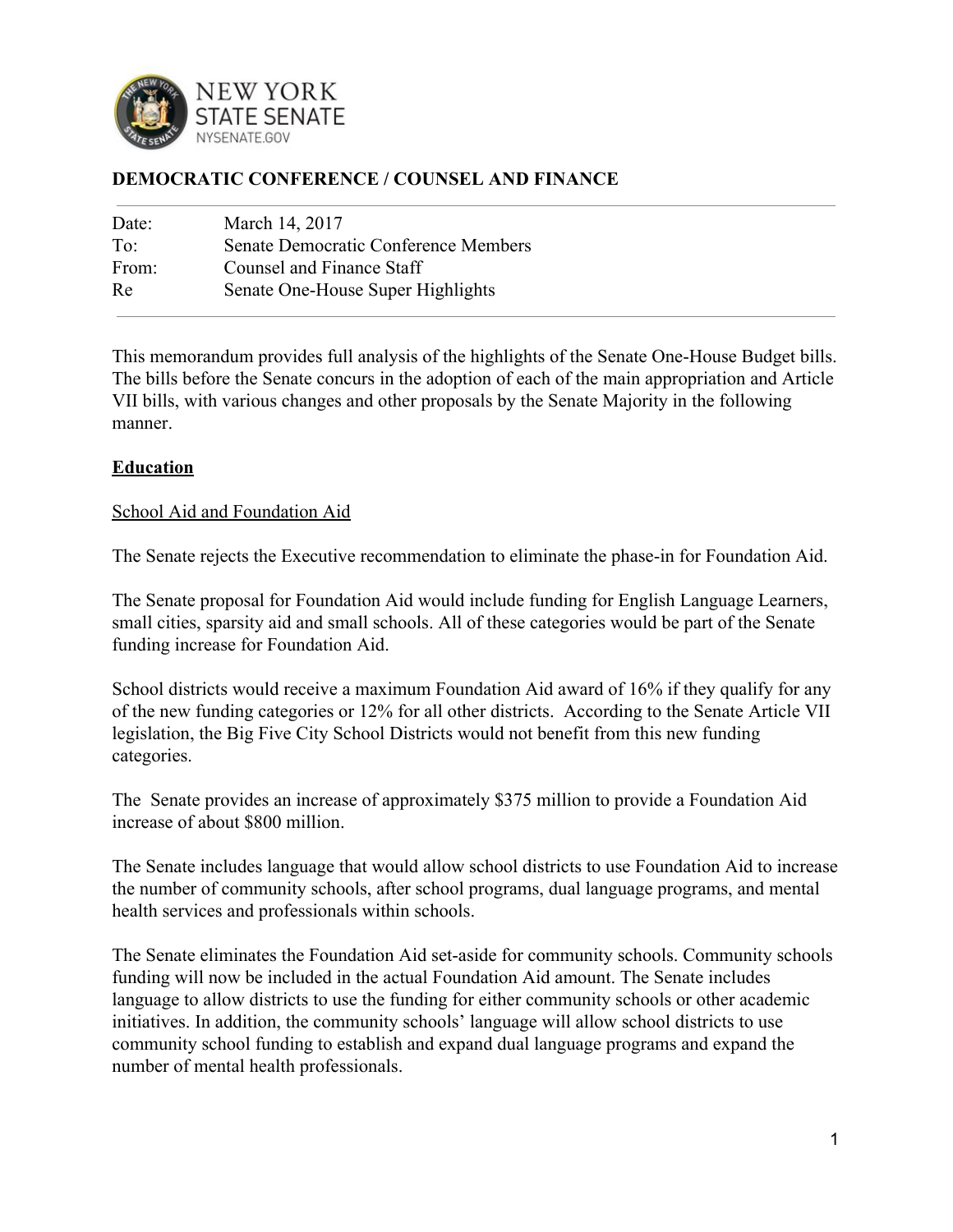NEW YORK STATE SENATE
NYSENATE.GOV

**DEMOCRATIC CONFERENCE / COUNSEL AND FINANCE**

| | |
|---|---|
| Date: | March 14, 2017 |
| To: | Senate Democratic Conference Members |
| From: | Counsel and Finance Staff |
| Re | Senate One-House Super Highlights |

This memorandum provides full analysis of the highlights of the Senate One-House Budget bills. The bills before the Senate concurs in the adoption of each of the main appropriation and Article VII bills, with various changes and other proposals by the Senate Majority in the following manner.

## **Education**

### School Aid and Foundation Aid

The Senate rejects the Executive recommendation to eliminate the phase-in for Foundation Aid.

The Senate proposal for Foundation Aid would include funding for English Language Learners, small cities, sparsity aid and small schools. All of these categories would be part of the Senate funding increase for Foundation Aid.

School districts would receive a maximum Foundation Aid award of 16% if they qualify for any of the new funding categories or 12% for all other districts. According to the Senate Article VII legislation, the Big Five City School Districts would not benefit from this new funding categories.

The Senate provides an increase of approximately $375 million to provide a Foundation Aid increase of about $800 million.

The Senate includes language that would allow school districts to use Foundation Aid to increase the number of community schools, after school programs, dual language programs, and mental health services and professionals within schools.

The Senate eliminates the Foundation Aid set-aside for community schools. Community schools funding will now be included in the actual Foundation Aid amount. The Senate includes language to allow districts to use the funding for either community schools or other academic initiatives. In addition, the community schools' language will allow school districts to use community school funding to establish and expand dual language programs and expand the number of mental health professionals.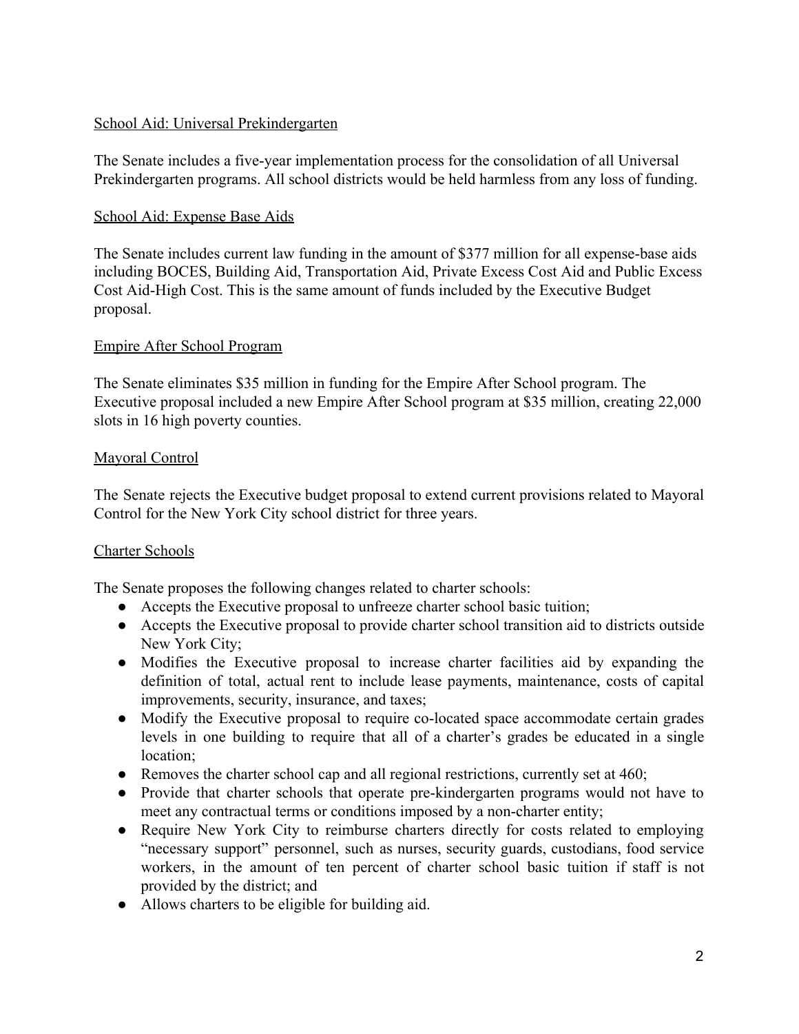School Aid: Universal Prekindergarten

The Senate includes a five-year implementation process for the consolidation of all Universal Prekindergarten programs. All school districts would be held harmless from any loss of funding.

School Aid: Expense Base Aids

The Senate includes current law funding in the amount of $377 million for all expense-base aids including BOCES, Building Aid, Transportation Aid, Private Excess Cost Aid and Public Excess Cost Aid-High Cost. This is the same amount of funds included by the Executive Budget proposal.

Empire After School Program

The Senate eliminates $35 million in funding for the Empire After School program. The Executive proposal included a new Empire After School program at $35 million, creating 22,000 slots in 16 high poverty counties.

Mayoral Control

The Senate rejects the Executive budget proposal to extend current provisions related to Mayoral Control for the New York City school district for three years.

Charter Schools

The Senate proposes the following changes related to charter schools:

- Accepts the Executive proposal to unfreeze charter school basic tuition;
- Accepts the Executive proposal to provide charter school transition aid to districts outside New York City;
- Modifies the Executive proposal to increase charter facilities aid by expanding the definition of total, actual rent to include lease payments, maintenance, costs of capital improvements, security, insurance, and taxes;
- Modify the Executive proposal to require co-located space accommodate certain grades levels in one building to require that all of a charter's grades be educated in a single location;
- Removes the charter school cap and all regional restrictions, currently set at 460;
- Provide that charter schools that operate pre-kindergarten programs would not have to meet any contractual terms or conditions imposed by a non-charter entity;
- Require New York City to reimburse charters directly for costs related to employing "necessary support" personnel, such as nurses, security guards, custodians, food service workers, in the amount of ten percent of charter school basic tuition if staff is not provided by the district; and
- Allows charters to be eligible for building aid.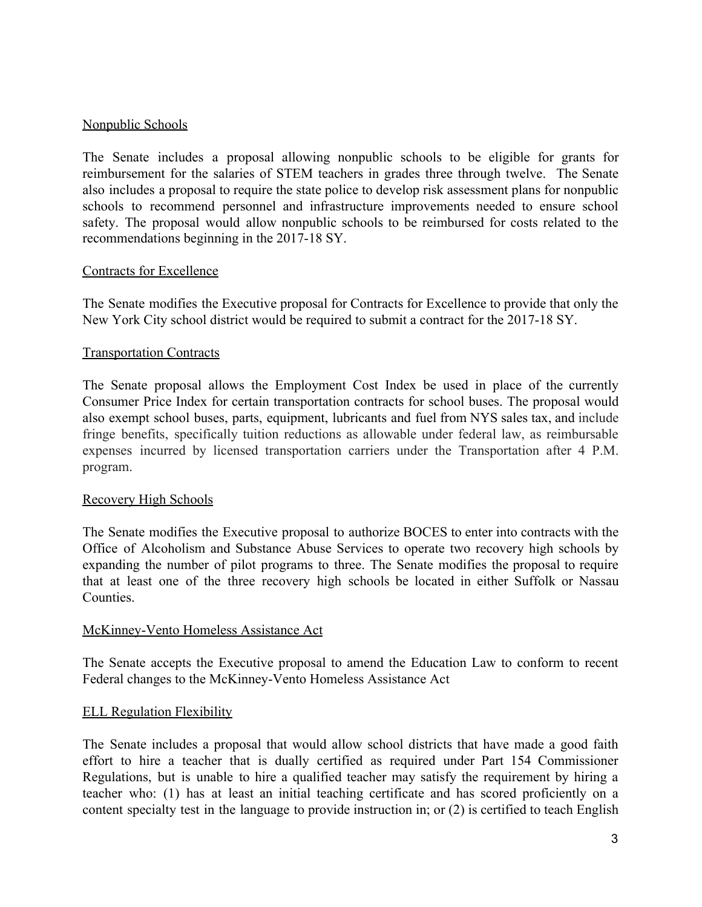## Nonpublic Schools

The Senate includes a proposal allowing nonpublic schools to be eligible for grants for reimbursement for the salaries of STEM teachers in grades three through twelve. The Senate also includes a proposal to require the state police to develop risk assessment plans for nonpublic schools to recommend personnel and infrastructure improvements needed to ensure school safety. The proposal would allow nonpublic schools to be reimbursed for costs related to the recommendations beginning in the 2017-18 SY.

## Contracts for Excellence

The Senate modifies the Executive proposal for Contracts for Excellence to provide that only the New York City school district would be required to submit a contract for the 2017-18 SY.

## Transportation Contracts

The Senate proposal allows the Employment Cost Index be used in place of the currently Consumer Price Index for certain transportation contracts for school buses. The proposal would also exempt school buses, parts, equipment, lubricants and fuel from NYS sales tax, and include fringe benefits, specifically tuition reductions as allowable under federal law, as reimbursable expenses incurred by licensed transportation carriers under the Transportation after 4 P.M. program.

## Recovery High Schools

The Senate modifies the Executive proposal to authorize BOCES to enter into contracts with the Office of Alcoholism and Substance Abuse Services to operate two recovery high schools by expanding the number of pilot programs to three. The Senate modifies the proposal to require that at least one of the three recovery high schools be located in either Suffolk or Nassau Counties.

## McKinney-Vento Homeless Assistance Act

The Senate accepts the Executive proposal to amend the Education Law to conform to recent Federal changes to the McKinney-Vento Homeless Assistance Act

## ELL Regulation Flexibility

The Senate includes a proposal that would allow school districts that have made a good faith effort to hire a teacher that is dually certified as required under Part 154 Commissioner Regulations, but is unable to hire a qualified teacher may satisfy the requirement by hiring a teacher who: (1) has at least an initial teaching certificate and has scored proficiently on a content specialty test in the language to provide instruction in; or (2) is certified to teach English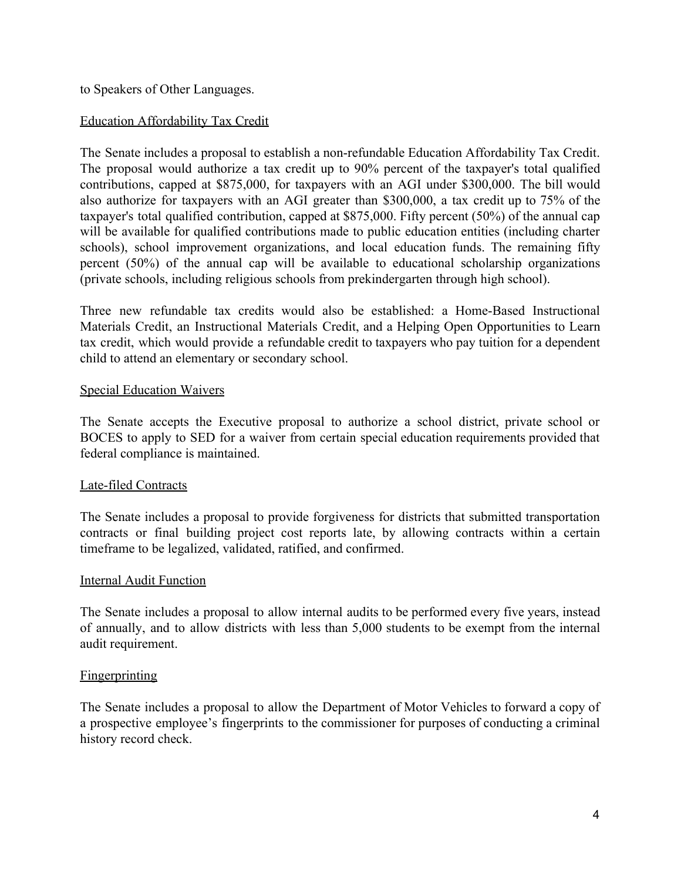to Speakers of Other Languages.

Education Affordability Tax Credit

The Senate includes a proposal to establish a non-refundable Education Affordability Tax Credit. The proposal would authorize a tax credit up to 90% percent of the taxpayer's total qualified contributions, capped at $875,000, for taxpayers with an AGI under $300,000. The bill would also authorize for taxpayers with an AGI greater than $300,000, a tax credit up to 75% of the taxpayer's total qualified contribution, capped at $875,000. Fifty percent (50%) of the annual cap will be available for qualified contributions made to public education entities (including charter schools), school improvement organizations, and local education funds. The remaining fifty percent (50%) of the annual cap will be available to educational scholarship organizations (private schools, including religious schools from prekindergarten through high school).

Three new refundable tax credits would also be established: a Home-Based Instructional Materials Credit, an Instructional Materials Credit, and a Helping Open Opportunities to Learn tax credit, which would provide a refundable credit to taxpayers who pay tuition for a dependent child to attend an elementary or secondary school.

Special Education Waivers

The Senate accepts the Executive proposal to authorize a school district, private school or BOCES to apply to SED for a waiver from certain special education requirements provided that federal compliance is maintained.

Late-filed Contracts

The Senate includes a proposal to provide forgiveness for districts that submitted transportation contracts or final building project cost reports late, by allowing contracts within a certain timeframe to be legalized, validated, ratified, and confirmed.

Internal Audit Function

The Senate includes a proposal to allow internal audits to be performed every five years, instead of annually, and to allow districts with less than 5,000 students to be exempt from the internal audit requirement.

Fingerprinting

The Senate includes a proposal to allow the Department of Motor Vehicles to forward a copy of a prospective employee's fingerprints to the commissioner for purposes of conducting a criminal history record check.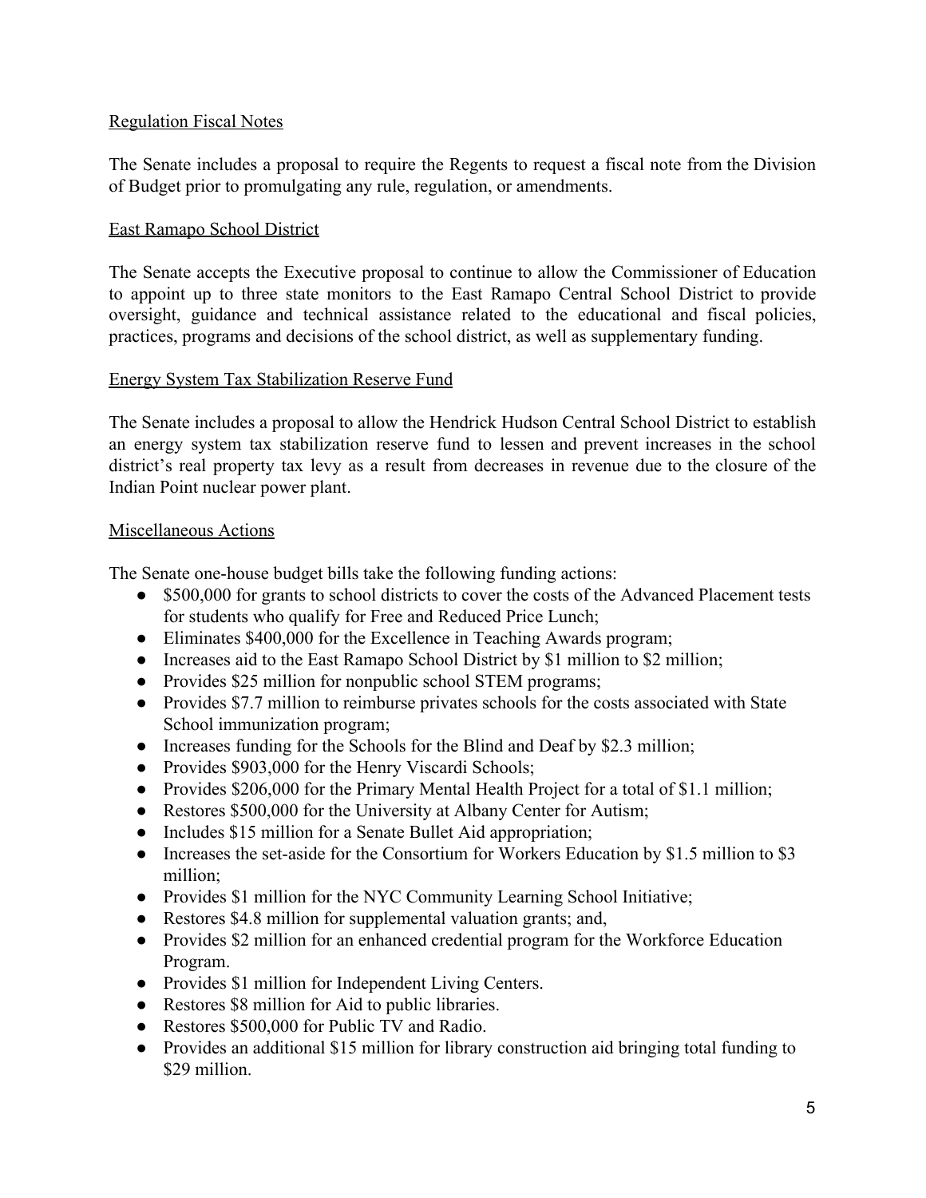## Regulation Fiscal Notes

The Senate includes a proposal to require the Regents to request a fiscal note from the Division of Budget prior to promulgating any rule, regulation, or amendments.

## East Ramapo School District

The Senate accepts the Executive proposal to continue to allow the Commissioner of Education to appoint up to three state monitors to the East Ramapo Central School District to provide oversight, guidance and technical assistance related to the educational and fiscal policies, practices, programs and decisions of the school district, as well as supplementary funding.

## Energy System Tax Stabilization Reserve Fund

The Senate includes a proposal to allow the Hendrick Hudson Central School District to establish an energy system tax stabilization reserve fund to lessen and prevent increases in the school district's real property tax levy as a result from decreases in revenue due to the closure of the Indian Point nuclear power plant.

## Miscellaneous Actions

The Senate one-house budget bills take the following funding actions:

- $500,000 for grants to school districts to cover the costs of the Advanced Placement tests for students who qualify for Free and Reduced Price Lunch;
- Eliminates $400,000 for the Excellence in Teaching Awards program;
- Increases aid to the East Ramapo School District by $1 million to $2 million;
- Provides $25 million for nonpublic school STEM programs;
- Provides $7.7 million to reimburse privates schools for the costs associated with State School immunization program;
- Increases funding for the Schools for the Blind and Deaf by $2.3 million;
- Provides $903,000 for the Henry Viscardi Schools;
- Provides $206,000 for the Primary Mental Health Project for a total of $1.1 million;
- Restores $500,000 for the University at Albany Center for Autism;
- Includes $15 million for a Senate Bullet Aid appropriation;
- Increases the set-aside for the Consortium for Workers Education by $1.5 million to $3 million;
- Provides $1 million for the NYC Community Learning School Initiative;
- Restores $4.8 million for supplemental valuation grants; and,
- Provides $2 million for an enhanced credential program for the Workforce Education Program.
- Provides $1 million for Independent Living Centers.
- Restores $8 million for Aid to public libraries.
- Restores $500,000 for Public TV and Radio.
- Provides an additional $15 million for library construction aid bringing total funding to $29 million.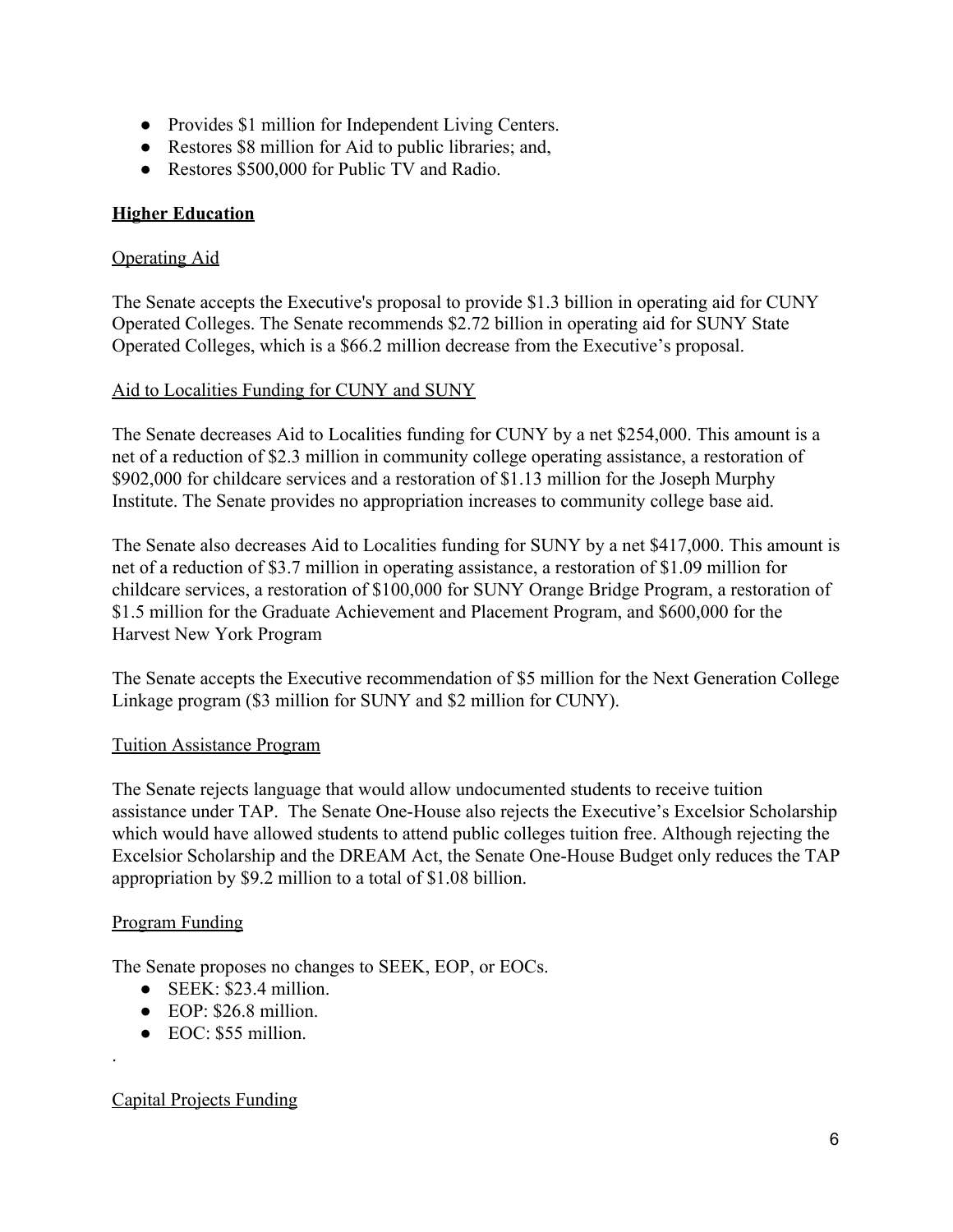- Provides $1 million for Independent Living Centers.
- Restores $8 million for Aid to public libraries; and,
- Restores $500,000 for Public TV and Radio.

## **Higher Education**

### Operating Aid

The Senate accepts the Executive's proposal to provide $1.3 billion in operating aid for CUNY Operated Colleges. The Senate recommends $2.72 billion in operating aid for SUNY State Operated Colleges, which is a $66.2 million decrease from the Executive's proposal.

### Aid to Localities Funding for CUNY and SUNY

The Senate decreases Aid to Localities funding for CUNY by a net $254,000. This amount is a net of a reduction of $2.3 million in community college operating assistance, a restoration of $902,000 for childcare services and a restoration of $1.13 million for the Joseph Murphy Institute. The Senate provides no appropriation increases to community college base aid.

The Senate also decreases Aid to Localities funding for SUNY by a net $417,000. This amount is net of a reduction of $3.7 million in operating assistance, a restoration of $1.09 million for childcare services, a restoration of $100,000 for SUNY Orange Bridge Program, a restoration of $1.5 million for the Graduate Achievement and Placement Program, and $600,000 for the Harvest New York Program

The Senate accepts the Executive recommendation of $5 million for the Next Generation College Linkage program ($3 million for SUNY and $2 million for CUNY).

### Tuition Assistance Program

The Senate rejects language that would allow undocumented students to receive tuition assistance under TAP. The Senate One-House also rejects the Executive's Excelsior Scholarship which would have allowed students to attend public colleges tuition free. Although rejecting the Excelsior Scholarship and the DREAM Act, the Senate One-House Budget only reduces the TAP appropriation by $9.2 million to a total of $1.08 billion.

### Program Funding

The Senate proposes no changes to SEEK, EOP, or EOCs.

- SEEK: $23.4 million.
- EOP: $26.8 million.
- EOC: $55 million.

.

### Capital Projects Funding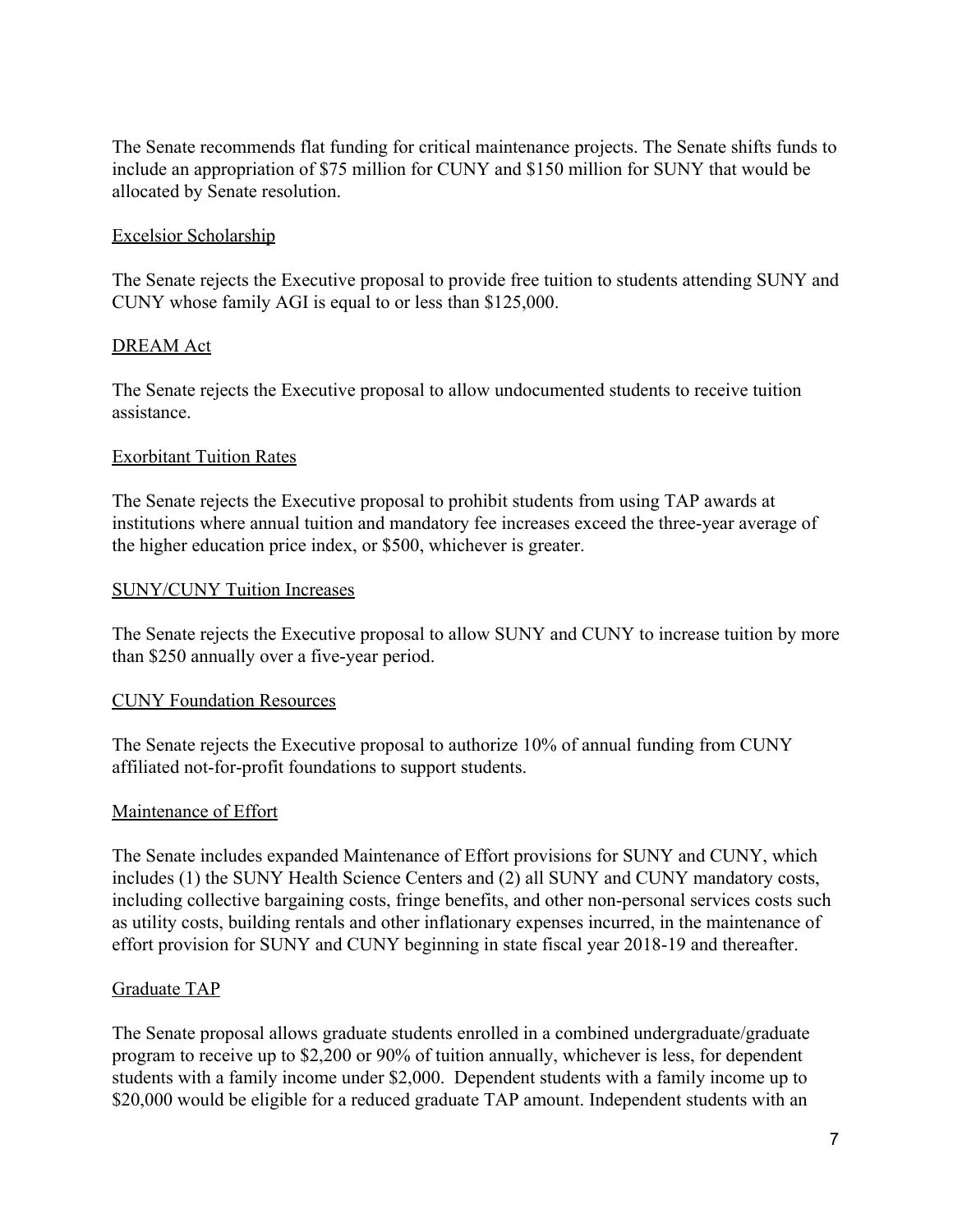The Senate recommends flat funding for critical maintenance projects. The Senate shifts funds to include an appropriation of $75 million for CUNY and $150 million for SUNY that would be allocated by Senate resolution.

### Excelsior Scholarship

The Senate rejects the Executive proposal to provide free tuition to students attending SUNY and CUNY whose family AGI is equal to or less than $125,000.

### DREAM Act

The Senate rejects the Executive proposal to allow undocumented students to receive tuition assistance.

### Exorbitant Tuition Rates

The Senate rejects the Executive proposal to prohibit students from using TAP awards at institutions where annual tuition and mandatory fee increases exceed the three-year average of the higher education price index, or $500, whichever is greater.

### SUNY/CUNY Tuition Increases

The Senate rejects the Executive proposal to allow SUNY and CUNY to increase tuition by more than $250 annually over a five-year period.

### CUNY Foundation Resources

The Senate rejects the Executive proposal to authorize 10% of annual funding from CUNY affiliated not-for-profit foundations to support students.

### Maintenance of Effort

The Senate includes expanded Maintenance of Effort provisions for SUNY and CUNY, which includes (1) the SUNY Health Science Centers and (2) all SUNY and CUNY mandatory costs, including collective bargaining costs, fringe benefits, and other non-personal services costs such as utility costs, building rentals and other inflationary expenses incurred, in the maintenance of effort provision for SUNY and CUNY beginning in state fiscal year 2018-19 and thereafter.

### Graduate TAP

The Senate proposal allows graduate students enrolled in a combined undergraduate/graduate program to receive up to $2,200 or 90% of tuition annually, whichever is less, for dependent students with a family income under $2,000. Dependent students with a family income up to $20,000 would be eligible for a reduced graduate TAP amount. Independent students with an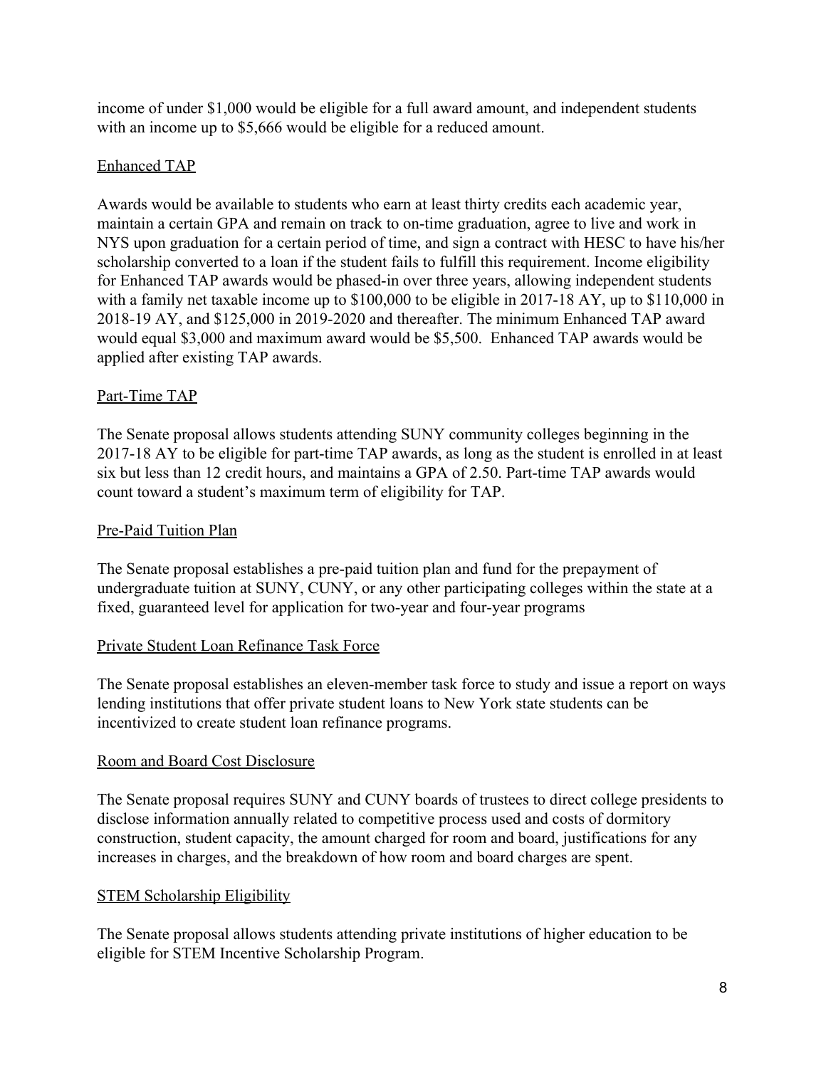income of under $1,000 would be eligible for a full award amount, and independent students with an income up to $5,666 would be eligible for a reduced amount.

### Enhanced TAP

Awards would be available to students who earn at least thirty credits each academic year, maintain a certain GPA and remain on track to on-time graduation, agree to live and work in NYS upon graduation for a certain period of time, and sign a contract with HESC to have his/her scholarship converted to a loan if the student fails to fulfill this requirement. Income eligibility for Enhanced TAP awards would be phased-in over three years, allowing independent students with a family net taxable income up to $100,000 to be eligible in 2017-18 AY, up to $110,000 in 2018-19 AY, and $125,000 in 2019-2020 and thereafter. The minimum Enhanced TAP award would equal $3,000 and maximum award would be $5,500. Enhanced TAP awards would be applied after existing TAP awards.

### Part-Time TAP

The Senate proposal allows students attending SUNY community colleges beginning in the 2017-18 AY to be eligible for part-time TAP awards, as long as the student is enrolled in at least six but less than 12 credit hours, and maintains a GPA of 2.50. Part-time TAP awards would count toward a student's maximum term of eligibility for TAP.

### Pre-Paid Tuition Plan

The Senate proposal establishes a pre-paid tuition plan and fund for the prepayment of undergraduate tuition at SUNY, CUNY, or any other participating colleges within the state at a fixed, guaranteed level for application for two-year and four-year programs

### Private Student Loan Refinance Task Force

The Senate proposal establishes an eleven-member task force to study and issue a report on ways lending institutions that offer private student loans to New York state students can be incentivized to create student loan refinance programs.

### Room and Board Cost Disclosure

The Senate proposal requires SUNY and CUNY boards of trustees to direct college presidents to disclose information annually related to competitive process used and costs of dormitory construction, student capacity, the amount charged for room and board, justifications for any increases in charges, and the breakdown of how room and board charges are spent.

### STEM Scholarship Eligibility

The Senate proposal allows students attending private institutions of higher education to be eligible for STEM Incentive Scholarship Program.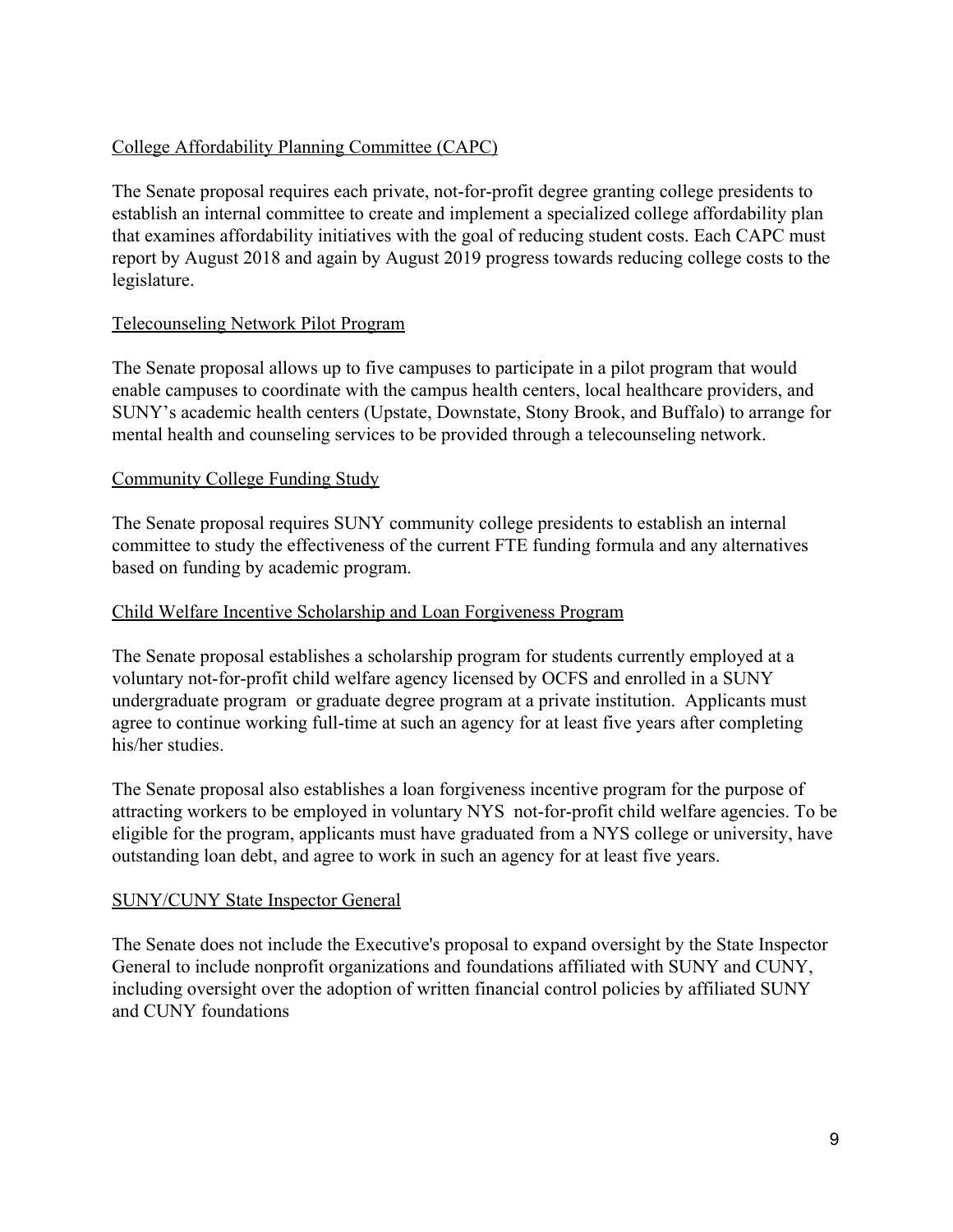## College Affordability Planning Committee (CAPC)

The Senate proposal requires each private, not-for-profit degree granting college presidents to establish an internal committee to create and implement a specialized college affordability plan that examines affordability initiatives with the goal of reducing student costs. Each CAPC must report by August 2018 and again by August 2019 progress towards reducing college costs to the legislature.

## Telecounseling Network Pilot Program

The Senate proposal allows up to five campuses to participate in a pilot program that would enable campuses to coordinate with the campus health centers, local healthcare providers, and SUNY's academic health centers (Upstate, Downstate, Stony Brook, and Buffalo) to arrange for mental health and counseling services to be provided through a telecounseling network.

## Community College Funding Study

The Senate proposal requires SUNY community college presidents to establish an internal committee to study the effectiveness of the current FTE funding formula and any alternatives based on funding by academic program.

## Child Welfare Incentive Scholarship and Loan Forgiveness Program

The Senate proposal establishes a scholarship program for students currently employed at a voluntary not-for-profit child welfare agency licensed by OCFS and enrolled in a SUNY undergraduate program or graduate degree program at a private institution. Applicants must agree to continue working full-time at such an agency for at least five years after completing his/her studies.

The Senate proposal also establishes a loan forgiveness incentive program for the purpose of attracting workers to be employed in voluntary NYS not-for-profit child welfare agencies. To be eligible for the program, applicants must have graduated from a NYS college or university, have outstanding loan debt, and agree to work in such an agency for at least five years.

## SUNY/CUNY State Inspector General

The Senate does not include the Executive's proposal to expand oversight by the State Inspector General to include nonprofit organizations and foundations affiliated with SUNY and CUNY, including oversight over the adoption of written financial control policies by affiliated SUNY and CUNY foundations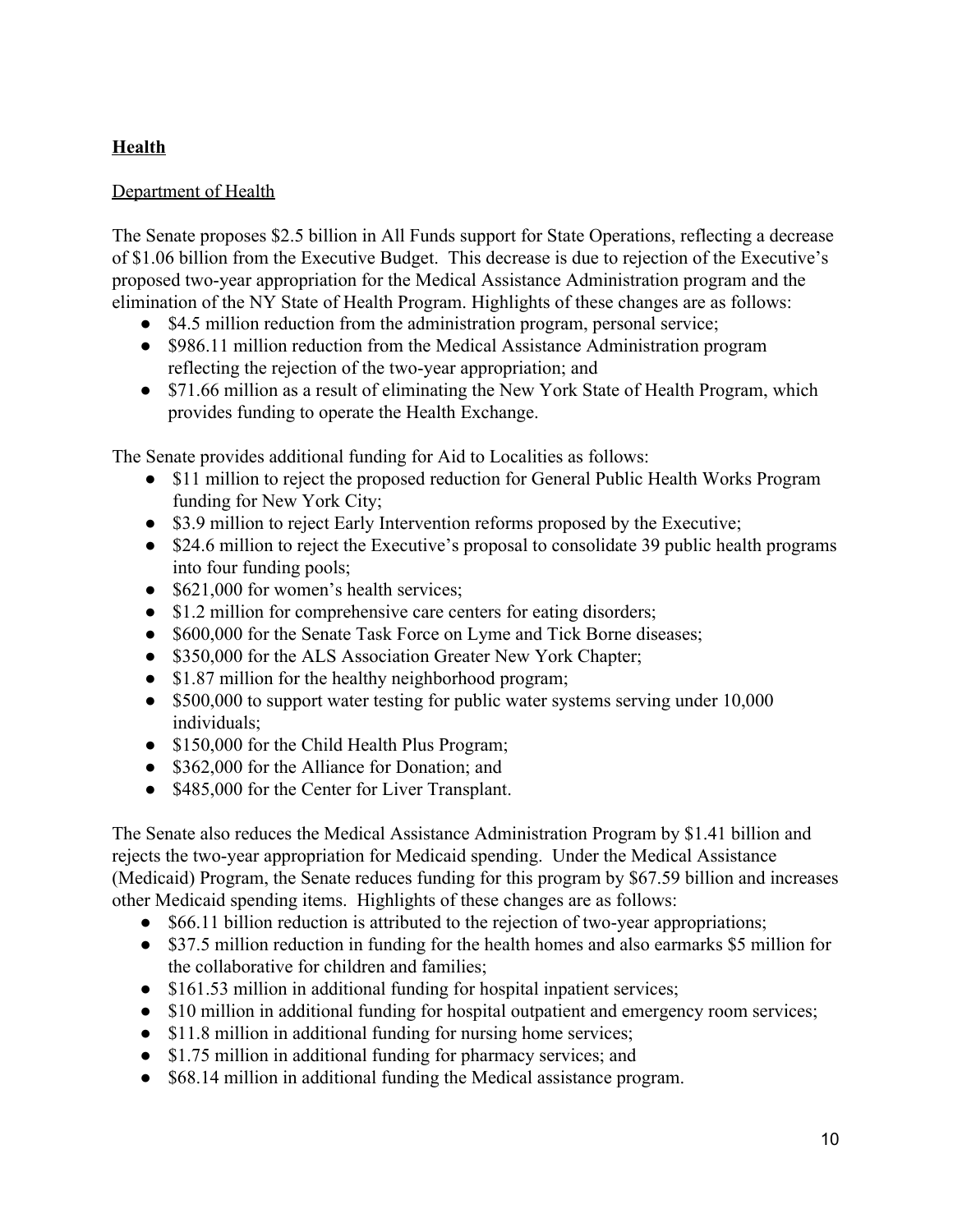**Health**

Department of Health

The Senate proposes $2.5 billion in All Funds support for State Operations, reflecting a decrease of $1.06 billion from the Executive Budget. This decrease is due to rejection of the Executive's proposed two-year appropriation for the Medical Assistance Administration program and the elimination of the NY State of Health Program. Highlights of these changes are as follows:

- $4.5 million reduction from the administration program, personal service;
- $986.11 million reduction from the Medical Assistance Administration program reflecting the rejection of the two-year appropriation; and
- $71.66 million as a result of eliminating the New York State of Health Program, which provides funding to operate the Health Exchange.

The Senate provides additional funding for Aid to Localities as follows:

- $11 million to reject the proposed reduction for General Public Health Works Program funding for New York City;
- $3.9 million to reject Early Intervention reforms proposed by the Executive;
- $24.6 million to reject the Executive's proposal to consolidate 39 public health programs into four funding pools;
- $621,000 for women's health services;
- $1.2 million for comprehensive care centers for eating disorders;
- $600,000 for the Senate Task Force on Lyme and Tick Borne diseases;
- $350,000 for the ALS Association Greater New York Chapter;
- $1.87 million for the healthy neighborhood program;
- $500,000 to support water testing for public water systems serving under 10,000 individuals;
- $150,000 for the Child Health Plus Program;
- $362,000 for the Alliance for Donation; and
- $485,000 for the Center for Liver Transplant.

The Senate also reduces the Medical Assistance Administration Program by $1.41 billion and rejects the two-year appropriation for Medicaid spending. Under the Medical Assistance (Medicaid) Program, the Senate reduces funding for this program by $67.59 billion and increases other Medicaid spending items. Highlights of these changes are as follows:

- $66.11 billion reduction is attributed to the rejection of two-year appropriations;
- $37.5 million reduction in funding for the health homes and also earmarks $5 million for the collaborative for children and families;
- $161.53 million in additional funding for hospital inpatient services;
- $10 million in additional funding for hospital outpatient and emergency room services;
- $11.8 million in additional funding for nursing home services;
- $1.75 million in additional funding for pharmacy services; and
- $68.14 million in additional funding the Medical assistance program.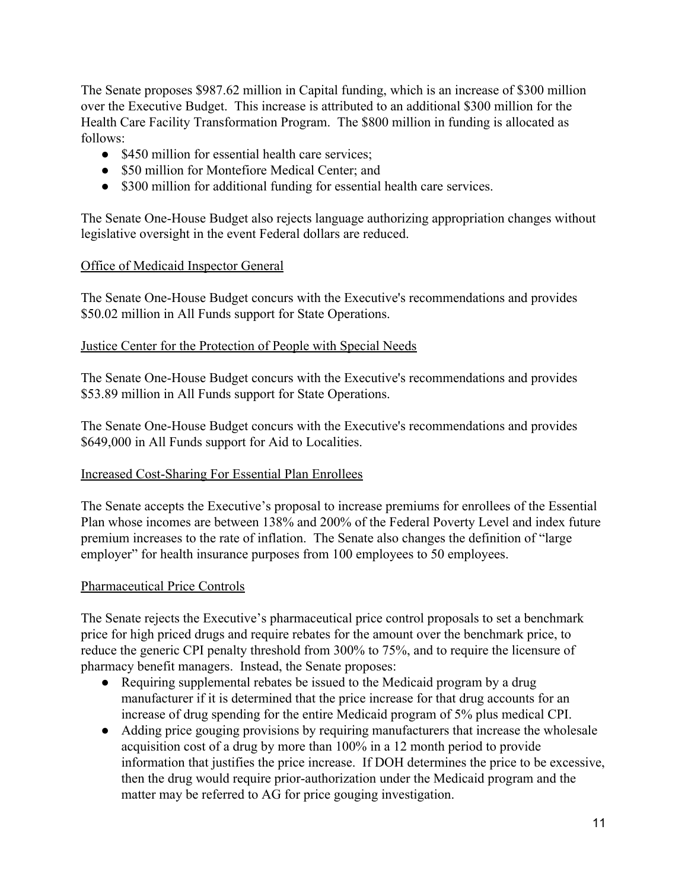The Senate proposes $987.62 million in Capital funding, which is an increase of $300 million over the Executive Budget. This increase is attributed to an additional $300 million for the Health Care Facility Transformation Program. The $800 million in funding is allocated as follows:

- $450 million for essential health care services;
- $50 million for Montefiore Medical Center; and
- $300 million for additional funding for essential health care services.

The Senate One-House Budget also rejects language authorizing appropriation changes without legislative oversight in the event Federal dollars are reduced.

<u>Office of Medicaid Inspector General</u>

The Senate One-House Budget concurs with the Executive's recommendations and provides $50.02 million in All Funds support for State Operations.

<u>Justice Center for the Protection of People with Special Needs</u>

The Senate One-House Budget concurs with the Executive's recommendations and provides $53.89 million in All Funds support for State Operations.

The Senate One-House Budget concurs with the Executive's recommendations and provides $649,000 in All Funds support for Aid to Localities.

<u>Increased Cost-Sharing For Essential Plan Enrollees</u>

The Senate accepts the Executive's proposal to increase premiums for enrollees of the Essential Plan whose incomes are between 138% and 200% of the Federal Poverty Level and index future premium increases to the rate of inflation. The Senate also changes the definition of "large employer" for health insurance purposes from 100 employees to 50 employees.

<u>Pharmaceutical Price Controls</u>

The Senate rejects the Executive's pharmaceutical price control proposals to set a benchmark price for high priced drugs and require rebates for the amount over the benchmark price, to reduce the generic CPI penalty threshold from 300% to 75%, and to require the licensure of pharmacy benefit managers. Instead, the Senate proposes:

- Requiring supplemental rebates be issued to the Medicaid program by a drug manufacturer if it is determined that the price increase for that drug accounts for an increase of drug spending for the entire Medicaid program of 5% plus medical CPI.
- Adding price gouging provisions by requiring manufacturers that increase the wholesale acquisition cost of a drug by more than 100% in a 12 month period to provide information that justifies the price increase. If DOH determines the price to be excessive, then the drug would require prior-authorization under the Medicaid program and the matter may be referred to AG for price gouging investigation.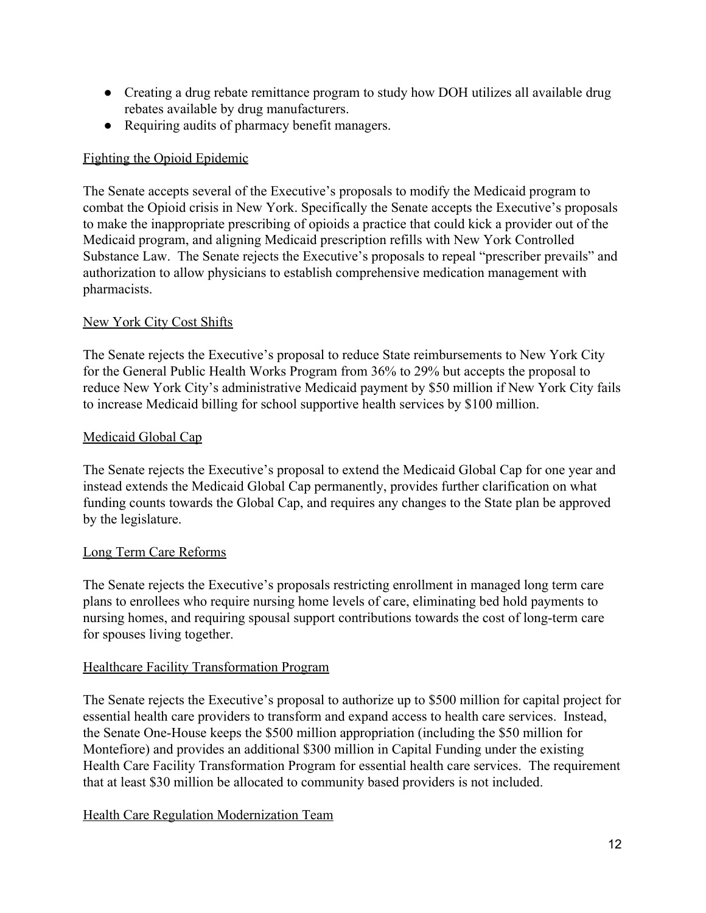- Creating a drug rebate remittance program to study how DOH utilizes all available drug rebates available by drug manufacturers.
- Requiring audits of pharmacy benefit managers.

### Fighting the Opioid Epidemic

The Senate accepts several of the Executive's proposals to modify the Medicaid program to combat the Opioid crisis in New York. Specifically the Senate accepts the Executive's proposals to make the inappropriate prescribing of opioids a practice that could kick a provider out of the Medicaid program, and aligning Medicaid prescription refills with New York Controlled Substance Law. The Senate rejects the Executive's proposals to repeal "prescriber prevails" and authorization to allow physicians to establish comprehensive medication management with pharmacists.

### New York City Cost Shifts

The Senate rejects the Executive's proposal to reduce State reimbursements to New York City for the General Public Health Works Program from 36% to 29% but accepts the proposal to reduce New York City's administrative Medicaid payment by $50 million if New York City fails to increase Medicaid billing for school supportive health services by $100 million.

### Medicaid Global Cap

The Senate rejects the Executive's proposal to extend the Medicaid Global Cap for one year and instead extends the Medicaid Global Cap permanently, provides further clarification on what funding counts towards the Global Cap, and requires any changes to the State plan be approved by the legislature.

### Long Term Care Reforms

The Senate rejects the Executive's proposals restricting enrollment in managed long term care plans to enrollees who require nursing home levels of care, eliminating bed hold payments to nursing homes, and requiring spousal support contributions towards the cost of long-term care for spouses living together.

### Healthcare Facility Transformation Program

The Senate rejects the Executive's proposal to authorize up to $500 million for capital project for essential health care providers to transform and expand access to health care services. Instead, the Senate One-House keeps the $500 million appropriation (including the $50 million for Montefiore) and provides an additional $300 million in Capital Funding under the existing Health Care Facility Transformation Program for essential health care services. The requirement that at least $30 million be allocated to community based providers is not included.

### Health Care Regulation Modernization Team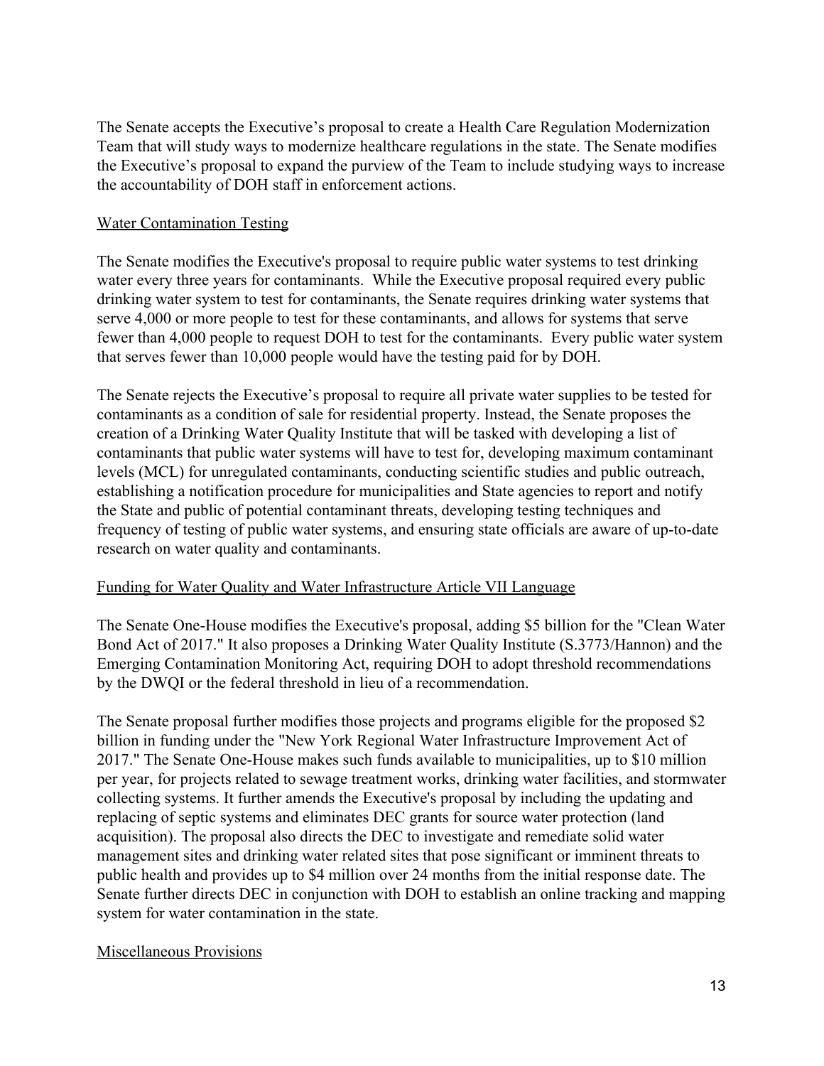The Senate accepts the Executive's proposal to create a Health Care Regulation Modernization Team that will study ways to modernize healthcare regulations in the state. The Senate modifies the Executive's proposal to expand the purview of the Team to include studying ways to increase the accountability of DOH staff in enforcement actions.

### Water Contamination Testing

The Senate modifies the Executive's proposal to require public water systems to test drinking water every three years for contaminants. While the Executive proposal required every public drinking water system to test for contaminants, the Senate requires drinking water systems that serve 4,000 or more people to test for these contaminants, and allows for systems that serve fewer than 4,000 people to request DOH to test for the contaminants. Every public water system that serves fewer than 10,000 people would have the testing paid for by DOH.

The Senate rejects the Executive's proposal to require all private water supplies to be tested for contaminants as a condition of sale for residential property. Instead, the Senate proposes the creation of a Drinking Water Quality Institute that will be tasked with developing a list of contaminants that public water systems will have to test for, developing maximum contaminant levels (MCL) for unregulated contaminants, conducting scientific studies and public outreach, establishing a notification procedure for municipalities and State agencies to report and notify the State and public of potential contaminant threats, developing testing techniques and frequency of testing of public water systems, and ensuring state officials are aware of up-to-date research on water quality and contaminants.

### Funding for Water Quality and Water Infrastructure Article VII Language

The Senate One-House modifies the Executive's proposal, adding $5 billion for the "Clean Water Bond Act of 2017." It also proposes a Drinking Water Quality Institute (S.3773/Hannon) and the Emerging Contamination Monitoring Act, requiring DOH to adopt threshold recommendations by the DWQI or the federal threshold in lieu of a recommendation.

The Senate proposal further modifies those projects and programs eligible for the proposed $2 billion in funding under the "New York Regional Water Infrastructure Improvement Act of 2017." The Senate One-House makes such funds available to municipalities, up to $10 million per year, for projects related to sewage treatment works, drinking water facilities, and stormwater collecting systems. It further amends the Executive's proposal by including the updating and replacing of septic systems and eliminates DEC grants for source water protection (land acquisition). The proposal also directs the DEC to investigate and remediate solid water management sites and drinking water related sites that pose significant or imminent threats to public health and provides up to $4 million over 24 months from the initial response date. The Senate further directs DEC in conjunction with DOH to establish an online tracking and mapping system for water contamination in the state.

### Miscellaneous Provisions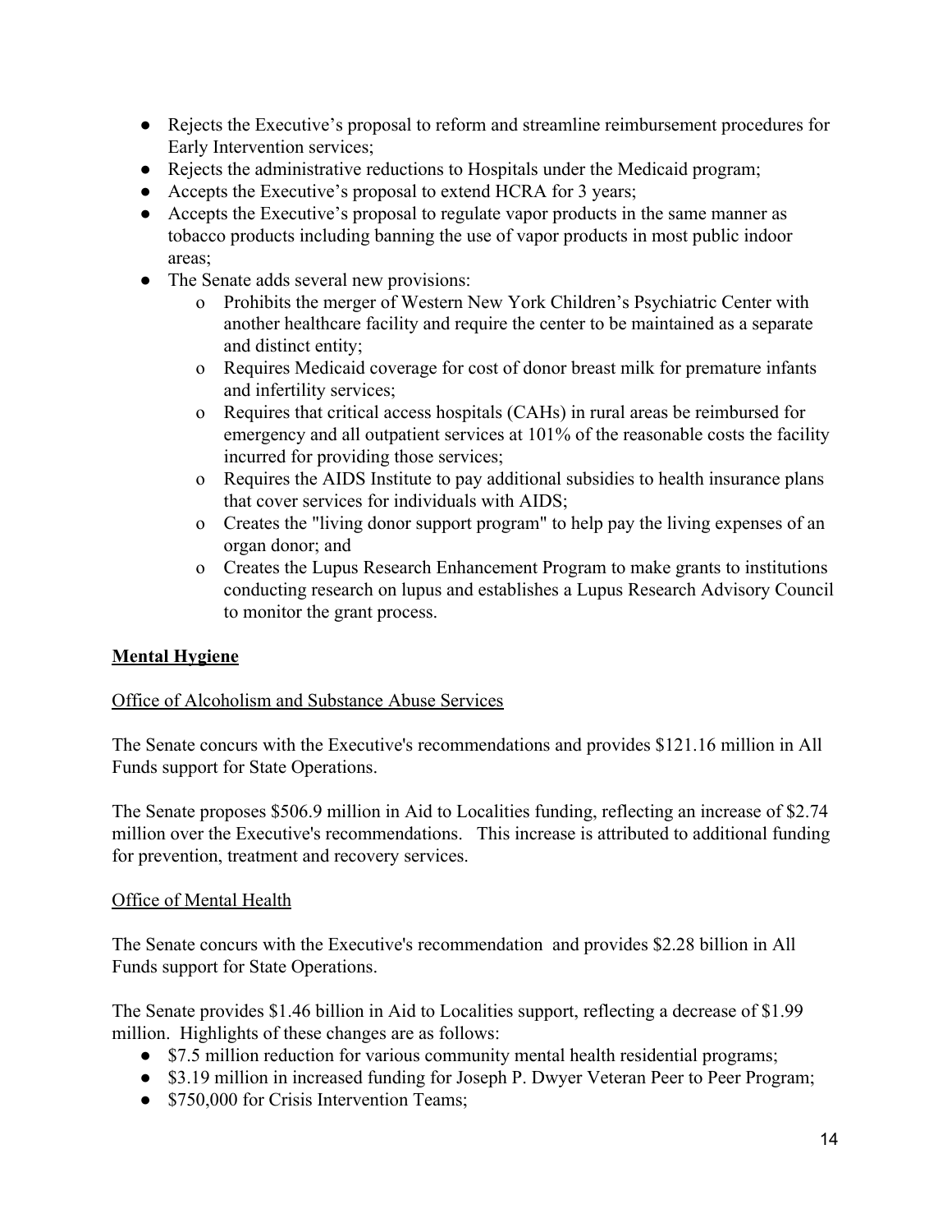- Rejects the Executive's proposal to reform and streamline reimbursement procedures for Early Intervention services;
- Rejects the administrative reductions to Hospitals under the Medicaid program;
- Accepts the Executive's proposal to extend HCRA for 3 years;
- Accepts the Executive's proposal to regulate vapor products in the same manner as tobacco products including banning the use of vapor products in most public indoor areas;
- The Senate adds several new provisions:
  - Prohibits the merger of Western New York Children's Psychiatric Center with another healthcare facility and require the center to be maintained as a separate and distinct entity;
  - Requires Medicaid coverage for cost of donor breast milk for premature infants and infertility services;
  - Requires that critical access hospitals (CAHs) in rural areas be reimbursed for emergency and all outpatient services at 101% of the reasonable costs the facility incurred for providing those services;
  - Requires the AIDS Institute to pay additional subsidies to health insurance plans that cover services for individuals with AIDS;
  - Creates the "living donor support program" to help pay the living expenses of an organ donor; and
  - Creates the Lupus Research Enhancement Program to make grants to institutions conducting research on lupus and establishes a Lupus Research Advisory Council to monitor the grant process.

## Mental Hygiene

### Office of Alcoholism and Substance Abuse Services

The Senate concurs with the Executive's recommendations and provides $121.16 million in All Funds support for State Operations.

The Senate proposes $506.9 million in Aid to Localities funding, reflecting an increase of $2.74 million over the Executive's recommendations. This increase is attributed to additional funding for prevention, treatment and recovery services.

### Office of Mental Health

The Senate concurs with the Executive's recommendation and provides $2.28 billion in All Funds support for State Operations.

The Senate provides $1.46 billion in Aid to Localities support, reflecting a decrease of $1.99 million. Highlights of these changes are as follows:

- $7.5 million reduction for various community mental health residential programs;
- $3.19 million in increased funding for Joseph P. Dwyer Veteran Peer to Peer Program;
- $750,000 for Crisis Intervention Teams;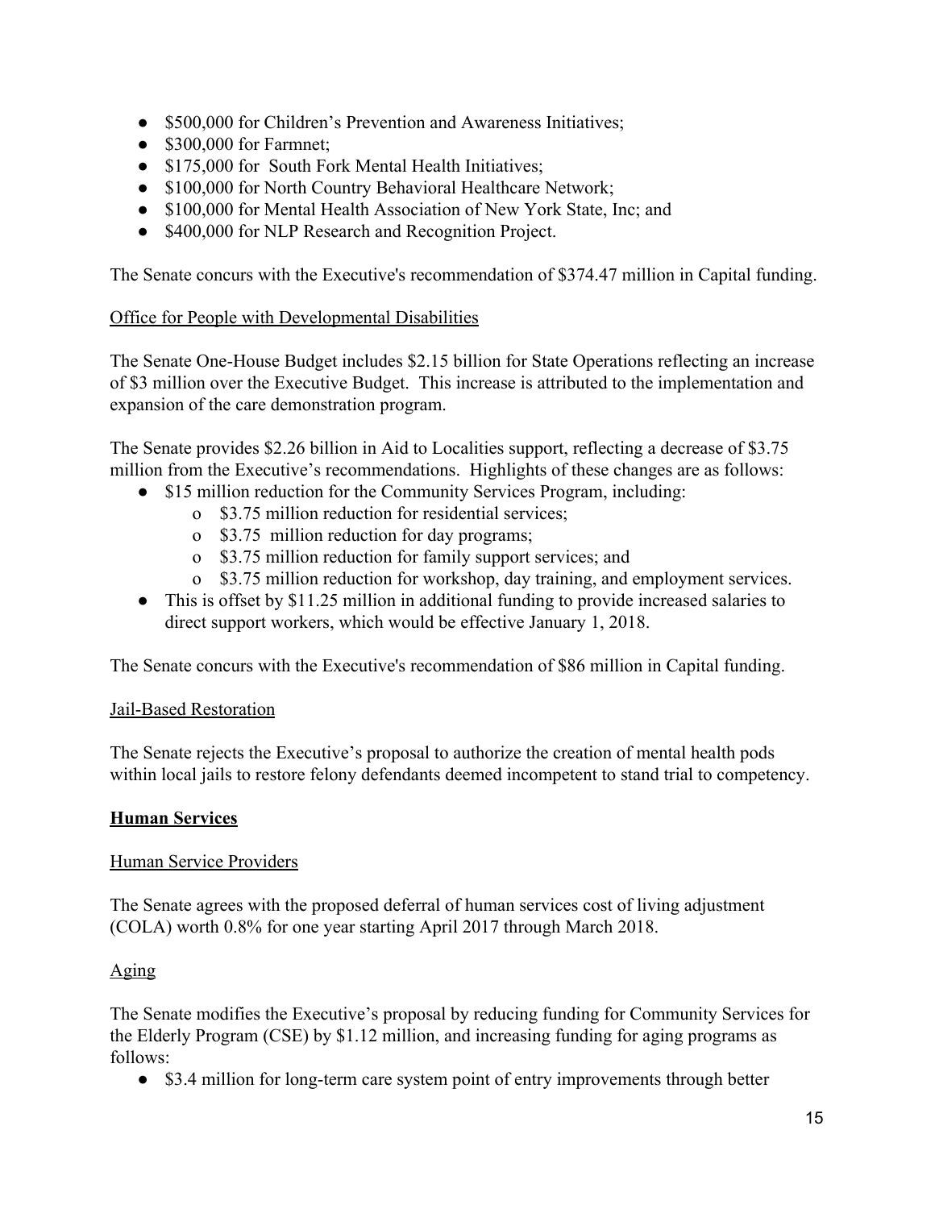- $500,000 for Children's Prevention and Awareness Initiatives;
- $300,000 for Farmnet;
- $175,000 for South Fork Mental Health Initiatives;
- $100,000 for North Country Behavioral Healthcare Network;
- $100,000 for Mental Health Association of New York State, Inc; and
- $400,000 for NLP Research and Recognition Project.

The Senate concurs with the Executive's recommendation of $374.47 million in Capital funding.

Office for People with Developmental Disabilities

The Senate One-House Budget includes $2.15 billion for State Operations reflecting an increase of $3 million over the Executive Budget. This increase is attributed to the implementation and expansion of the care demonstration program.

The Senate provides $2.26 billion in Aid to Localities support, reflecting a decrease of $3.75 million from the Executive's recommendations. Highlights of these changes are as follows:

- $15 million reduction for the Community Services Program, including:
  - $3.75 million reduction for residential services;
  - $3.75 million reduction for day programs;
  - $3.75 million reduction for family support services; and
  - $3.75 million reduction for workshop, day training, and employment services.
- This is offset by $11.25 million in additional funding to provide increased salaries to direct support workers, which would be effective January 1, 2018.

The Senate concurs with the Executive's recommendation of $86 million in Capital funding.

Jail-Based Restoration

The Senate rejects the Executive's proposal to authorize the creation of mental health pods within local jails to restore felony defendants deemed incompetent to stand trial to competency.

**Human Services**

Human Service Providers

The Senate agrees with the proposed deferral of human services cost of living adjustment (COLA) worth 0.8% for one year starting April 2017 through March 2018.

Aging

The Senate modifies the Executive's proposal by reducing funding for Community Services for the Elderly Program (CSE) by $1.12 million, and increasing funding for aging programs as follows:

- $3.4 million for long-term care system point of entry improvements through better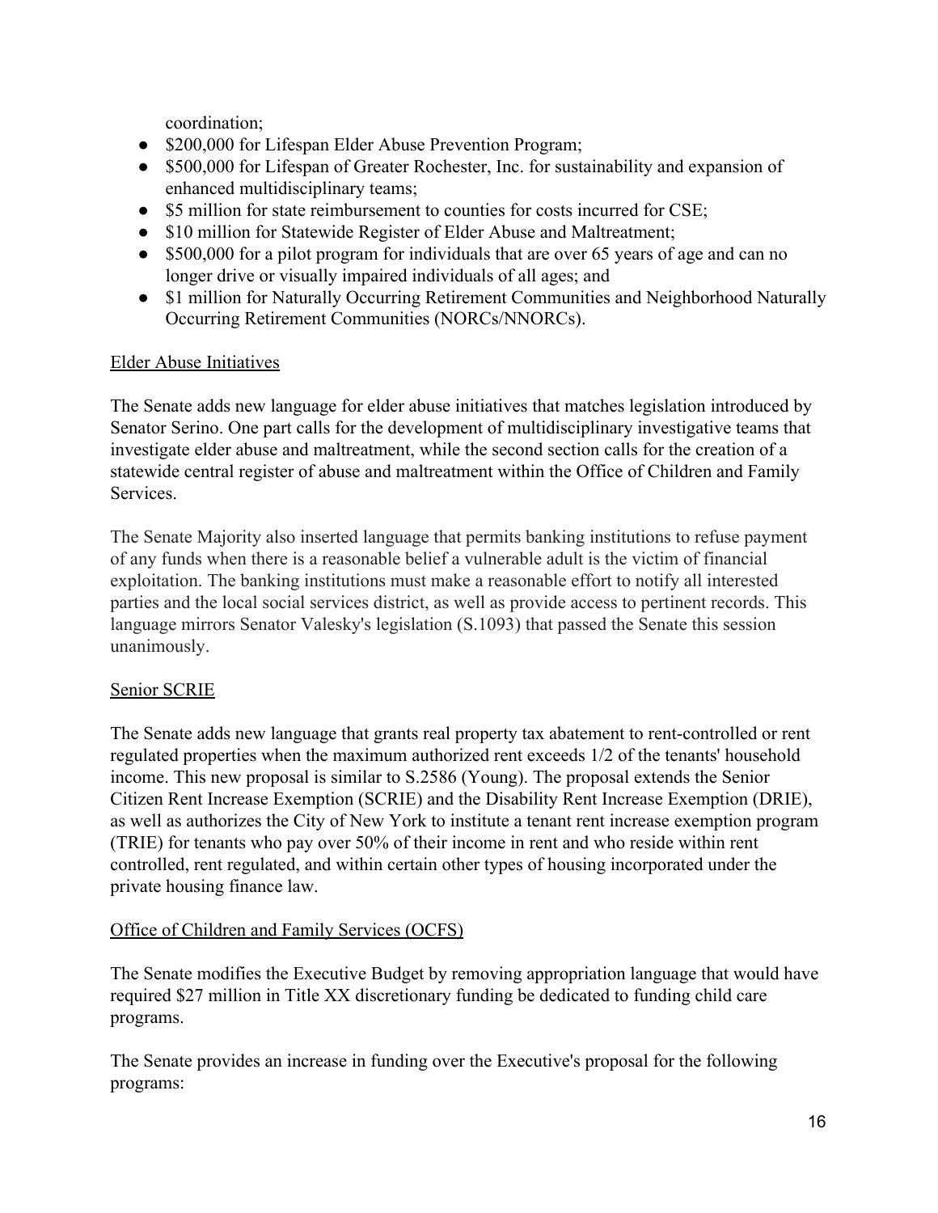coordination;

- $200,000 for Lifespan Elder Abuse Prevention Program;
- $500,000 for Lifespan of Greater Rochester, Inc. for sustainability and expansion of enhanced multidisciplinary teams;
- $5 million for state reimbursement to counties for costs incurred for CSE;
- $10 million for Statewide Register of Elder Abuse and Maltreatment;
- $500,000 for a pilot program for individuals that are over 65 years of age and can no longer drive or visually impaired individuals of all ages; and
- $1 million for Naturally Occurring Retirement Communities and Neighborhood Naturally Occurring Retirement Communities (NORCs/NNORCs).

<u>Elder Abuse Initiatives</u>

The Senate adds new language for elder abuse initiatives that matches legislation introduced by Senator Serino. One part calls for the development of multidisciplinary investigative teams that investigate elder abuse and maltreatment, while the second section calls for the creation of a statewide central register of abuse and maltreatment within the Office of Children and Family Services.

The Senate Majority also inserted language that permits banking institutions to refuse payment of any funds when there is a reasonable belief a vulnerable adult is the victim of financial exploitation. The banking institutions must make a reasonable effort to notify all interested parties and the local social services district, as well as provide access to pertinent records. This language mirrors Senator Valesky's legislation (S.1093) that passed the Senate this session unanimously.

<u>Senior SCRIE</u>

The Senate adds new language that grants real property tax abatement to rent-controlled or rent regulated properties when the maximum authorized rent exceeds 1/2 of the tenants' household income. This new proposal is similar to S.2586 (Young). The proposal extends the Senior Citizen Rent Increase Exemption (SCRIE) and the Disability Rent Increase Exemption (DRIE), as well as authorizes the City of New York to institute a tenant rent increase exemption program (TRIE) for tenants who pay over 50% of their income in rent and who reside within rent controlled, rent regulated, and within certain other types of housing incorporated under the private housing finance law.

<u>Office of Children and Family Services (OCFS)</u>

The Senate modifies the Executive Budget by removing appropriation language that would have required $27 million in Title XX discretionary funding be dedicated to funding child care programs.

The Senate provides an increase in funding over the Executive's proposal for the following programs: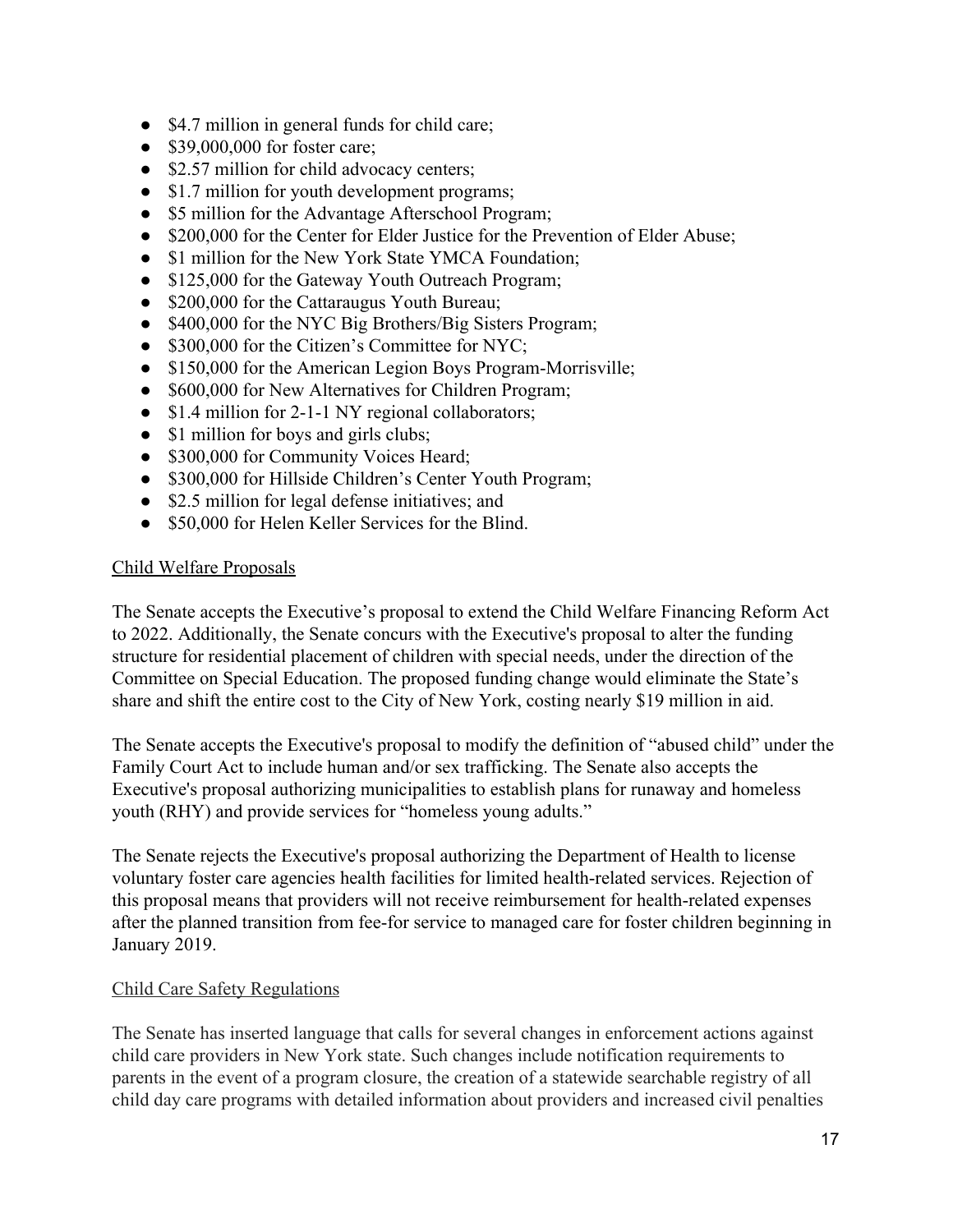- $4.7 million in general funds for child care;
- $39,000,000 for foster care;
- $2.57 million for child advocacy centers;
- $1.7 million for youth development programs;
- $5 million for the Advantage Afterschool Program;
- $200,000 for the Center for Elder Justice for the Prevention of Elder Abuse;
- $1 million for the New York State YMCA Foundation;
- $125,000 for the Gateway Youth Outreach Program;
- $200,000 for the Cattaraugus Youth Bureau;
- $400,000 for the NYC Big Brothers/Big Sisters Program;
- $300,000 for the Citizen's Committee for NYC;
- $150,000 for the American Legion Boys Program-Morrisville;
- $600,000 for New Alternatives for Children Program;
- $1.4 million for 2-1-1 NY regional collaborators;
- $1 million for boys and girls clubs;
- $300,000 for Community Voices Heard;
- $300,000 for Hillside Children's Center Youth Program;
- $2.5 million for legal defense initiatives; and
- $50,000 for Helen Keller Services for the Blind.

<u>Child Welfare Proposals</u>

The Senate accepts the Executive's proposal to extend the Child Welfare Financing Reform Act to 2022. Additionally, the Senate concurs with the Executive's proposal to alter the funding structure for residential placement of children with special needs, under the direction of the Committee on Special Education. The proposed funding change would eliminate the State's share and shift the entire cost to the City of New York, costing nearly $19 million in aid.

The Senate accepts the Executive's proposal to modify the definition of "abused child" under the Family Court Act to include human and/or sex trafficking. The Senate also accepts the Executive's proposal authorizing municipalities to establish plans for runaway and homeless youth (RHY) and provide services for "homeless young adults."

The Senate rejects the Executive's proposal authorizing the Department of Health to license voluntary foster care agencies health facilities for limited health-related services. Rejection of this proposal means that providers will not receive reimbursement for health-related expenses after the planned transition from fee-for service to managed care for foster children beginning in January 2019.

<u>Child Care Safety Regulations</u>

The Senate has inserted language that calls for several changes in enforcement actions against child care providers in New York state. Such changes include notification requirements to parents in the event of a program closure, the creation of a statewide searchable registry of all child day care programs with detailed information about providers and increased civil penalties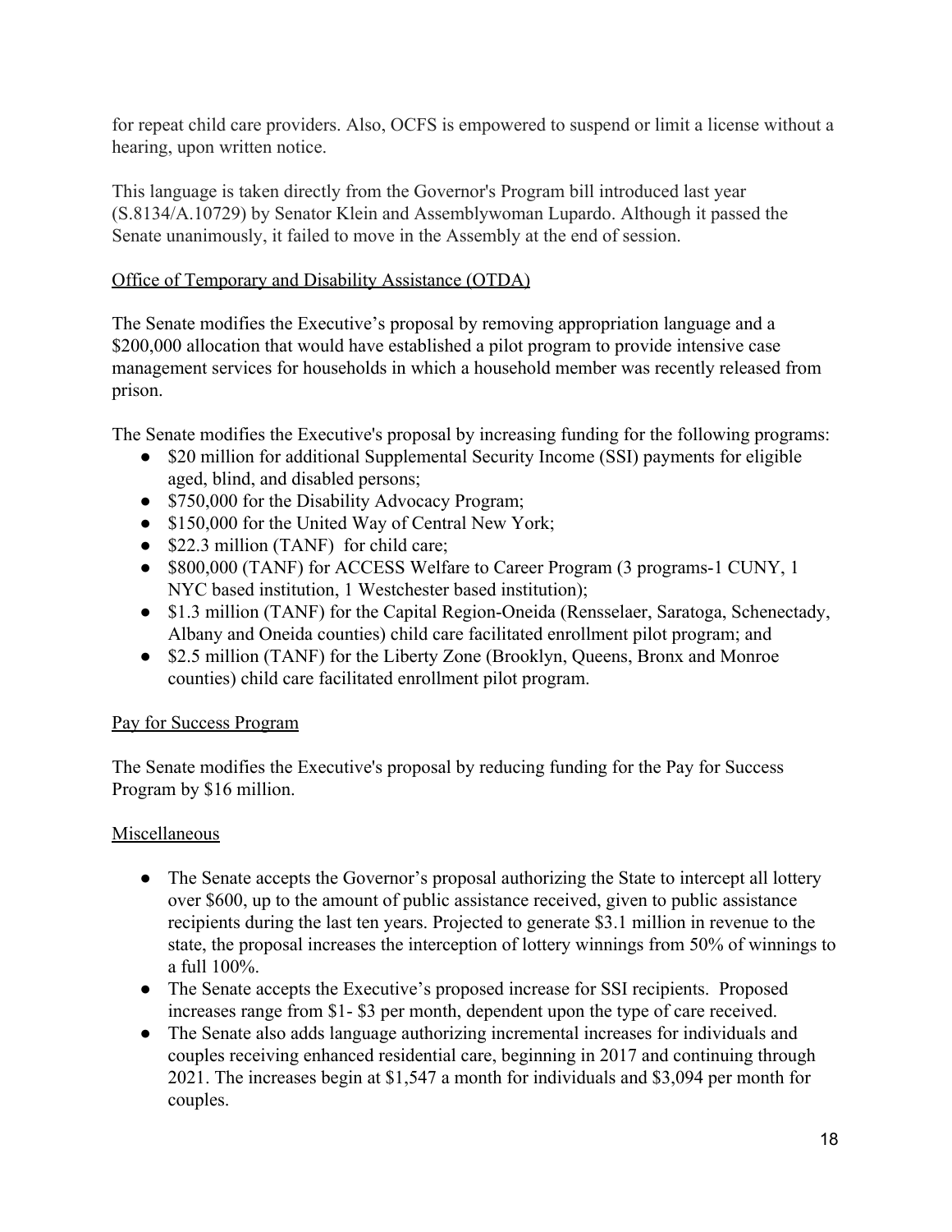for repeat child care providers. Also, OCFS is empowered to suspend or limit a license without a hearing, upon written notice.

This language is taken directly from the Governor's Program bill introduced last year (S.8134/A.10729) by Senator Klein and Assemblywoman Lupardo. Although it passed the Senate unanimously, it failed to move in the Assembly at the end of session.

Office of Temporary and Disability Assistance (OTDA)

The Senate modifies the Executive's proposal by removing appropriation language and a $200,000 allocation that would have established a pilot program to provide intensive case management services for households in which a household member was recently released from prison.

The Senate modifies the Executive's proposal by increasing funding for the following programs:

- $20 million for additional Supplemental Security Income (SSI) payments for eligible aged, blind, and disabled persons;
- $750,000 for the Disability Advocacy Program;
- $150,000 for the United Way of Central New York;
- $22.3 million (TANF) for child care;
- $800,000 (TANF) for ACCESS Welfare to Career Program (3 programs-1 CUNY, 1 NYC based institution, 1 Westchester based institution);
- $1.3 million (TANF) for the Capital Region-Oneida (Rensselaer, Saratoga, Schenectady, Albany and Oneida counties) child care facilitated enrollment pilot program; and
- $2.5 million (TANF) for the Liberty Zone (Brooklyn, Queens, Bronx and Monroe counties) child care facilitated enrollment pilot program.

Pay for Success Program

The Senate modifies the Executive's proposal by reducing funding for the Pay for Success Program by $16 million.

Miscellaneous

- The Senate accepts the Governor's proposal authorizing the State to intercept all lottery over $600, up to the amount of public assistance received, given to public assistance recipients during the last ten years. Projected to generate $3.1 million in revenue to the state, the proposal increases the interception of lottery winnings from 50% of winnings to a full 100%.
- The Senate accepts the Executive's proposed increase for SSI recipients. Proposed increases range from $1- $3 per month, dependent upon the type of care received.
- The Senate also adds language authorizing incremental increases for individuals and couples receiving enhanced residential care, beginning in 2017 and continuing through 2021. The increases begin at $1,547 a month for individuals and $3,094 per month for couples.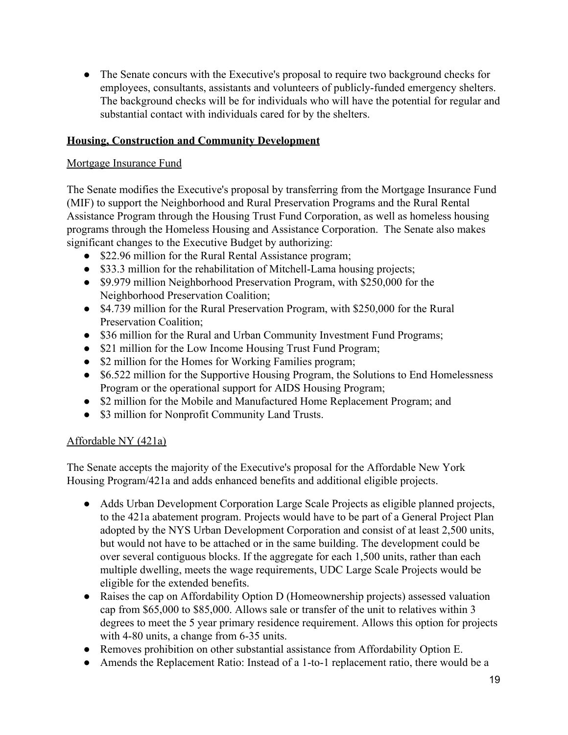- The Senate concurs with the Executive's proposal to require two background checks for employees, consultants, assistants and volunteers of publicly-funded emergency shelters. The background checks will be for individuals who will have the potential for regular and substantial contact with individuals cared for by the shelters.

## Housing, Construction and Community Development

### Mortgage Insurance Fund

The Senate modifies the Executive's proposal by transferring from the Mortgage Insurance Fund (MIF) to support the Neighborhood and Rural Preservation Programs and the Rural Rental Assistance Program through the Housing Trust Fund Corporation, as well as homeless housing programs through the Homeless Housing and Assistance Corporation. The Senate also makes significant changes to the Executive Budget by authorizing:

- $22.96 million for the Rural Rental Assistance program;
- $33.3 million for the rehabilitation of Mitchell-Lama housing projects;
- $9.979 million Neighborhood Preservation Program, with $250,000 for the Neighborhood Preservation Coalition;
- $4.739 million for the Rural Preservation Program, with $250,000 for the Rural Preservation Coalition;
- $36 million for the Rural and Urban Community Investment Fund Programs;
- $21 million for the Low Income Housing Trust Fund Program;
- $2 million for the Homes for Working Families program;
- $6.522 million for the Supportive Housing Program, the Solutions to End Homelessness Program or the operational support for AIDS Housing Program;
- $2 million for the Mobile and Manufactured Home Replacement Program; and
- $3 million for Nonprofit Community Land Trusts.

### Affordable NY (421a)

The Senate accepts the majority of the Executive's proposal for the Affordable New York Housing Program/421a and adds enhanced benefits and additional eligible projects.

- Adds Urban Development Corporation Large Scale Projects as eligible planned projects, to the 421a abatement program. Projects would have to be part of a General Project Plan adopted by the NYS Urban Development Corporation and consist of at least 2,500 units, but would not have to be attached or in the same building. The development could be over several contiguous blocks. If the aggregate for each 1,500 units, rather than each multiple dwelling, meets the wage requirements, UDC Large Scale Projects would be eligible for the extended benefits.
- Raises the cap on Affordability Option D (Homeownership projects) assessed valuation cap from $65,000 to $85,000. Allows sale or transfer of the unit to relatives within 3 degrees to meet the 5 year primary residence requirement. Allows this option for projects with 4-80 units, a change from 6-35 units.
- Removes prohibition on other substantial assistance from Affordability Option E.
- Amends the Replacement Ratio: Instead of a 1-to-1 replacement ratio, there would be a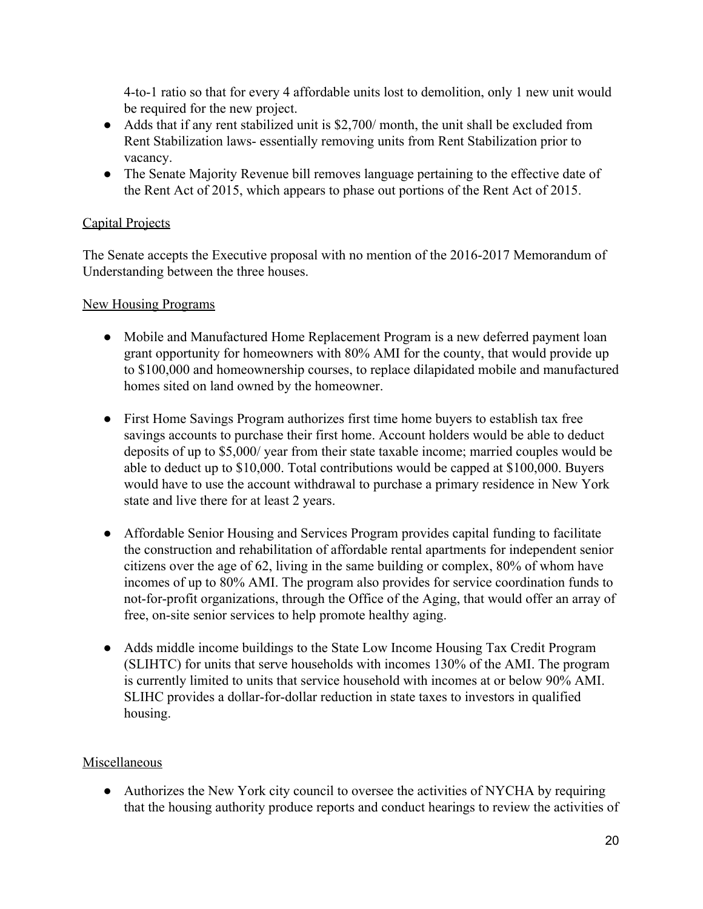4-to-1 ratio so that for every 4 affordable units lost to demolition, only 1 new unit would be required for the new project.

- Adds that if any rent stabilized unit is $2,700/ month, the unit shall be excluded from Rent Stabilization laws- essentially removing units from Rent Stabilization prior to vacancy.
- The Senate Majority Revenue bill removes language pertaining to the effective date of the Rent Act of 2015, which appears to phase out portions of the Rent Act of 2015.

<u>Capital Projects</u>

The Senate accepts the Executive proposal with no mention of the 2016-2017 Memorandum of Understanding between the three houses.

<u>New Housing Programs</u>

- Mobile and Manufactured Home Replacement Program is a new deferred payment loan grant opportunity for homeowners with 80% AMI for the county, that would provide up to $100,000 and homeownership courses, to replace dilapidated mobile and manufactured homes sited on land owned by the homeowner.

- First Home Savings Program authorizes first time home buyers to establish tax free savings accounts to purchase their first home. Account holders would be able to deduct deposits of up to $5,000/ year from their state taxable income; married couples would be able to deduct up to $10,000. Total contributions would be capped at $100,000. Buyers would have to use the account withdrawal to purchase a primary residence in New York state and live there for at least 2 years.

- Affordable Senior Housing and Services Program provides capital funding to facilitate the construction and rehabilitation of affordable rental apartments for independent senior citizens over the age of 62, living in the same building or complex, 80% of whom have incomes of up to 80% AMI. The program also provides for service coordination funds to not-for-profit organizations, through the Office of the Aging, that would offer an array of free, on-site senior services to help promote healthy aging.

- Adds middle income buildings to the State Low Income Housing Tax Credit Program (SLIHTC) for units that serve households with incomes 130% of the AMI. The program is currently limited to units that service household with incomes at or below 90% AMI. SLIHC provides a dollar-for-dollar reduction in state taxes to investors in qualified housing.

<u>Miscellaneous</u>

- Authorizes the New York city council to oversee the activities of NYCHA by requiring that the housing authority produce reports and conduct hearings to review the activities of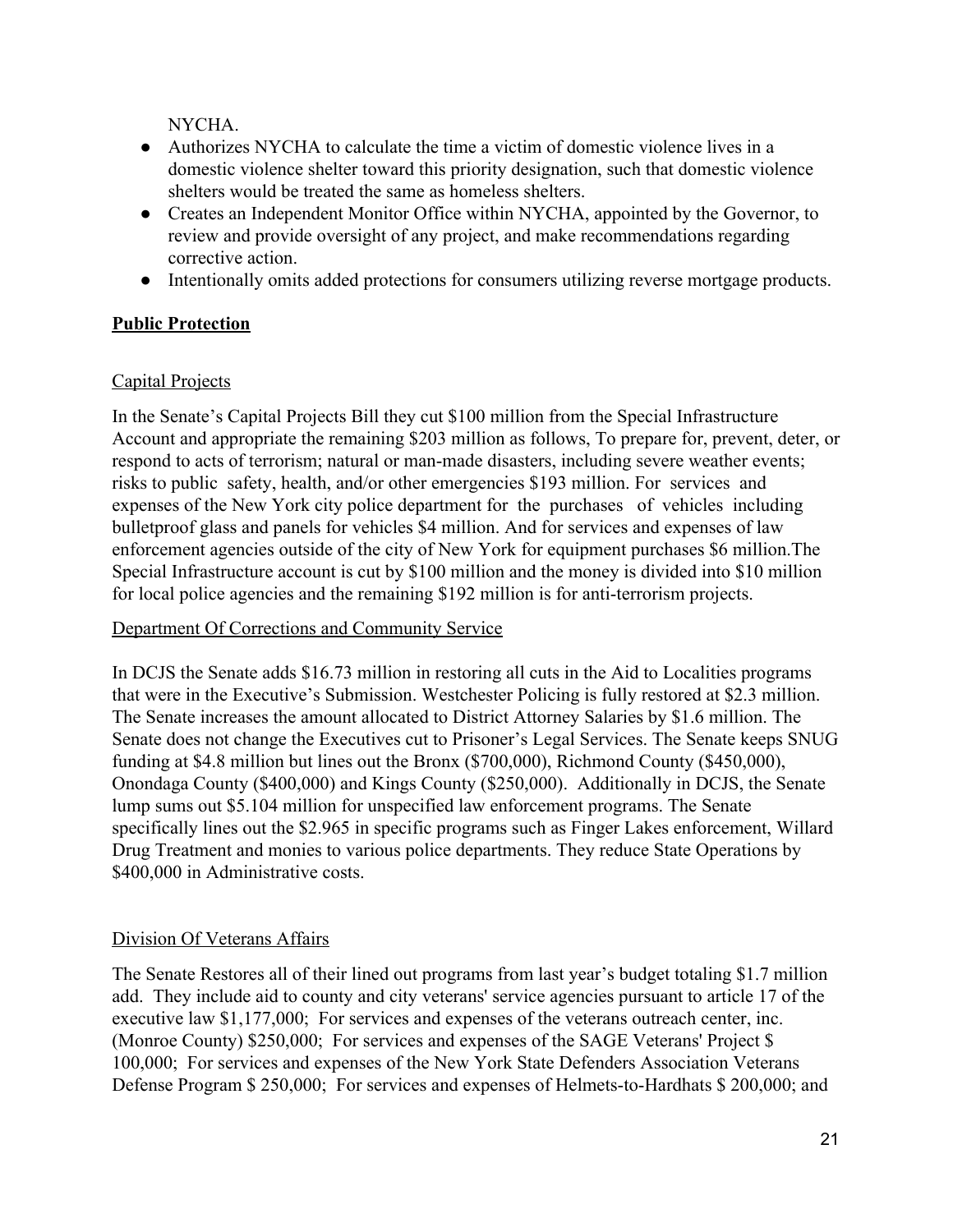NYCHA.

- Authorizes NYCHA to calculate the time a victim of domestic violence lives in a domestic violence shelter toward this priority designation, such that domestic violence shelters would be treated the same as homeless shelters.
- Creates an Independent Monitor Office within NYCHA, appointed by the Governor, to review and provide oversight of any project, and make recommendations regarding corrective action.
- Intentionally omits added protections for consumers utilizing reverse mortgage products.

## **Public Protection**

### Capital Projects

In the Senate's Capital Projects Bill they cut $100 million from the Special Infrastructure Account and appropriate the remaining $203 million as follows, To prepare for, prevent, deter, or respond to acts of terrorism; natural or man-made disasters, including severe weather events; risks to public safety, health, and/or other emergencies $193 million. For services and expenses of the New York city police department for the purchases of vehicles including bulletproof glass and panels for vehicles $4 million. And for services and expenses of law enforcement agencies outside of the city of New York for equipment purchases $6 million.The Special Infrastructure account is cut by $100 million and the money is divided into $10 million for local police agencies and the remaining $192 million is for anti-terrorism projects.

### Department Of Corrections and Community Service

In DCJS the Senate adds $16.73 million in restoring all cuts in the Aid to Localities programs that were in the Executive's Submission. Westchester Policing is fully restored at $2.3 million. The Senate increases the amount allocated to District Attorney Salaries by $1.6 million. The Senate does not change the Executives cut to Prisoner's Legal Services. The Senate keeps SNUG funding at $4.8 million but lines out the Bronx ($700,000), Richmond County ($450,000), Onondaga County ($400,000) and Kings County ($250,000). Additionally in DCJS, the Senate lump sums out $5.104 million for unspecified law enforcement programs. The Senate specifically lines out the $2.965 in specific programs such as Finger Lakes enforcement, Willard Drug Treatment and monies to various police departments. They reduce State Operations by $400,000 in Administrative costs.

### Division Of Veterans Affairs

The Senate Restores all of their lined out programs from last year's budget totaling $1.7 million add. They include aid to county and city veterans' service agencies pursuant to article 17 of the executive law $1,177,000; For services and expenses of the veterans outreach center, inc. (Monroe County) $250,000; For services and expenses of the SAGE Veterans' Project $ 100,000; For services and expenses of the New York State Defenders Association Veterans Defense Program $ 250,000; For services and expenses of Helmets-to-Hardhats $ 200,000; and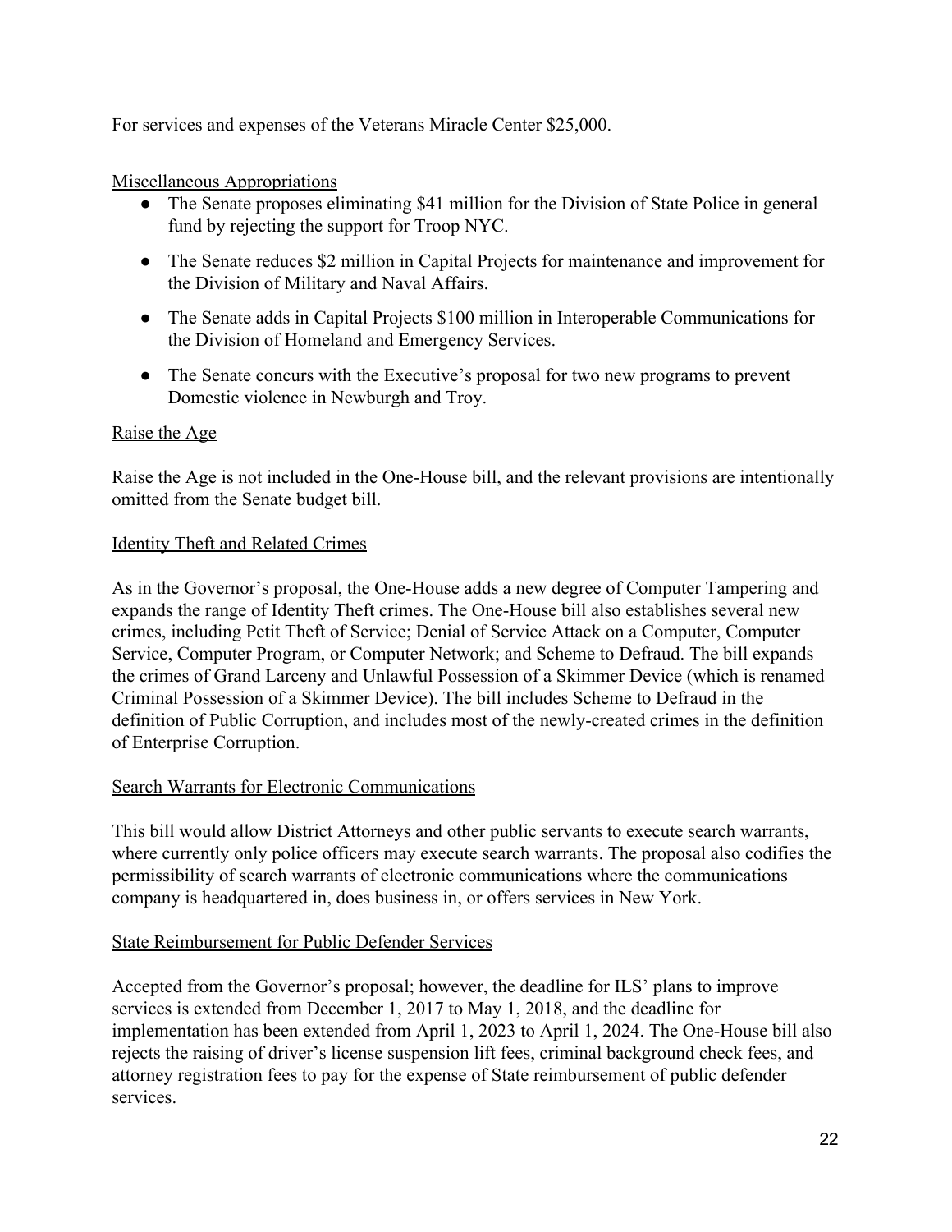For services and expenses of the Veterans Miracle Center $25,000.

Miscellaneous Appropriations

- The Senate proposes eliminating $41 million for the Division of State Police in general fund by rejecting the support for Troop NYC.
- The Senate reduces $2 million in Capital Projects for maintenance and improvement for the Division of Military and Naval Affairs.
- The Senate adds in Capital Projects $100 million in Interoperable Communications for the Division of Homeland and Emergency Services.
- The Senate concurs with the Executive's proposal for two new programs to prevent Domestic violence in Newburgh and Troy.

Raise the Age

Raise the Age is not included in the One-House bill, and the relevant provisions are intentionally omitted from the Senate budget bill.

Identity Theft and Related Crimes

As in the Governor's proposal, the One-House adds a new degree of Computer Tampering and expands the range of Identity Theft crimes. The One-House bill also establishes several new crimes, including Petit Theft of Service; Denial of Service Attack on a Computer, Computer Service, Computer Program, or Computer Network; and Scheme to Defraud. The bill expands the crimes of Grand Larceny and Unlawful Possession of a Skimmer Device (which is renamed Criminal Possession of a Skimmer Device). The bill includes Scheme to Defraud in the definition of Public Corruption, and includes most of the newly-created crimes in the definition of Enterprise Corruption.

Search Warrants for Electronic Communications

This bill would allow District Attorneys and other public servants to execute search warrants, where currently only police officers may execute search warrants. The proposal also codifies the permissibility of search warrants of electronic communications where the communications company is headquartered in, does business in, or offers services in New York.

State Reimbursement for Public Defender Services

Accepted from the Governor's proposal; however, the deadline for ILS' plans to improve services is extended from December 1, 2017 to May 1, 2018, and the deadline for implementation has been extended from April 1, 2023 to April 1, 2024. The One-House bill also rejects the raising of driver's license suspension lift fees, criminal background check fees, and attorney registration fees to pay for the expense of State reimbursement of public defender services.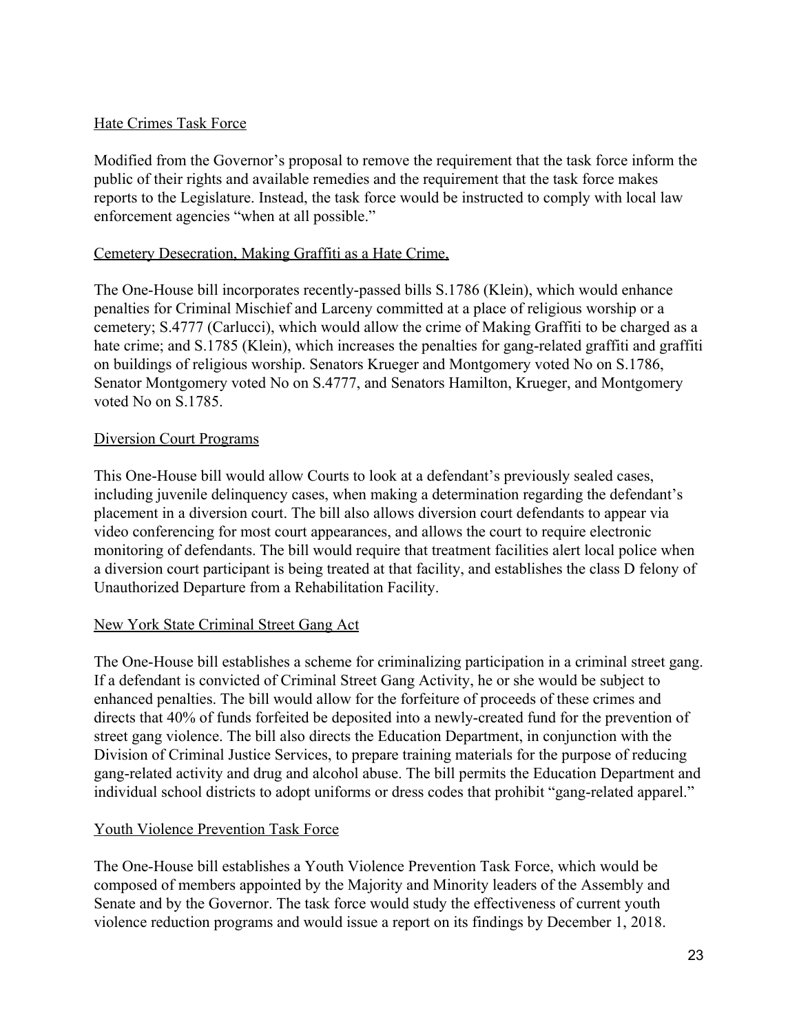Hate Crimes Task Force

Modified from the Governor's proposal to remove the requirement that the task force inform the public of their rights and available remedies and the requirement that the task force makes reports to the Legislature. Instead, the task force would be instructed to comply with local law enforcement agencies "when at all possible."

Cemetery Desecration, Making Graffiti as a Hate Crime,

The One-House bill incorporates recently-passed bills S.1786 (Klein), which would enhance penalties for Criminal Mischief and Larceny committed at a place of religious worship or a cemetery; S.4777 (Carlucci), which would allow the crime of Making Graffiti to be charged as a hate crime; and S.1785 (Klein), which increases the penalties for gang-related graffiti and graffiti on buildings of religious worship. Senators Krueger and Montgomery voted No on S.1786, Senator Montgomery voted No on S.4777, and Senators Hamilton, Krueger, and Montgomery voted No on S.1785.

Diversion Court Programs

This One-House bill would allow Courts to look at a defendant's previously sealed cases, including juvenile delinquency cases, when making a determination regarding the defendant's placement in a diversion court. The bill also allows diversion court defendants to appear via video conferencing for most court appearances, and allows the court to require electronic monitoring of defendants. The bill would require that treatment facilities alert local police when a diversion court participant is being treated at that facility, and establishes the class D felony of Unauthorized Departure from a Rehabilitation Facility.

New York State Criminal Street Gang Act

The One-House bill establishes a scheme for criminalizing participation in a criminal street gang. If a defendant is convicted of Criminal Street Gang Activity, he or she would be subject to enhanced penalties. The bill would allow for the forfeiture of proceeds of these crimes and directs that 40% of funds forfeited be deposited into a newly-created fund for the prevention of street gang violence. The bill also directs the Education Department, in conjunction with the Division of Criminal Justice Services, to prepare training materials for the purpose of reducing gang-related activity and drug and alcohol abuse. The bill permits the Education Department and individual school districts to adopt uniforms or dress codes that prohibit "gang-related apparel."

Youth Violence Prevention Task Force

The One-House bill establishes a Youth Violence Prevention Task Force, which would be composed of members appointed by the Majority and Minority leaders of the Assembly and Senate and by the Governor. The task force would study the effectiveness of current youth violence reduction programs and would issue a report on its findings by December 1, 2018.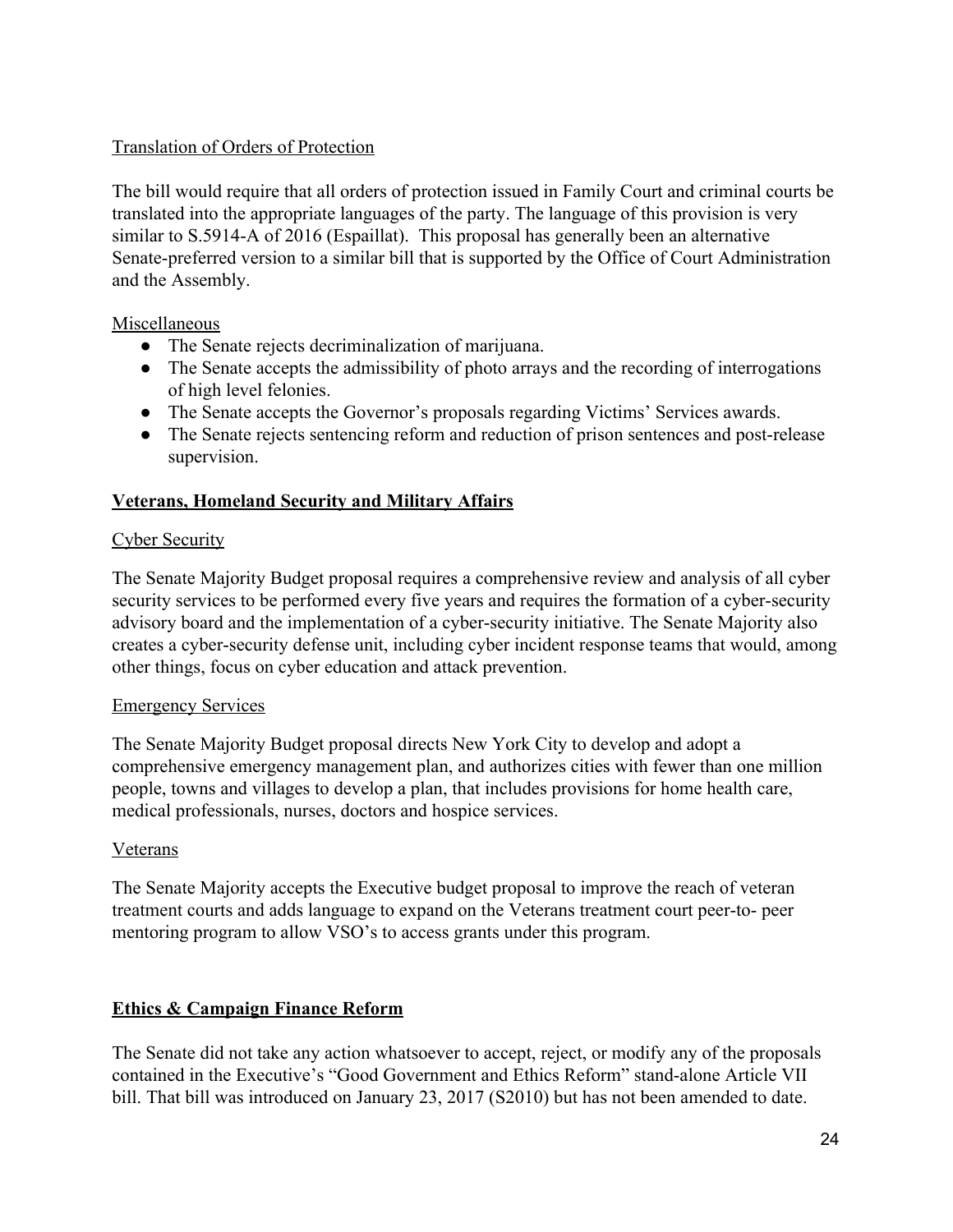Translation of Orders of Protection

The bill would require that all orders of protection issued in Family Court and criminal courts be translated into the appropriate languages of the party. The language of this provision is very similar to S.5914-A of 2016 (Espaillat). This proposal has generally been an alternative Senate-preferred version to a similar bill that is supported by the Office of Court Administration and the Assembly.

Miscellaneous

- The Senate rejects decriminalization of marijuana.
- The Senate accepts the admissibility of photo arrays and the recording of interrogations of high level felonies.
- The Senate accepts the Governor's proposals regarding Victims' Services awards.
- The Senate rejects sentencing reform and reduction of prison sentences and post-release supervision.

## Veterans, Homeland Security and Military Affairs

Cyber Security

The Senate Majority Budget proposal requires a comprehensive review and analysis of all cyber security services to be performed every five years and requires the formation of a cyber-security advisory board and the implementation of a cyber-security initiative. The Senate Majority also creates a cyber-security defense unit, including cyber incident response teams that would, among other things, focus on cyber education and attack prevention.

Emergency Services

The Senate Majority Budget proposal directs New York City to develop and adopt a comprehensive emergency management plan, and authorizes cities with fewer than one million people, towns and villages to develop a plan, that includes provisions for home health care, medical professionals, nurses, doctors and hospice services.

Veterans

The Senate Majority accepts the Executive budget proposal to improve the reach of veteran treatment courts and adds language to expand on the Veterans treatment court peer-to- peer mentoring program to allow VSO's to access grants under this program.

## Ethics & Campaign Finance Reform

The Senate did not take any action whatsoever to accept, reject, or modify any of the proposals contained in the Executive's "Good Government and Ethics Reform" stand-alone Article VII bill. That bill was introduced on January 23, 2017 (S2010) but has not been amended to date.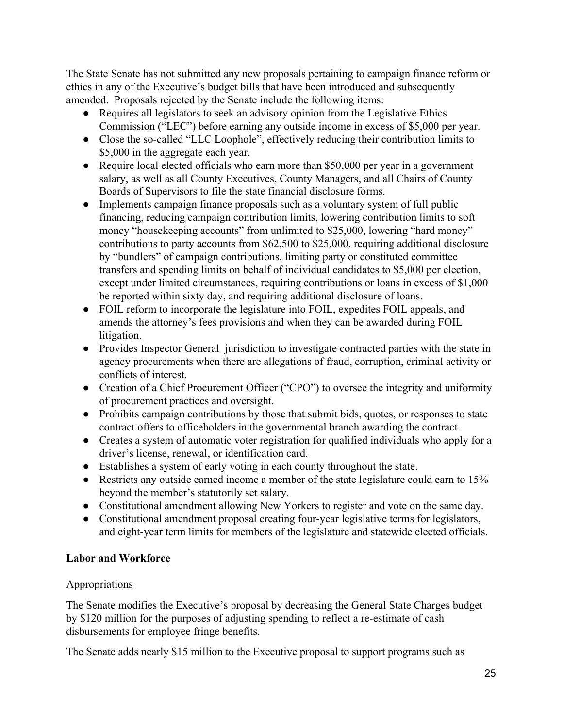The State Senate has not submitted any new proposals pertaining to campaign finance reform or ethics in any of the Executive's budget bills that have been introduced and subsequently amended. Proposals rejected by the Senate include the following items:

- Requires all legislators to seek an advisory opinion from the Legislative Ethics Commission ("LEC") before earning any outside income in excess of $5,000 per year.
- Close the so-called "LLC Loophole", effectively reducing their contribution limits to $5,000 in the aggregate each year.
- Require local elected officials who earn more than $50,000 per year in a government salary, as well as all County Executives, County Managers, and all Chairs of County Boards of Supervisors to file the state financial disclosure forms.
- Implements campaign finance proposals such as a voluntary system of full public financing, reducing campaign contribution limits, lowering contribution limits to soft money "housekeeping accounts" from unlimited to $25,000, lowering "hard money" contributions to party accounts from $62,500 to $25,000, requiring additional disclosure by "bundlers" of campaign contributions, limiting party or constituted committee transfers and spending limits on behalf of individual candidates to $5,000 per election, except under limited circumstances, requiring contributions or loans in excess of $1,000 be reported within sixty day, and requiring additional disclosure of loans.
- FOIL reform to incorporate the legislature into FOIL, expedites FOIL appeals, and amends the attorney's fees provisions and when they can be awarded during FOIL litigation.
- Provides Inspector General jurisdiction to investigate contracted parties with the state in agency procurements when there are allegations of fraud, corruption, criminal activity or conflicts of interest.
- Creation of a Chief Procurement Officer ("CPO") to oversee the integrity and uniformity of procurement practices and oversight.
- Prohibits campaign contributions by those that submit bids, quotes, or responses to state contract offers to officeholders in the governmental branch awarding the contract.
- Creates a system of automatic voter registration for qualified individuals who apply for a driver's license, renewal, or identification card.
- Establishes a system of early voting in each county throughout the state.
- Restricts any outside earned income a member of the state legislature could earn to 15% beyond the member's statutorily set salary.
- Constitutional amendment allowing New Yorkers to register and vote on the same day.
- Constitutional amendment proposal creating four-year legislative terms for legislators, and eight-year term limits for members of the legislature and statewide elected officials.

## Labor and Workforce

### Appropriations

The Senate modifies the Executive's proposal by decreasing the General State Charges budget by $120 million for the purposes of adjusting spending to reflect a re-estimate of cash disbursements for employee fringe benefits.

The Senate adds nearly $15 million to the Executive proposal to support programs such as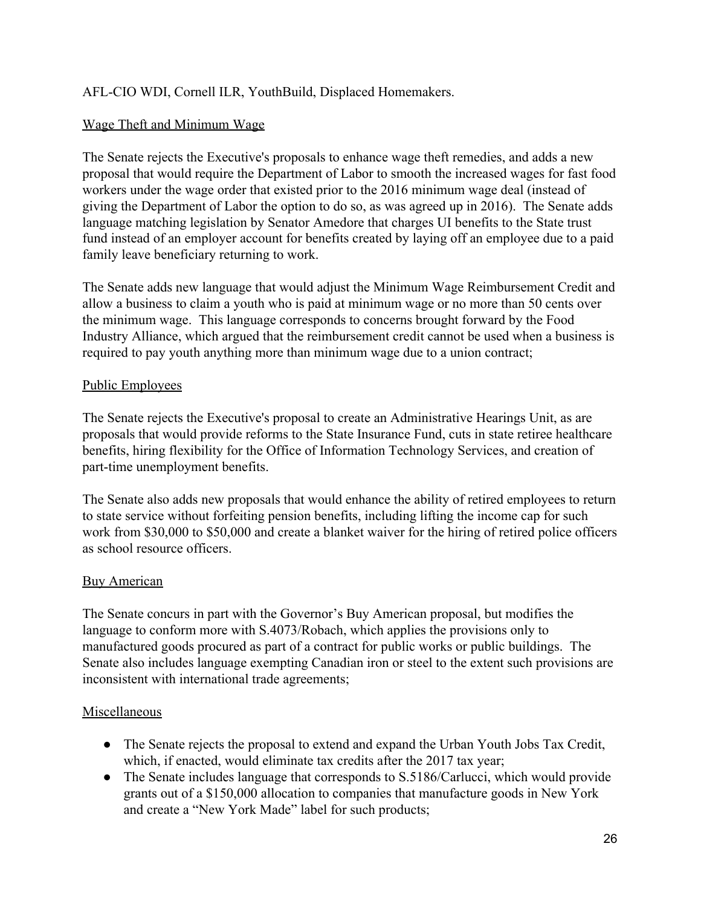AFL-CIO WDI, Cornell ILR, YouthBuild, Displaced Homemakers.

<u>Wage Theft and Minimum Wage</u>

The Senate rejects the Executive's proposals to enhance wage theft remedies, and adds a new proposal that would require the Department of Labor to smooth the increased wages for fast food workers under the wage order that existed prior to the 2016 minimum wage deal (instead of giving the Department of Labor the option to do so, as was agreed up in 2016). The Senate adds language matching legislation by Senator Amedore that charges UI benefits to the State trust fund instead of an employer account for benefits created by laying off an employee due to a paid family leave beneficiary returning to work.

The Senate adds new language that would adjust the Minimum Wage Reimbursement Credit and allow a business to claim a youth who is paid at minimum wage or no more than 50 cents over the minimum wage. This language corresponds to concerns brought forward by the Food Industry Alliance, which argued that the reimbursement credit cannot be used when a business is required to pay youth anything more than minimum wage due to a union contract;

<u>Public Employees</u>

The Senate rejects the Executive's proposal to create an Administrative Hearings Unit, as are proposals that would provide reforms to the State Insurance Fund, cuts in state retiree healthcare benefits, hiring flexibility for the Office of Information Technology Services, and creation of part-time unemployment benefits.

The Senate also adds new proposals that would enhance the ability of retired employees to return to state service without forfeiting pension benefits, including lifting the income cap for such work from $30,000 to $50,000 and create a blanket waiver for the hiring of retired police officers as school resource officers.

<u>Buy American</u>

The Senate concurs in part with the Governor's Buy American proposal, but modifies the language to conform more with S.4073/Robach, which applies the provisions only to manufactured goods procured as part of a contract for public works or public buildings. The Senate also includes language exempting Canadian iron or steel to the extent such provisions are inconsistent with international trade agreements;

<u>Miscellaneous</u>

- The Senate rejects the proposal to extend and expand the Urban Youth Jobs Tax Credit, which, if enacted, would eliminate tax credits after the 2017 tax year;
- The Senate includes language that corresponds to S.5186/Carlucci, which would provide grants out of a $150,000 allocation to companies that manufacture goods in New York and create a "New York Made" label for such products;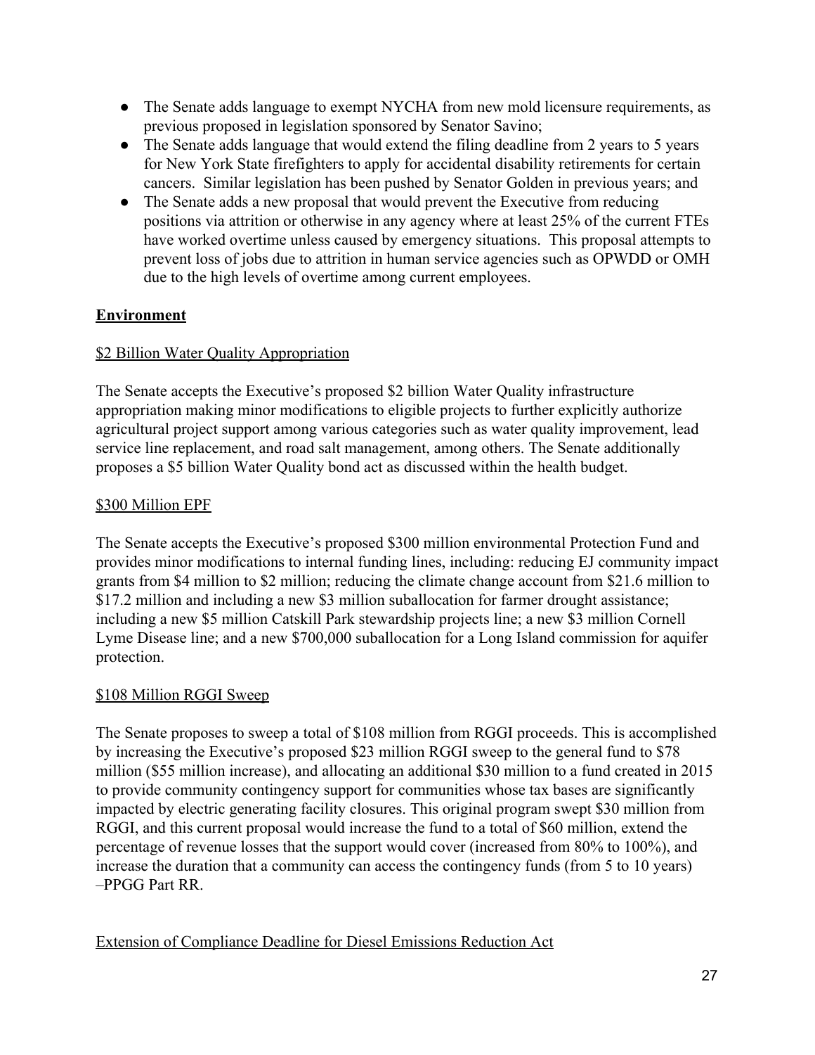- The Senate adds language to exempt NYCHA from new mold licensure requirements, as previous proposed in legislation sponsored by Senator Savino;
- The Senate adds language that would extend the filing deadline from 2 years to 5 years for New York State firefighters to apply for accidental disability retirements for certain cancers. Similar legislation has been pushed by Senator Golden in previous years; and
- The Senate adds a new proposal that would prevent the Executive from reducing positions via attrition or otherwise in any agency where at least 25% of the current FTEs have worked overtime unless caused by emergency situations. This proposal attempts to prevent loss of jobs due to attrition in human service agencies such as OPWDD or OMH due to the high levels of overtime among current employees.

## Environment

### $2 Billion Water Quality Appropriation

The Senate accepts the Executive's proposed $2 billion Water Quality infrastructure appropriation making minor modifications to eligible projects to further explicitly authorize agricultural project support among various categories such as water quality improvement, lead service line replacement, and road salt management, among others. The Senate additionally proposes a $5 billion Water Quality bond act as discussed within the health budget.

### $300 Million EPF

The Senate accepts the Executive's proposed $300 million environmental Protection Fund and provides minor modifications to internal funding lines, including: reducing EJ community impact grants from $4 million to $2 million; reducing the climate change account from $21.6 million to $17.2 million and including a new $3 million suballocation for farmer drought assistance; including a new $5 million Catskill Park stewardship projects line; a new $3 million Cornell Lyme Disease line; and a new $700,000 suballocation for a Long Island commission for aquifer protection.

### $108 Million RGGI Sweep

The Senate proposes to sweep a total of $108 million from RGGI proceeds. This is accomplished by increasing the Executive's proposed $23 million RGGI sweep to the general fund to $78 million ($55 million increase), and allocating an additional $30 million to a fund created in 2015 to provide community contingency support for communities whose tax bases are significantly impacted by electric generating facility closures. This original program swept $30 million from RGGI, and this current proposal would increase the fund to a total of $60 million, extend the percentage of revenue losses that the support would cover (increased from 80% to 100%), and increase the duration that a community can access the contingency funds (from 5 to 10 years) –PPGG Part RR.

### Extension of Compliance Deadline for Diesel Emissions Reduction Act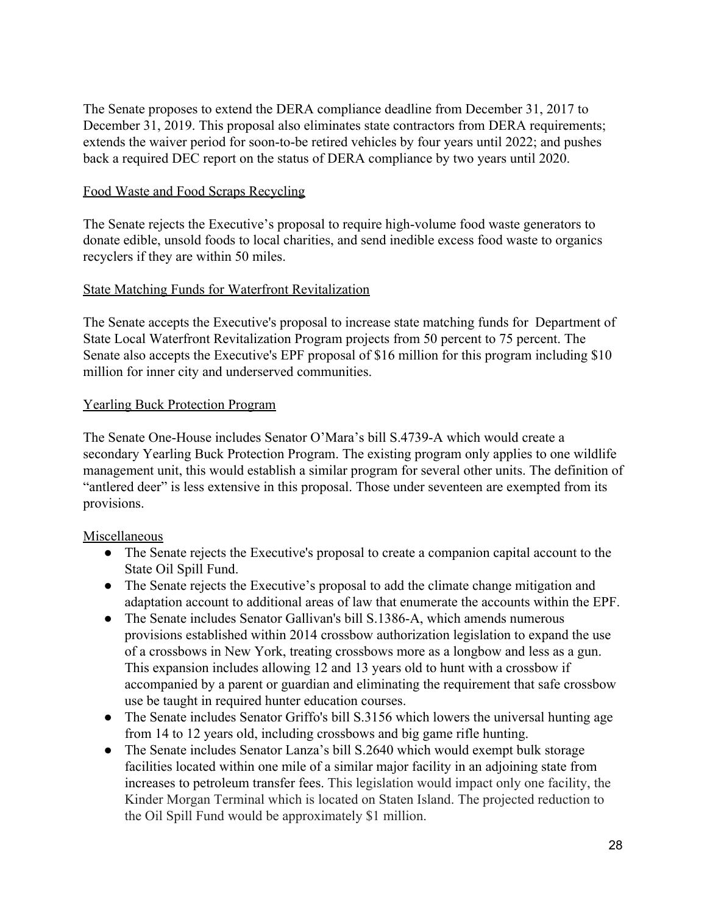The Senate proposes to extend the DERA compliance deadline from December 31, 2017 to December 31, 2019. This proposal also eliminates state contractors from DERA requirements; extends the waiver period for soon-to-be retired vehicles by four years until 2022; and pushes back a required DEC report on the status of DERA compliance by two years until 2020.

<u>Food Waste and Food Scraps Recycling</u>

The Senate rejects the Executive's proposal to require high-volume food waste generators to donate edible, unsold foods to local charities, and send inedible excess food waste to organics recyclers if they are within 50 miles.

<u>State Matching Funds for Waterfront Revitalization</u>

The Senate accepts the Executive's proposal to increase state matching funds for Department of State Local Waterfront Revitalization Program projects from 50 percent to 75 percent. The Senate also accepts the Executive's EPF proposal of $16 million for this program including $10 million for inner city and underserved communities.

<u>Yearling Buck Protection Program</u>

The Senate One-House includes Senator O'Mara's bill S.4739-A which would create a secondary Yearling Buck Protection Program. The existing program only applies to one wildlife management unit, this would establish a similar program for several other units. The definition of "antlered deer" is less extensive in this proposal. Those under seventeen are exempted from its provisions.

<u>Miscellaneous</u>

- The Senate rejects the Executive's proposal to create a companion capital account to the State Oil Spill Fund.
- The Senate rejects the Executive's proposal to add the climate change mitigation and adaptation account to additional areas of law that enumerate the accounts within the EPF.
- The Senate includes Senator Gallivan's bill S.1386-A, which amends numerous provisions established within 2014 crossbow authorization legislation to expand the use of a crossbows in New York, treating crossbows more as a longbow and less as a gun. This expansion includes allowing 12 and 13 years old to hunt with a crossbow if accompanied by a parent or guardian and eliminating the requirement that safe crossbow use be taught in required hunter education courses.
- The Senate includes Senator Griffo's bill S.3156 which lowers the universal hunting age from 14 to 12 years old, including crossbows and big game rifle hunting.
- The Senate includes Senator Lanza's bill S.2640 which would exempt bulk storage facilities located within one mile of a similar major facility in an adjoining state from increases to petroleum transfer fees. This legislation would impact only one facility, the Kinder Morgan Terminal which is located on Staten Island. The projected reduction to the Oil Spill Fund would be approximately $1 million.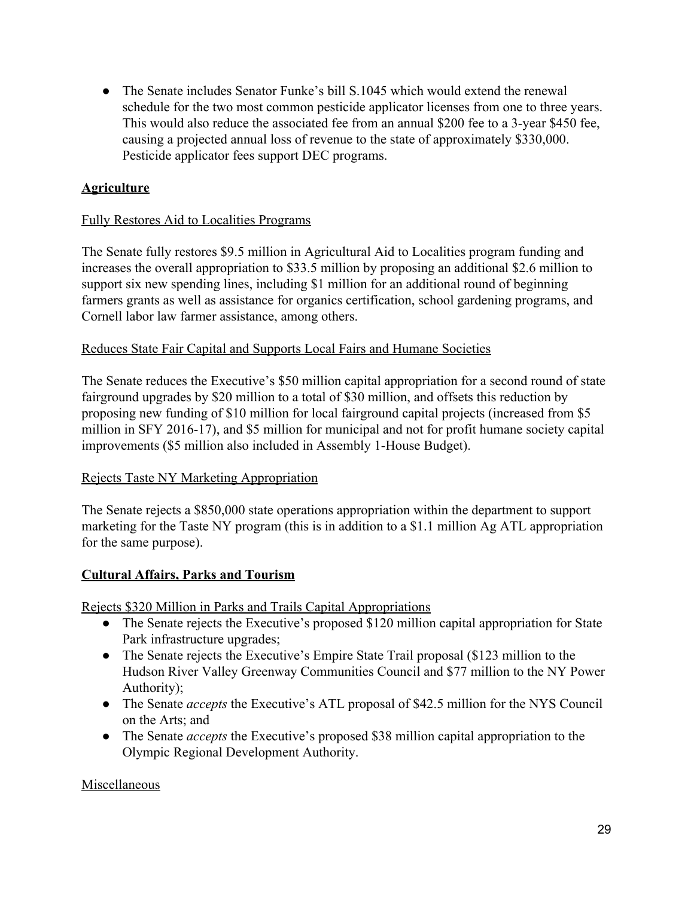- The Senate includes Senator Funke's bill S.1045 which would extend the renewal schedule for the two most common pesticide applicator licenses from one to three years. This would also reduce the associated fee from an annual $200 fee to a 3-year $450 fee, causing a projected annual loss of revenue to the state of approximately $330,000. Pesticide applicator fees support DEC programs.

## **Agriculture**

### Fully Restores Aid to Localities Programs

The Senate fully restores $9.5 million in Agricultural Aid to Localities program funding and increases the overall appropriation to $33.5 million by proposing an additional $2.6 million to support six new spending lines, including $1 million for an additional round of beginning farmers grants as well as assistance for organics certification, school gardening programs, and Cornell labor law farmer assistance, among others.

### Reduces State Fair Capital and Supports Local Fairs and Humane Societies

The Senate reduces the Executive's $50 million capital appropriation for a second round of state fairground upgrades by $20 million to a total of $30 million, and offsets this reduction by proposing new funding of $10 million for local fairground capital projects (increased from $5 million in SFY 2016-17), and $5 million for municipal and not for profit humane society capital improvements ($5 million also included in Assembly 1-House Budget).

### Rejects Taste NY Marketing Appropriation

The Senate rejects a $850,000 state operations appropriation within the department to support marketing for the Taste NY program (this is in addition to a $1.1 million Ag ATL appropriation for the same purpose).

## **Cultural Affairs, Parks and Tourism**

### Rejects $320 Million in Parks and Trails Capital Appropriations

- The Senate rejects the Executive's proposed $120 million capital appropriation for State Park infrastructure upgrades;
- The Senate rejects the Executive's Empire State Trail proposal ($123 million to the Hudson River Valley Greenway Communities Council and $77 million to the NY Power Authority);
- The Senate *accepts* the Executive's ATL proposal of $42.5 million for the NYS Council on the Arts; and
- The Senate *accepts* the Executive's proposed $38 million capital appropriation to the Olympic Regional Development Authority.

### Miscellaneous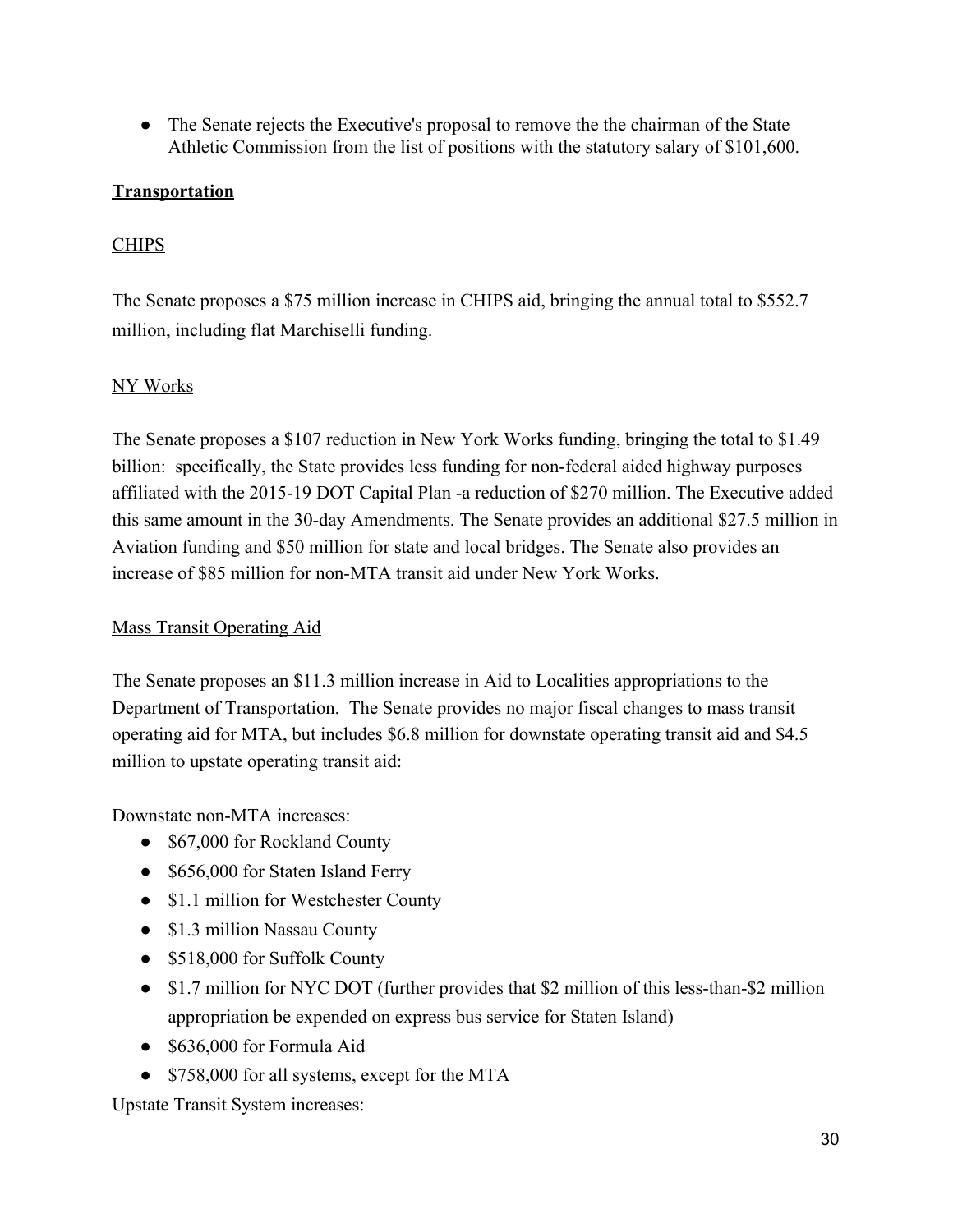- The Senate rejects the Executive's proposal to remove the the chairman of the State Athletic Commission from the list of positions with the statutory salary of $101,600.

**Transportation**

CHIPS

The Senate proposes a $75 million increase in CHIPS aid, bringing the annual total to $552.7 million, including flat Marchiselli funding.

NY Works

The Senate proposes a $107 reduction in New York Works funding, bringing the total to $1.49 billion:  specifically, the State provides less funding for non-federal aided highway purposes affiliated with the 2015-19 DOT Capital Plan -a reduction of $270 million. The Executive added this same amount in the 30-day Amendments. The Senate provides an additional $27.5 million in Aviation funding and $50 million for state and local bridges. The Senate also provides an increase of $85 million for non-MTA transit aid under New York Works.

Mass Transit Operating Aid

The Senate proposes an $11.3 million increase in Aid to Localities appropriations to the Department of Transportation.  The Senate provides no major fiscal changes to mass transit operating aid for MTA, but includes $6.8 million for downstate operating transit aid and $4.5 million to upstate operating transit aid:

Downstate non-MTA increases:

- $67,000 for Rockland County
- $656,000 for Staten Island Ferry
- $1.1 million for Westchester County
- $1.3 million Nassau County
- $518,000 for Suffolk County
- $1.7 million for NYC DOT (further provides that $2 million of this less-than-$2 million appropriation be expended on express bus service for Staten Island)
- $636,000 for Formula Aid
- $758,000 for all systems, except for the MTA

Upstate Transit System increases: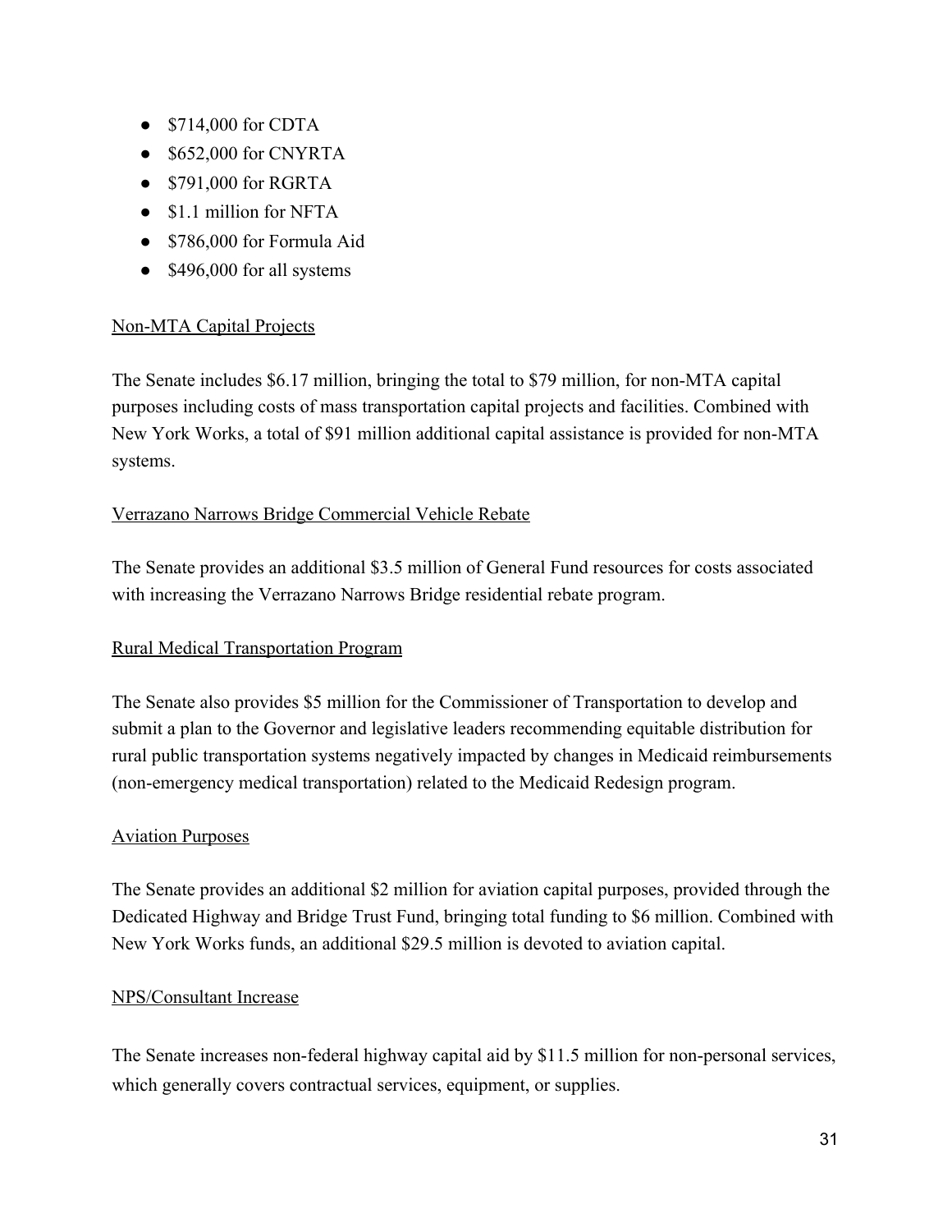- $714,000 for CDTA
- $652,000 for CNYRTA
- $791,000 for RGRTA
- $1.1 million for NFTA
- $786,000 for Formula Aid
- $496,000 for all systems

<u>Non-MTA Capital Projects</u>

The Senate includes $6.17 million, bringing the total to $79 million, for non-MTA capital purposes including costs of mass transportation capital projects and facilities. Combined with New York Works, a total of $91 million additional capital assistance is provided for non-MTA systems.

<u>Verrazano Narrows Bridge Commercial Vehicle Rebate</u>

The Senate provides an additional $3.5 million of General Fund resources for costs associated with increasing the Verrazano Narrows Bridge residential rebate program.

<u>Rural Medical Transportation Program</u>

The Senate also provides $5 million for the Commissioner of Transportation to develop and submit a plan to the Governor and legislative leaders recommending equitable distribution for rural public transportation systems negatively impacted by changes in Medicaid reimbursements (non-emergency medical transportation) related to the Medicaid Redesign program.

<u>Aviation Purposes</u>

The Senate provides an additional $2 million for aviation capital purposes, provided through the Dedicated Highway and Bridge Trust Fund, bringing total funding to $6 million. Combined with New York Works funds, an additional $29.5 million is devoted to aviation capital.

<u>NPS/Consultant Increase</u>

The Senate increases non-federal highway capital aid by $11.5 million for non-personal services, which generally covers contractual services, equipment, or supplies.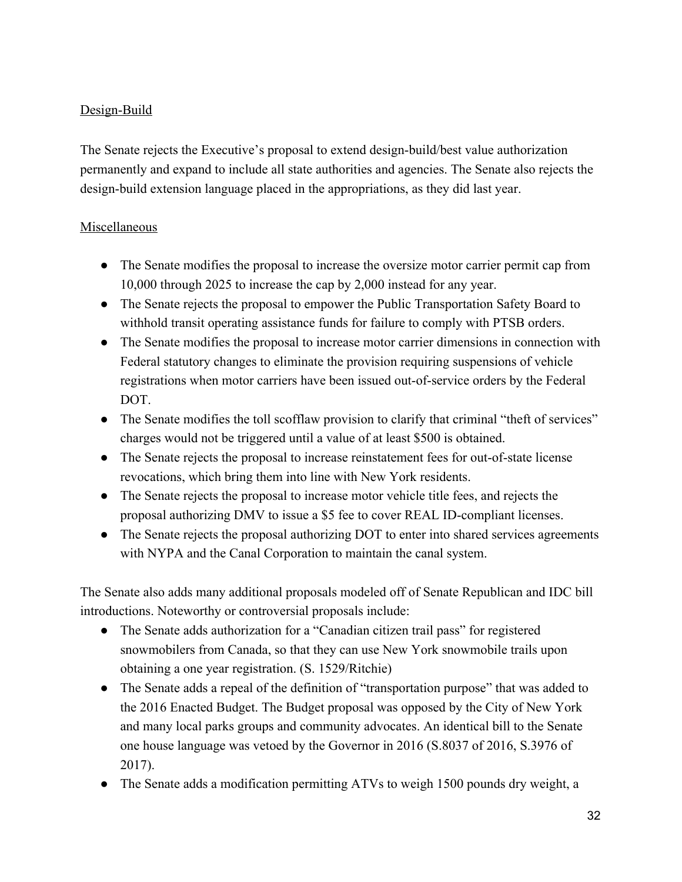Design-Build

The Senate rejects the Executive's proposal to extend design-build/best value authorization permanently and expand to include all state authorities and agencies. The Senate also rejects the design-build extension language placed in the appropriations, as they did last year.

Miscellaneous

- The Senate modifies the proposal to increase the oversize motor carrier permit cap from 10,000 through 2025 to increase the cap by 2,000 instead for any year.
- The Senate rejects the proposal to empower the Public Transportation Safety Board to withhold transit operating assistance funds for failure to comply with PTSB orders.
- The Senate modifies the proposal to increase motor carrier dimensions in connection with Federal statutory changes to eliminate the provision requiring suspensions of vehicle registrations when motor carriers have been issued out-of-service orders by the Federal DOT.
- The Senate modifies the toll scofflaw provision to clarify that criminal "theft of services" charges would not be triggered until a value of at least $500 is obtained.
- The Senate rejects the proposal to increase reinstatement fees for out-of-state license revocations, which bring them into line with New York residents.
- The Senate rejects the proposal to increase motor vehicle title fees, and rejects the proposal authorizing DMV to issue a $5 fee to cover REAL ID-compliant licenses.
- The Senate rejects the proposal authorizing DOT to enter into shared services agreements with NYPA and the Canal Corporation to maintain the canal system.

The Senate also adds many additional proposals modeled off of Senate Republican and IDC bill introductions. Noteworthy or controversial proposals include:

- The Senate adds authorization for a "Canadian citizen trail pass" for registered snowmobilers from Canada, so that they can use New York snowmobile trails upon obtaining a one year registration. (S. 1529/Ritchie)
- The Senate adds a repeal of the definition of "transportation purpose" that was added to the 2016 Enacted Budget. The Budget proposal was opposed by the City of New York and many local parks groups and community advocates. An identical bill to the Senate one house language was vetoed by the Governor in 2016 (S.8037 of 2016, S.3976 of 2017).
- The Senate adds a modification permitting ATVs to weigh 1500 pounds dry weight, a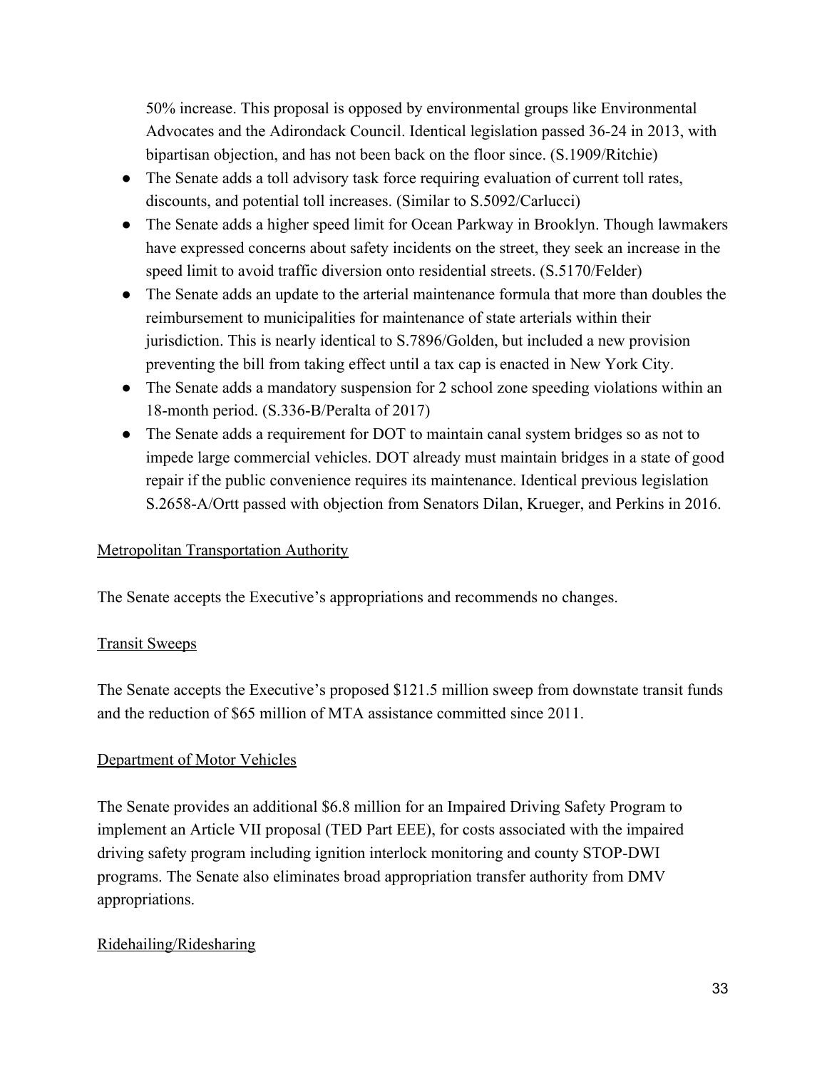50% increase. This proposal is opposed by environmental groups like Environmental Advocates and the Adirondack Council. Identical legislation passed 36-24 in 2013, with bipartisan objection, and has not been back on the floor since. (S.1909/Ritchie)

- The Senate adds a toll advisory task force requiring evaluation of current toll rates, discounts, and potential toll increases. (Similar to S.5092/Carlucci)
- The Senate adds a higher speed limit for Ocean Parkway in Brooklyn. Though lawmakers have expressed concerns about safety incidents on the street, they seek an increase in the speed limit to avoid traffic diversion onto residential streets. (S.5170/Felder)
- The Senate adds an update to the arterial maintenance formula that more than doubles the reimbursement to municipalities for maintenance of state arterials within their jurisdiction. This is nearly identical to S.7896/Golden, but included a new provision preventing the bill from taking effect until a tax cap is enacted in New York City.
- The Senate adds a mandatory suspension for 2 school zone speeding violations within an 18-month period. (S.336-B/Peralta of 2017)
- The Senate adds a requirement for DOT to maintain canal system bridges so as not to impede large commercial vehicles. DOT already must maintain bridges in a state of good repair if the public convenience requires its maintenance. Identical previous legislation S.2658-A/Ortt passed with objection from Senators Dilan, Krueger, and Perkins in 2016.

Metropolitan Transportation Authority

The Senate accepts the Executive's appropriations and recommends no changes.

Transit Sweeps

The Senate accepts the Executive's proposed $121.5 million sweep from downstate transit funds and the reduction of $65 million of MTA assistance committed since 2011.

Department of Motor Vehicles

The Senate provides an additional $6.8 million for an Impaired Driving Safety Program to implement an Article VII proposal (TED Part EEE), for costs associated with the impaired driving safety program including ignition interlock monitoring and county STOP-DWI programs. The Senate also eliminates broad appropriation transfer authority from DMV appropriations.

Ridehailing/Ridesharing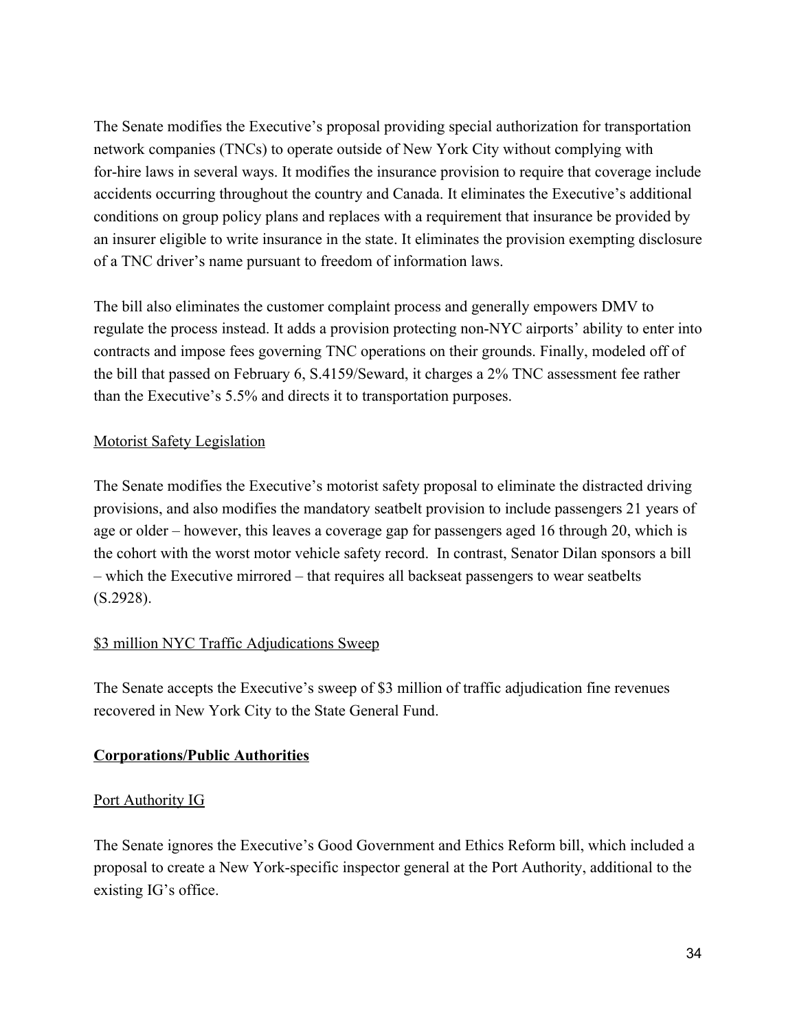The Senate modifies the Executive's proposal providing special authorization for transportation network companies (TNCs) to operate outside of New York City without complying with for-hire laws in several ways. It modifies the insurance provision to require that coverage include accidents occurring throughout the country and Canada. It eliminates the Executive's additional conditions on group policy plans and replaces with a requirement that insurance be provided by an insurer eligible to write insurance in the state. It eliminates the provision exempting disclosure of a TNC driver's name pursuant to freedom of information laws.

The bill also eliminates the customer complaint process and generally empowers DMV to regulate the process instead. It adds a provision protecting non-NYC airports' ability to enter into contracts and impose fees governing TNC operations on their grounds. Finally, modeled off of the bill that passed on February 6, S.4159/Seward, it charges a 2% TNC assessment fee rather than the Executive's 5.5% and directs it to transportation purposes.

### Motorist Safety Legislation

The Senate modifies the Executive's motorist safety proposal to eliminate the distracted driving provisions, and also modifies the mandatory seatbelt provision to include passengers 21 years of age or older – however, this leaves a coverage gap for passengers aged 16 through 20, which is the cohort with the worst motor vehicle safety record. In contrast, Senator Dilan sponsors a bill – which the Executive mirrored – that requires all backseat passengers to wear seatbelts (S.2928).

### $3 million NYC Traffic Adjudications Sweep

The Senate accepts the Executive's sweep of $3 million of traffic adjudication fine revenues recovered in New York City to the State General Fund.

## Corporations/Public Authorities

### Port Authority IG

The Senate ignores the Executive's Good Government and Ethics Reform bill, which included a proposal to create a New York-specific inspector general at the Port Authority, additional to the existing IG's office.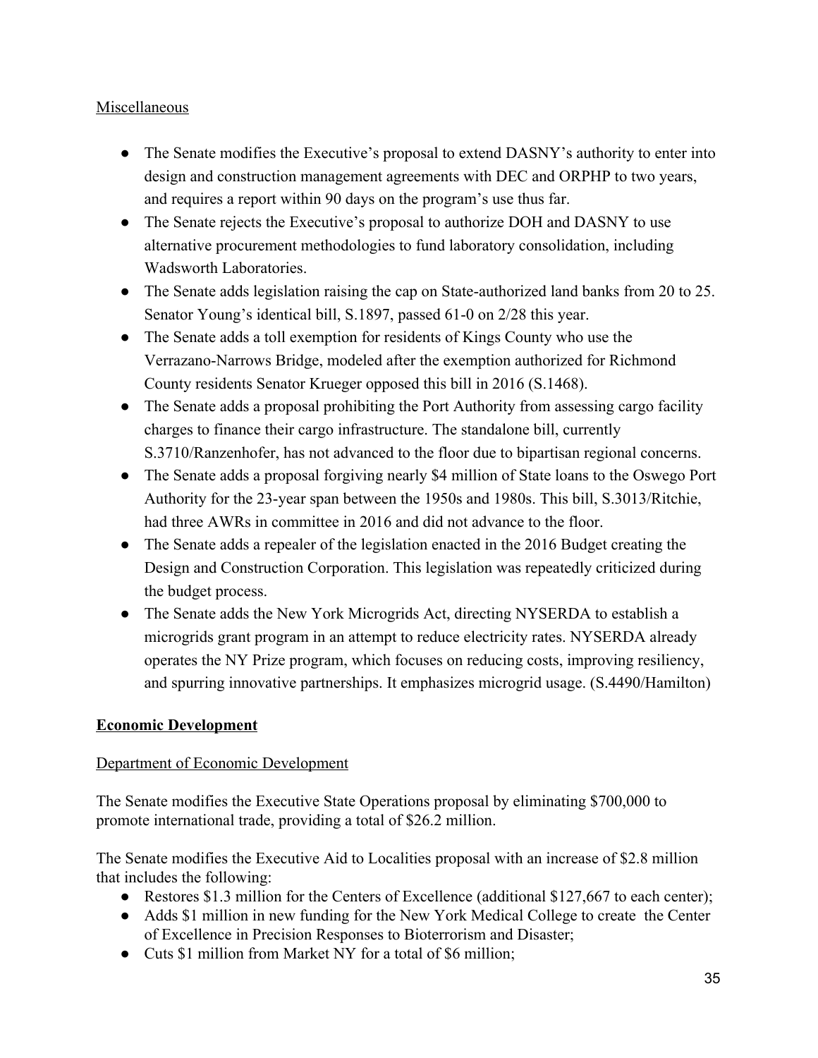Miscellaneous

- The Senate modifies the Executive's proposal to extend DASNY's authority to enter into design and construction management agreements with DEC and ORPHP to two years, and requires a report within 90 days on the program's use thus far.
- The Senate rejects the Executive's proposal to authorize DOH and DASNY to use alternative procurement methodologies to fund laboratory consolidation, including Wadsworth Laboratories.
- The Senate adds legislation raising the cap on State-authorized land banks from 20 to 25. Senator Young's identical bill, S.1897, passed 61-0 on 2/28 this year.
- The Senate adds a toll exemption for residents of Kings County who use the Verrazano-Narrows Bridge, modeled after the exemption authorized for Richmond County residents Senator Krueger opposed this bill in 2016 (S.1468).
- The Senate adds a proposal prohibiting the Port Authority from assessing cargo facility charges to finance their cargo infrastructure. The standalone bill, currently S.3710/Ranzenhofer, has not advanced to the floor due to bipartisan regional concerns.
- The Senate adds a proposal forgiving nearly $4 million of State loans to the Oswego Port Authority for the 23-year span between the 1950s and 1980s. This bill, S.3013/Ritchie, had three AWRs in committee in 2016 and did not advance to the floor.
- The Senate adds a repealer of the legislation enacted in the 2016 Budget creating the Design and Construction Corporation. This legislation was repeatedly criticized during the budget process.
- The Senate adds the New York Microgrids Act, directing NYSERDA to establish a microgrids grant program in an attempt to reduce electricity rates. NYSERDA already operates the NY Prize program, which focuses on reducing costs, improving resiliency, and spurring innovative partnerships. It emphasizes microgrid usage. (S.4490/Hamilton)

## Economic Development

Department of Economic Development

The Senate modifies the Executive State Operations proposal by eliminating $700,000 to promote international trade, providing a total of $26.2 million.

The Senate modifies the Executive Aid to Localities proposal with an increase of $2.8 million that includes the following:

- Restores $1.3 million for the Centers of Excellence (additional $127,667 to each center);
- Adds $1 million in new funding for the New York Medical College to create the Center of Excellence in Precision Responses to Bioterrorism and Disaster;
- Cuts $1 million from Market NY for a total of $6 million;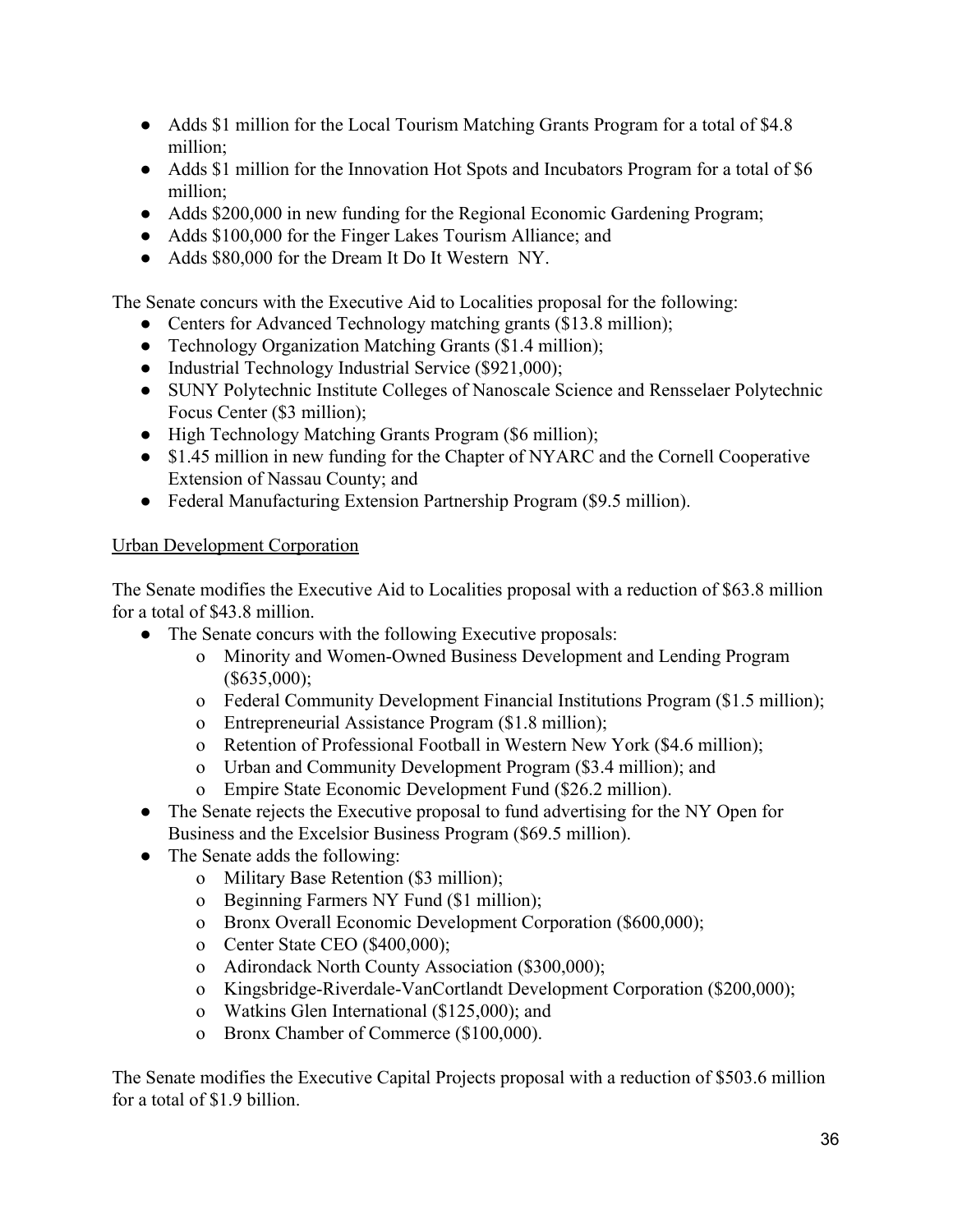- Adds $1 million for the Local Tourism Matching Grants Program for a total of $4.8 million;
- Adds $1 million for the Innovation Hot Spots and Incubators Program for a total of $6 million;
- Adds $200,000 in new funding for the Regional Economic Gardening Program;
- Adds $100,000 for the Finger Lakes Tourism Alliance; and
- Adds $80,000 for the Dream It Do It Western NY.

The Senate concurs with the Executive Aid to Localities proposal for the following:

- Centers for Advanced Technology matching grants ($13.8 million);
- Technology Organization Matching Grants ($1.4 million);
- Industrial Technology Industrial Service ($921,000);
- SUNY Polytechnic Institute Colleges of Nanoscale Science and Rensselaer Polytechnic Focus Center ($3 million);
- High Technology Matching Grants Program ($6 million);
- $1.45 million in new funding for the Chapter of NYARC and the Cornell Cooperative Extension of Nassau County; and
- Federal Manufacturing Extension Partnership Program ($9.5 million).

<u>Urban Development Corporation</u>

The Senate modifies the Executive Aid to Localities proposal with a reduction of $63.8 million for a total of $43.8 million.

- The Senate concurs with the following Executive proposals:
  - Minority and Women-Owned Business Development and Lending Program ($635,000);
  - Federal Community Development Financial Institutions Program ($1.5 million);
  - Entrepreneurial Assistance Program ($1.8 million);
  - Retention of Professional Football in Western New York ($4.6 million);
  - Urban and Community Development Program ($3.4 million); and
  - Empire State Economic Development Fund ($26.2 million).
- The Senate rejects the Executive proposal to fund advertising for the NY Open for Business and the Excelsior Business Program ($69.5 million).
- The Senate adds the following:
  - Military Base Retention ($3 million);
  - Beginning Farmers NY Fund ($1 million);
  - Bronx Overall Economic Development Corporation ($600,000);
  - Center State CEO ($400,000);
  - Adirondack North County Association ($300,000);
  - Kingsbridge-Riverdale-VanCortlandt Development Corporation ($200,000);
  - Watkins Glen International ($125,000); and
  - Bronx Chamber of Commerce ($100,000).

The Senate modifies the Executive Capital Projects proposal with a reduction of $503.6 million for a total of $1.9 billion.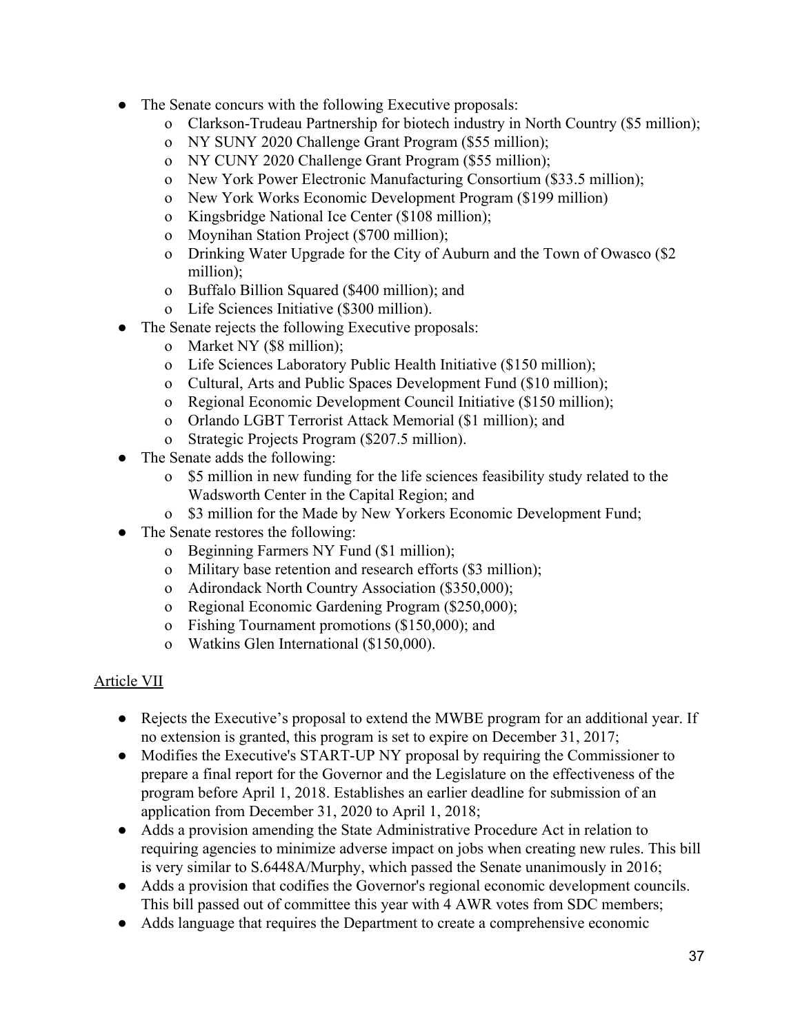- The Senate concurs with the following Executive proposals:
  - Clarkson-Trudeau Partnership for biotech industry in North Country ($5 million);
  - NY SUNY 2020 Challenge Grant Program ($55 million);
  - NY CUNY 2020 Challenge Grant Program ($55 million);
  - New York Power Electronic Manufacturing Consortium ($33.5 million);
  - New York Works Economic Development Program ($199 million)
  - Kingsbridge National Ice Center ($108 million);
  - Moynihan Station Project ($700 million);
  - Drinking Water Upgrade for the City of Auburn and the Town of Owasco ($2 million);
  - Buffalo Billion Squared ($400 million); and
  - Life Sciences Initiative ($300 million).
- The Senate rejects the following Executive proposals:
  - Market NY ($8 million);
  - Life Sciences Laboratory Public Health Initiative ($150 million);
  - Cultural, Arts and Public Spaces Development Fund ($10 million);
  - Regional Economic Development Council Initiative ($150 million);
  - Orlando LGBT Terrorist Attack Memorial ($1 million); and
  - Strategic Projects Program ($207.5 million).
- The Senate adds the following:
  - $5 million in new funding for the life sciences feasibility study related to the Wadsworth Center in the Capital Region; and
  - $3 million for the Made by New Yorkers Economic Development Fund;
- The Senate restores the following:
  - Beginning Farmers NY Fund ($1 million);
  - Military base retention and research efforts ($3 million);
  - Adirondack North Country Association ($350,000);
  - Regional Economic Gardening Program ($250,000);
  - Fishing Tournament promotions ($150,000); and
  - Watkins Glen International ($150,000).

Article VII

- Rejects the Executive's proposal to extend the MWBE program for an additional year. If no extension is granted, this program is set to expire on December 31, 2017;
- Modifies the Executive's START-UP NY proposal by requiring the Commissioner to prepare a final report for the Governor and the Legislature on the effectiveness of the program before April 1, 2018. Establishes an earlier deadline for submission of an application from December 31, 2020 to April 1, 2018;
- Adds a provision amending the State Administrative Procedure Act in relation to requiring agencies to minimize adverse impact on jobs when creating new rules. This bill is very similar to S.6448A/Murphy, which passed the Senate unanimously in 2016;
- Adds a provision that codifies the Governor's regional economic development councils. This bill passed out of committee this year with 4 AWR votes from SDC members;
- Adds language that requires the Department to create a comprehensive economic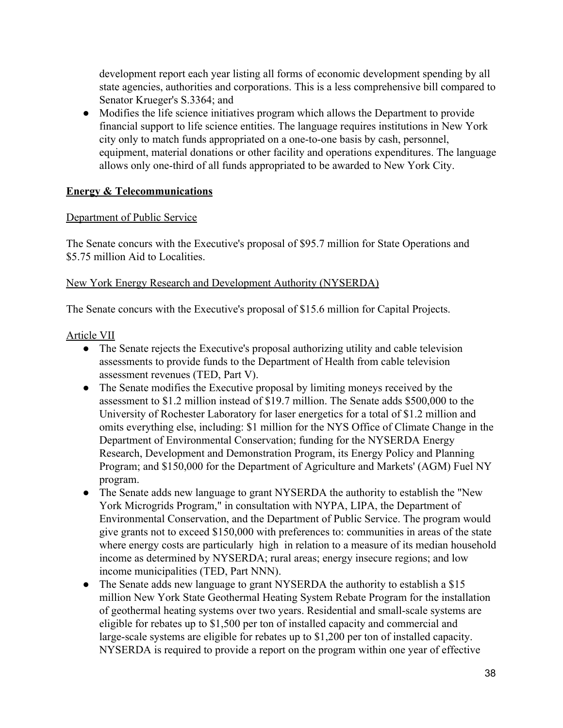development report each year listing all forms of economic development spending by all state agencies, authorities and corporations. This is a less comprehensive bill compared to Senator Krueger's S.3364; and

- Modifies the life science initiatives program which allows the Department to provide financial support to life science entities. The language requires institutions in New York city only to match funds appropriated on a one-to-one basis by cash, personnel, equipment, material donations or other facility and operations expenditures. The language allows only one-third of all funds appropriated to be awarded to New York City.

**Energy & Telecommunications**

Department of Public Service

The Senate concurs with the Executive's proposal of $95.7 million for State Operations and $5.75 million Aid to Localities.

New York Energy Research and Development Authority (NYSERDA)

The Senate concurs with the Executive's proposal of $15.6 million for Capital Projects.

Article VII

- The Senate rejects the Executive's proposal authorizing utility and cable television assessments to provide funds to the Department of Health from cable television assessment revenues (TED, Part V).
- The Senate modifies the Executive proposal by limiting moneys received by the assessment to $1.2 million instead of $19.7 million. The Senate adds $500,000 to the University of Rochester Laboratory for laser energetics for a total of $1.2 million and omits everything else, including: $1 million for the NYS Office of Climate Change in the Department of Environmental Conservation; funding for the NYSERDA Energy Research, Development and Demonstration Program, its Energy Policy and Planning Program; and $150,000 for the Department of Agriculture and Markets' (AGM) Fuel NY program.
- The Senate adds new language to grant NYSERDA the authority to establish the "New York Microgrids Program," in consultation with NYPA, LIPA, the Department of Environmental Conservation, and the Department of Public Service. The program would give grants not to exceed $150,000 with preferences to: communities in areas of the state where energy costs are particularly high in relation to a measure of its median household income as determined by NYSERDA; rural areas; energy insecure regions; and low income municipalities (TED, Part NNN).
- The Senate adds new language to grant NYSERDA the authority to establish a $15 million New York State Geothermal Heating System Rebate Program for the installation of geothermal heating systems over two years. Residential and small-scale systems are eligible for rebates up to $1,500 per ton of installed capacity and commercial and large-scale systems are eligible for rebates up to $1,200 per ton of installed capacity. NYSERDA is required to provide a report on the program within one year of effective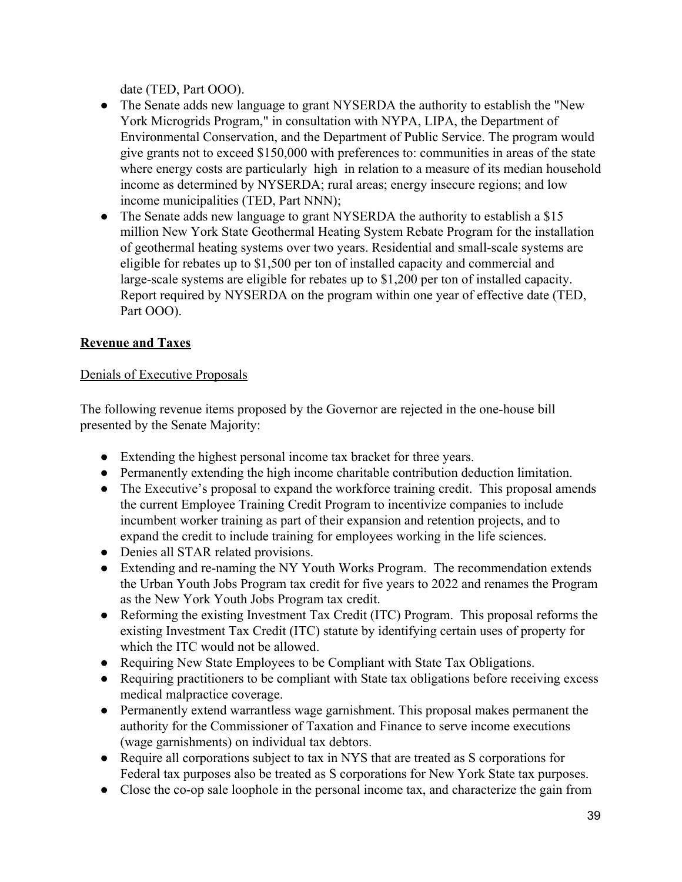date (TED, Part OOO).

- The Senate adds new language to grant NYSERDA the authority to establish the "New York Microgrids Program," in consultation with NYPA, LIPA, the Department of Environmental Conservation, and the Department of Public Service. The program would give grants not to exceed $150,000 with preferences to: communities in areas of the state where energy costs are particularly high in relation to a measure of its median household income as determined by NYSERDA; rural areas; energy insecure regions; and low income municipalities (TED, Part NNN);
- The Senate adds new language to grant NYSERDA the authority to establish a $15 million New York State Geothermal Heating System Rebate Program for the installation of geothermal heating systems over two years. Residential and small-scale systems are eligible for rebates up to $1,500 per ton of installed capacity and commercial and large-scale systems are eligible for rebates up to $1,200 per ton of installed capacity. Report required by NYSERDA on the program within one year of effective date (TED, Part OOO).

## Revenue and Taxes

Denials of Executive Proposals

The following revenue items proposed by the Governor are rejected in the one-house bill presented by the Senate Majority:

- Extending the highest personal income tax bracket for three years.
- Permanently extending the high income charitable contribution deduction limitation.
- The Executive's proposal to expand the workforce training credit. This proposal amends the current Employee Training Credit Program to incentivize companies to include incumbent worker training as part of their expansion and retention projects, and to expand the credit to include training for employees working in the life sciences.
- Denies all STAR related provisions.
- Extending and re-naming the NY Youth Works Program. The recommendation extends the Urban Youth Jobs Program tax credit for five years to 2022 and renames the Program as the New York Youth Jobs Program tax credit.
- Reforming the existing Investment Tax Credit (ITC) Program. This proposal reforms the existing Investment Tax Credit (ITC) statute by identifying certain uses of property for which the ITC would not be allowed.
- Requiring New State Employees to be Compliant with State Tax Obligations.
- Requiring practitioners to be compliant with State tax obligations before receiving excess medical malpractice coverage.
- Permanently extend warrantless wage garnishment. This proposal makes permanent the authority for the Commissioner of Taxation and Finance to serve income executions (wage garnishments) on individual tax debtors.
- Require all corporations subject to tax in NYS that are treated as S corporations for Federal tax purposes also be treated as S corporations for New York State tax purposes.
- Close the co-op sale loophole in the personal income tax, and characterize the gain from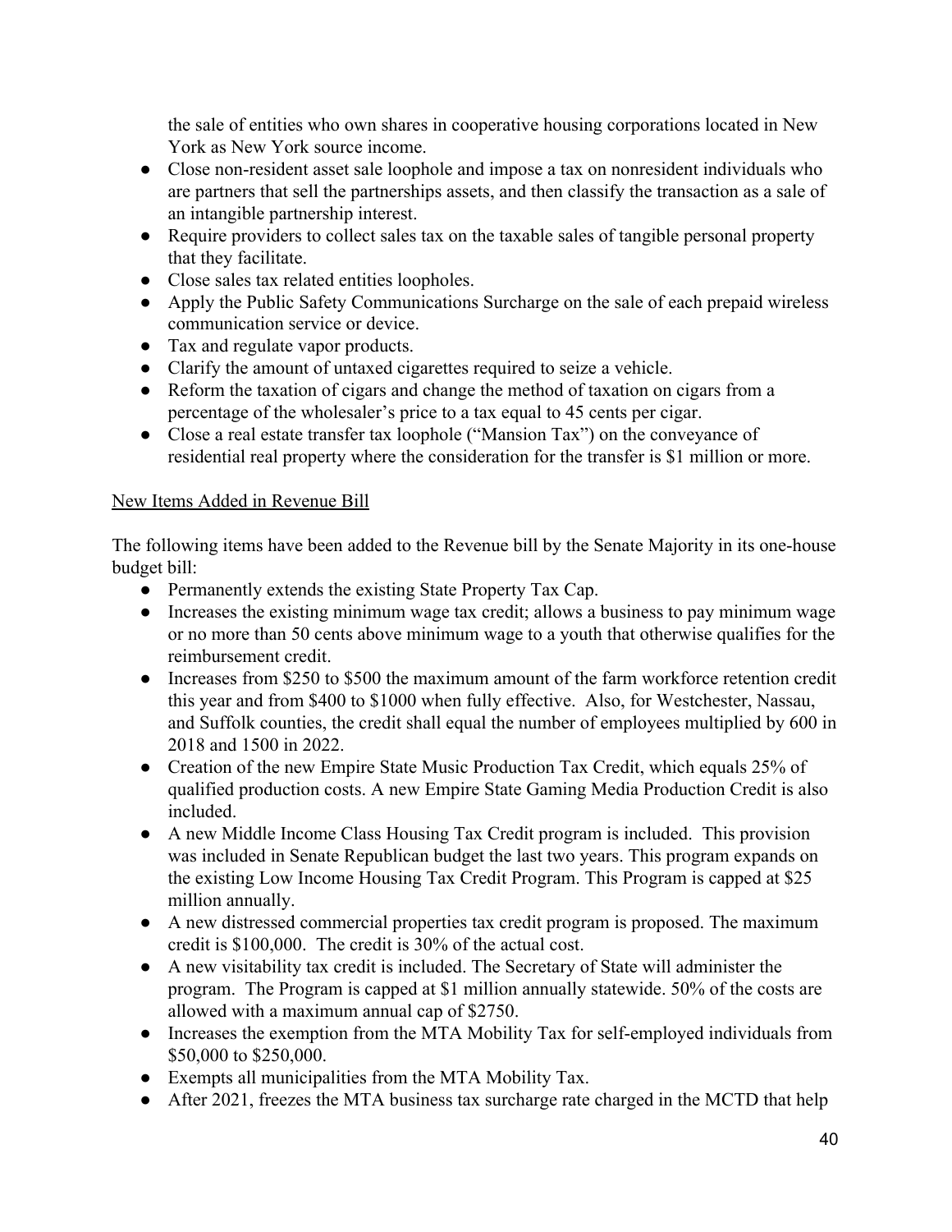the sale of entities who own shares in cooperative housing corporations located in New York as New York source income.

- Close non-resident asset sale loophole and impose a tax on nonresident individuals who are partners that sell the partnerships assets, and then classify the transaction as a sale of an intangible partnership interest.
- Require providers to collect sales tax on the taxable sales of tangible personal property that they facilitate.
- Close sales tax related entities loopholes.
- Apply the Public Safety Communications Surcharge on the sale of each prepaid wireless communication service or device.
- Tax and regulate vapor products.
- Clarify the amount of untaxed cigarettes required to seize a vehicle.
- Reform the taxation of cigars and change the method of taxation on cigars from a percentage of the wholesaler's price to a tax equal to 45 cents per cigar.
- Close a real estate transfer tax loophole ("Mansion Tax") on the conveyance of residential real property where the consideration for the transfer is $1 million or more.

<u>New Items Added in Revenue Bill</u>

The following items have been added to the Revenue bill by the Senate Majority in its one-house budget bill:

- Permanently extends the existing State Property Tax Cap.
- Increases the existing minimum wage tax credit; allows a business to pay minimum wage or no more than 50 cents above minimum wage to a youth that otherwise qualifies for the reimbursement credit.
- Increases from $250 to $500 the maximum amount of the farm workforce retention credit this year and from $400 to $1000 when fully effective. Also, for Westchester, Nassau, and Suffolk counties, the credit shall equal the number of employees multiplied by 600 in 2018 and 1500 in 2022.
- Creation of the new Empire State Music Production Tax Credit, which equals 25% of qualified production costs. A new Empire State Gaming Media Production Credit is also included.
- A new Middle Income Class Housing Tax Credit program is included. This provision was included in Senate Republican budget the last two years. This program expands on the existing Low Income Housing Tax Credit Program. This Program is capped at $25 million annually.
- A new distressed commercial properties tax credit program is proposed. The maximum credit is $100,000. The credit is 30% of the actual cost.
- A new visitability tax credit is included. The Secretary of State will administer the program. The Program is capped at $1 million annually statewide. 50% of the costs are allowed with a maximum annual cap of $2750.
- Increases the exemption from the MTA Mobility Tax for self-employed individuals from $50,000 to $250,000.
- Exempts all municipalities from the MTA Mobility Tax.
- After 2021, freezes the MTA business tax surcharge rate charged in the MCTD that help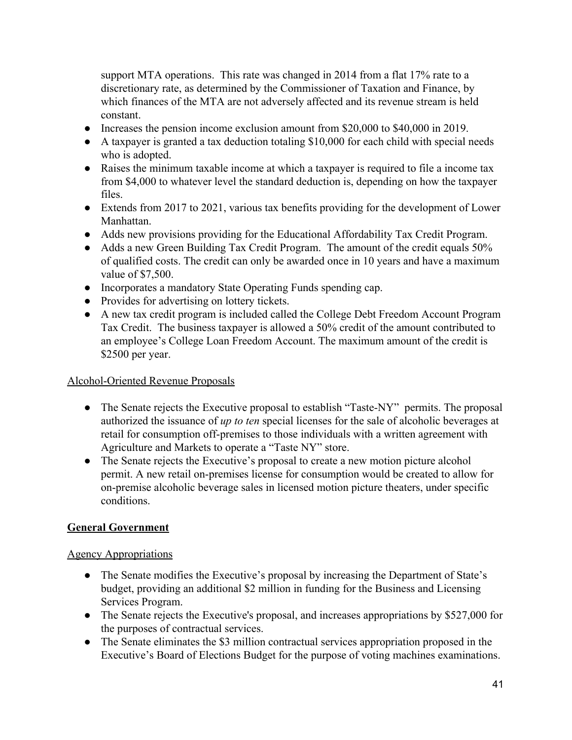support MTA operations. This rate was changed in 2014 from a flat 17% rate to a discretionary rate, as determined by the Commissioner of Taxation and Finance, by which finances of the MTA are not adversely affected and its revenue stream is held constant.

- Increases the pension income exclusion amount from $20,000 to $40,000 in 2019.
- A taxpayer is granted a tax deduction totaling $10,000 for each child with special needs who is adopted.
- Raises the minimum taxable income at which a taxpayer is required to file a income tax from $4,000 to whatever level the standard deduction is, depending on how the taxpayer files.
- Extends from 2017 to 2021, various tax benefits providing for the development of Lower Manhattan.
- Adds new provisions providing for the Educational Affordability Tax Credit Program.
- Adds a new Green Building Tax Credit Program. The amount of the credit equals 50% of qualified costs. The credit can only be awarded once in 10 years and have a maximum value of $7,500.
- Incorporates a mandatory State Operating Funds spending cap.
- Provides for advertising on lottery tickets.
- A new tax credit program is included called the College Debt Freedom Account Program Tax Credit. The business taxpayer is allowed a 50% credit of the amount contributed to an employee's College Loan Freedom Account. The maximum amount of the credit is $2500 per year.

Alcohol-Oriented Revenue Proposals

- The Senate rejects the Executive proposal to establish "Taste-NY" permits. The proposal authorized the issuance of *up to ten* special licenses for the sale of alcoholic beverages at retail for consumption off-premises to those individuals with a written agreement with Agriculture and Markets to operate a "Taste NY" store.
- The Senate rejects the Executive's proposal to create a new motion picture alcohol permit. A new retail on-premises license for consumption would be created to allow for on-premise alcoholic beverage sales in licensed motion picture theaters, under specific conditions.

## General Government

Agency Appropriations

- The Senate modifies the Executive's proposal by increasing the Department of State's budget, providing an additional $2 million in funding for the Business and Licensing Services Program.
- The Senate rejects the Executive's proposal, and increases appropriations by $527,000 for the purposes of contractual services.
- The Senate eliminates the $3 million contractual services appropriation proposed in the Executive's Board of Elections Budget for the purpose of voting machines examinations.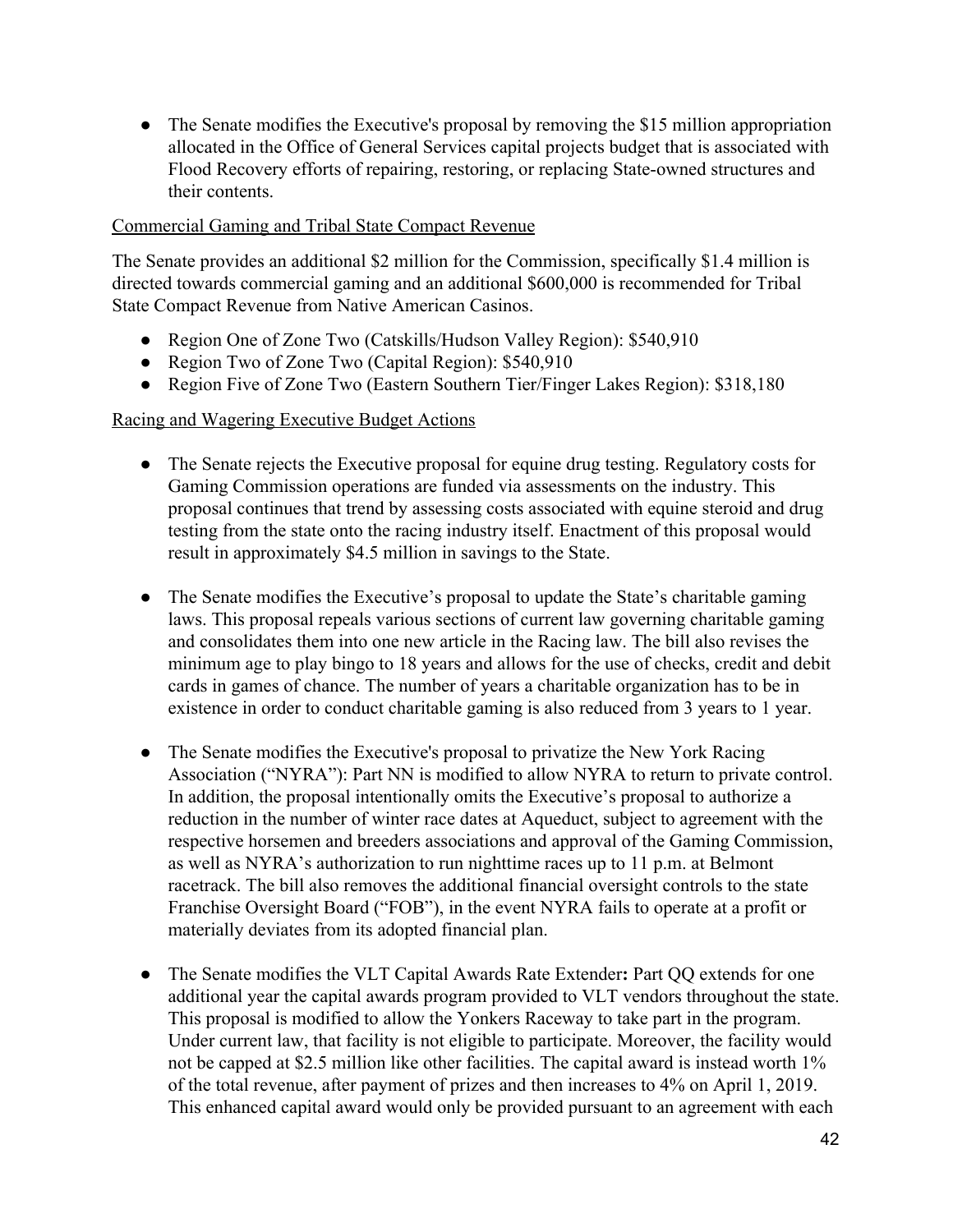- The Senate modifies the Executive's proposal by removing the $15 million appropriation allocated in the Office of General Services capital projects budget that is associated with Flood Recovery efforts of repairing, restoring, or replacing State-owned structures and their contents.

Commercial Gaming and Tribal State Compact Revenue

The Senate provides an additional $2 million for the Commission, specifically $1.4 million is directed towards commercial gaming and an additional $600,000 is recommended for Tribal State Compact Revenue from Native American Casinos.

- Region One of Zone Two (Catskills/Hudson Valley Region): $540,910
- Region Two of Zone Two (Capital Region): $540,910
- Region Five of Zone Two (Eastern Southern Tier/Finger Lakes Region): $318,180

Racing and Wagering Executive Budget Actions

- The Senate rejects the Executive proposal for equine drug testing. Regulatory costs for Gaming Commission operations are funded via assessments on the industry. This proposal continues that trend by assessing costs associated with equine steroid and drug testing from the state onto the racing industry itself. Enactment of this proposal would result in approximately $4.5 million in savings to the State.

- The Senate modifies the Executive's proposal to update the State's charitable gaming laws. This proposal repeals various sections of current law governing charitable gaming and consolidates them into one new article in the Racing law. The bill also revises the minimum age to play bingo to 18 years and allows for the use of checks, credit and debit cards in games of chance. The number of years a charitable organization has to be in existence in order to conduct charitable gaming is also reduced from 3 years to 1 year.

- The Senate modifies the Executive's proposal to privatize the New York Racing Association ("NYRA"): Part NN is modified to allow NYRA to return to private control. In addition, the proposal intentionally omits the Executive's proposal to authorize a reduction in the number of winter race dates at Aqueduct, subject to agreement with the respective horsemen and breeders associations and approval of the Gaming Commission, as well as NYRA's authorization to run nighttime races up to 11 p.m. at Belmont racetrack. The bill also removes the additional financial oversight controls to the state Franchise Oversight Board ("FOB"), in the event NYRA fails to operate at a profit or materially deviates from its adopted financial plan.

- The Senate modifies the VLT Capital Awards Rate Extender**:** Part QQ extends for one additional year the capital awards program provided to VLT vendors throughout the state. This proposal is modified to allow the Yonkers Raceway to take part in the program. Under current law, that facility is not eligible to participate. Moreover, the facility would not be capped at $2.5 million like other facilities. The capital award is instead worth 1% of the total revenue, after payment of prizes and then increases to 4% on April 1, 2019. This enhanced capital award would only be provided pursuant to an agreement with each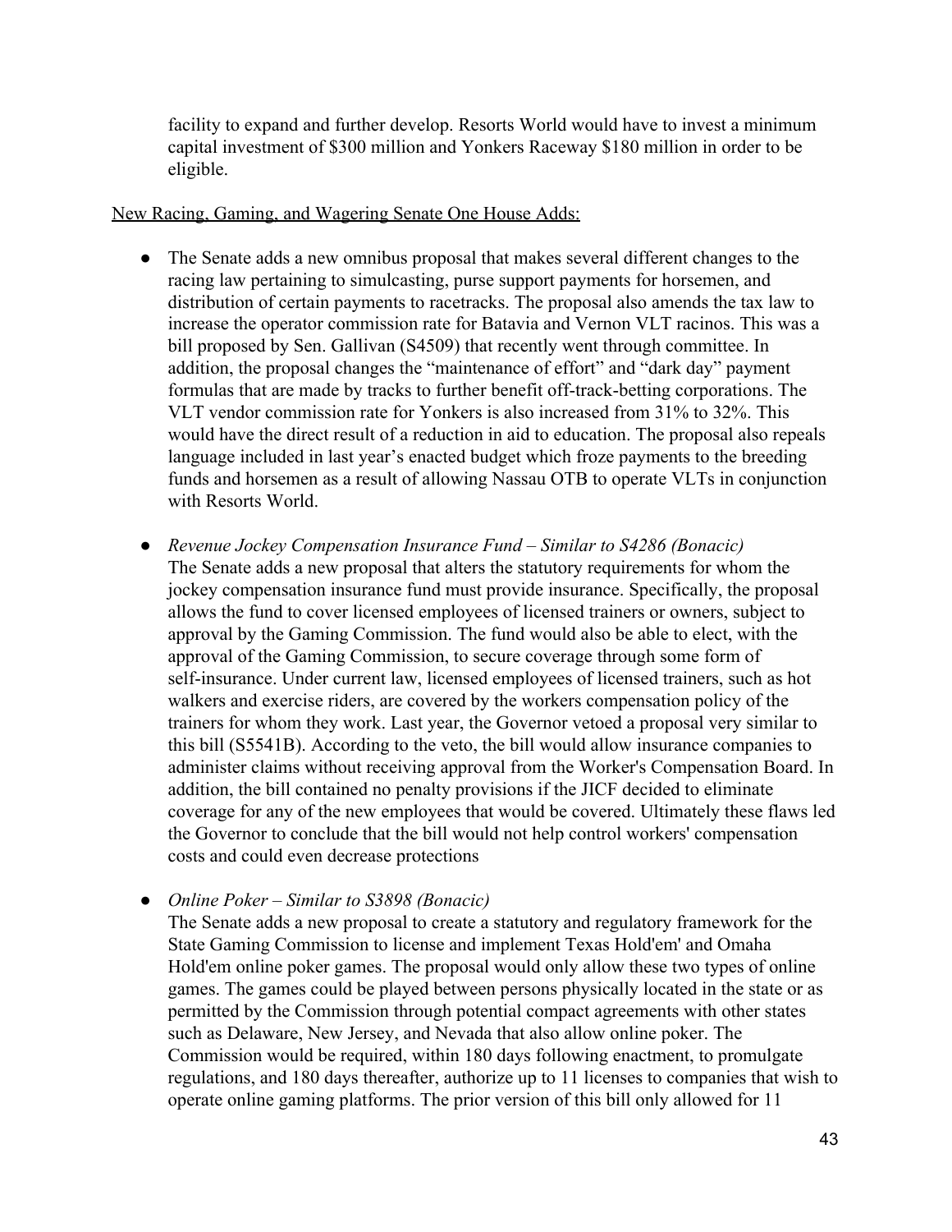facility to expand and further develop. Resorts World would have to invest a minimum capital investment of $300 million and Yonkers Raceway $180 million in order to be eligible.

<u>New Racing, Gaming, and Wagering Senate One House Adds:</u>

- The Senate adds a new omnibus proposal that makes several different changes to the racing law pertaining to simulcasting, purse support payments for horsemen, and distribution of certain payments to racetracks. The proposal also amends the tax law to increase the operator commission rate for Batavia and Vernon VLT racinos. This was a bill proposed by Sen. Gallivan (S4509) that recently went through committee. In addition, the proposal changes the "maintenance of effort" and "dark day" payment formulas that are made by tracks to further benefit off-track-betting corporations. The VLT vendor commission rate for Yonkers is also increased from 31% to 32%. This would have the direct result of a reduction in aid to education. The proposal also repeals language included in last year's enacted budget which froze payments to the breeding funds and horsemen as a result of allowing Nassau OTB to operate VLTs in conjunction with Resorts World.

- *Revenue Jockey Compensation Insurance Fund – Similar to S4286 (Bonacic)*
  The Senate adds a new proposal that alters the statutory requirements for whom the jockey compensation insurance fund must provide insurance. Specifically, the proposal allows the fund to cover licensed employees of licensed trainers or owners, subject to approval by the Gaming Commission. The fund would also be able to elect, with the approval of the Gaming Commission, to secure coverage through some form of self-insurance. Under current law, licensed employees of licensed trainers, such as hot walkers and exercise riders, are covered by the workers compensation policy of the trainers for whom they work. Last year, the Governor vetoed a proposal very similar to this bill (S5541B). According to the veto, the bill would allow insurance companies to administer claims without receiving approval from the Worker's Compensation Board. In addition, the bill contained no penalty provisions if the JICF decided to eliminate coverage for any of the new employees that would be covered. Ultimately these flaws led the Governor to conclude that the bill would not help control workers' compensation costs and could even decrease protections

- *Online Poker – Similar to S3898 (Bonacic)*
  The Senate adds a new proposal to create a statutory and regulatory framework for the State Gaming Commission to license and implement Texas Hold'em' and Omaha Hold'em online poker games. The proposal would only allow these two types of online games. The games could be played between persons physically located in the state or as permitted by the Commission through potential compact agreements with other states such as Delaware, New Jersey, and Nevada that also allow online poker. The Commission would be required, within 180 days following enactment, to promulgate regulations, and 180 days thereafter, authorize up to 11 licenses to companies that wish to operate online gaming platforms. The prior version of this bill only allowed for 11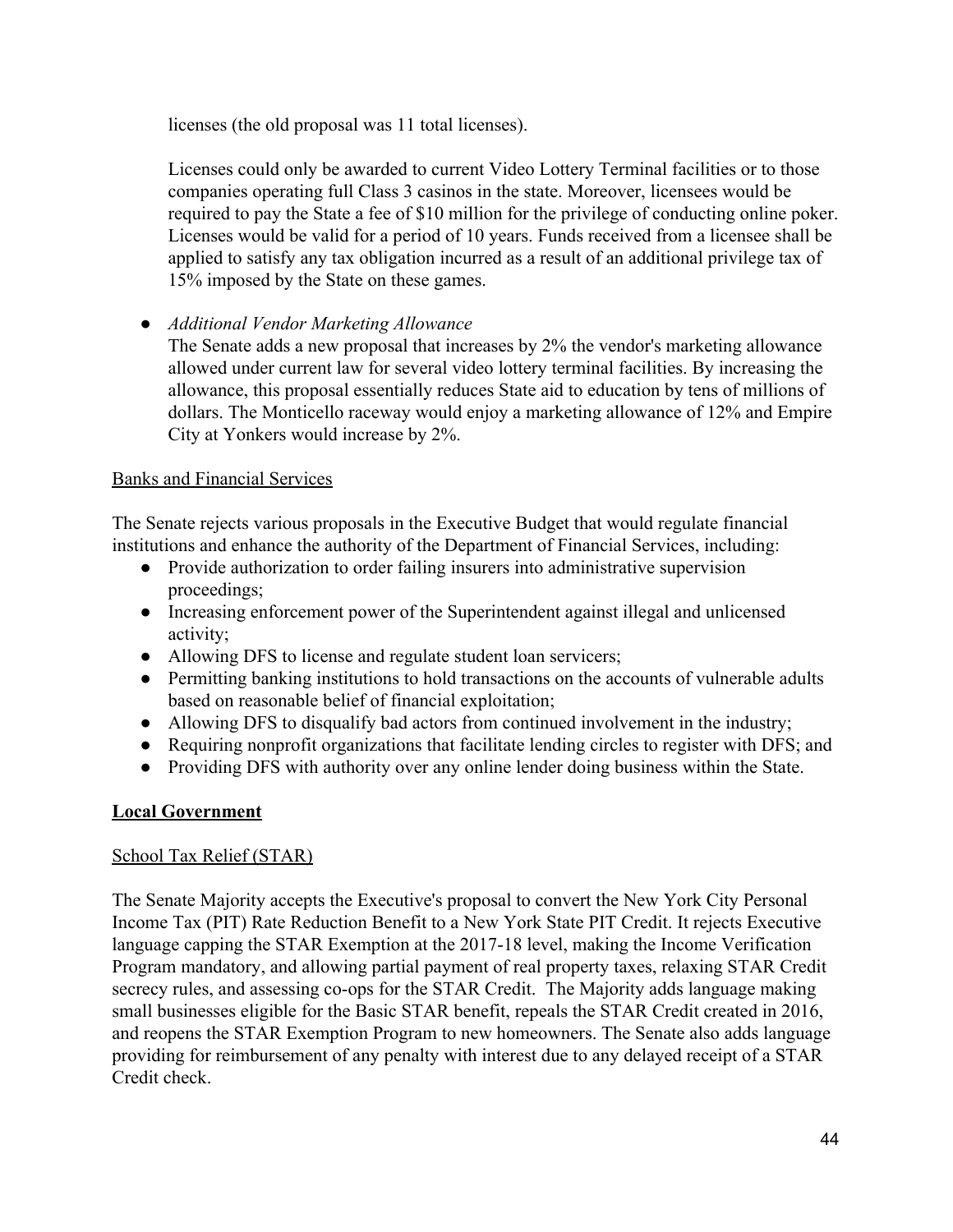licenses (the old proposal was 11 total licenses).

Licenses could only be awarded to current Video Lottery Terminal facilities or to those companies operating full Class 3 casinos in the state. Moreover, licensees would be required to pay the State a fee of $10 million for the privilege of conducting online poker. Licenses would be valid for a period of 10 years. Funds received from a licensee shall be applied to satisfy any tax obligation incurred as a result of an additional privilege tax of 15% imposed by the State on these games.

- *Additional Vendor Marketing Allowance*
  The Senate adds a new proposal that increases by 2% the vendor's marketing allowance allowed under current law for several video lottery terminal facilities. By increasing the allowance, this proposal essentially reduces State aid to education by tens of millions of dollars. The Monticello raceway would enjoy a marketing allowance of 12% and Empire City at Yonkers would increase by 2%.

<u>Banks and Financial Services</u>

The Senate rejects various proposals in the Executive Budget that would regulate financial institutions and enhance the authority of the Department of Financial Services, including:

- Provide authorization to order failing insurers into administrative supervision proceedings;
- Increasing enforcement power of the Superintendent against illegal and unlicensed activity;
- Allowing DFS to license and regulate student loan servicers;
- Permitting banking institutions to hold transactions on the accounts of vulnerable adults based on reasonable belief of financial exploitation;
- Allowing DFS to disqualify bad actors from continued involvement in the industry;
- Requiring nonprofit organizations that facilitate lending circles to register with DFS; and
- Providing DFS with authority over any online lender doing business within the State.

## Local Government

<u>School Tax Relief (STAR)</u>

The Senate Majority accepts the Executive's proposal to convert the New York City Personal Income Tax (PIT) Rate Reduction Benefit to a New York State PIT Credit. It rejects Executive language capping the STAR Exemption at the 2017-18 level, making the Income Verification Program mandatory, and allowing partial payment of real property taxes, relaxing STAR Credit secrecy rules, and assessing co-ops for the STAR Credit. The Majority adds language making small businesses eligible for the Basic STAR benefit, repeals the STAR Credit created in 2016, and reopens the STAR Exemption Program to new homeowners. The Senate also adds language providing for reimbursement of any penalty with interest due to any delayed receipt of a STAR Credit check.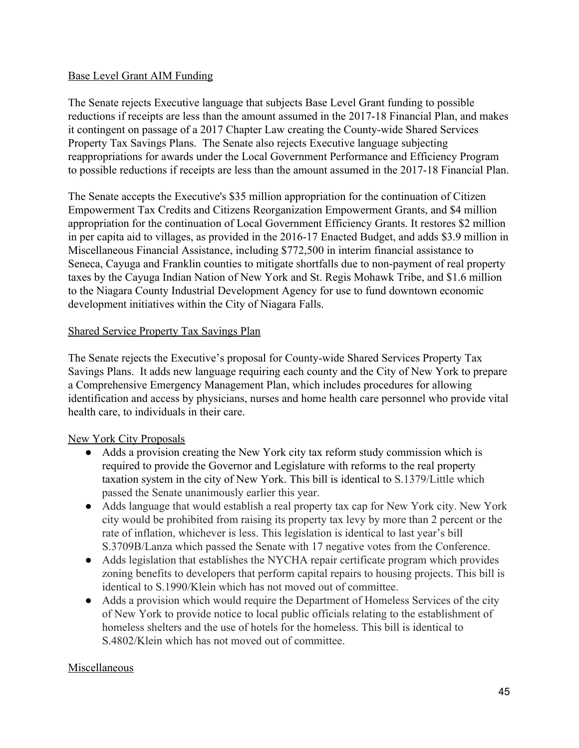Base Level Grant AIM Funding

The Senate rejects Executive language that subjects Base Level Grant funding to possible reductions if receipts are less than the amount assumed in the 2017-18 Financial Plan, and makes it contingent on passage of a 2017 Chapter Law creating the County-wide Shared Services Property Tax Savings Plans. The Senate also rejects Executive language subjecting reappropriations for awards under the Local Government Performance and Efficiency Program to possible reductions if receipts are less than the amount assumed in the 2017-18 Financial Plan.

The Senate accepts the Executive's $35 million appropriation for the continuation of Citizen Empowerment Tax Credits and Citizens Reorganization Empowerment Grants, and $4 million appropriation for the continuation of Local Government Efficiency Grants. It restores $2 million in per capita aid to villages, as provided in the 2016-17 Enacted Budget, and adds $3.9 million in Miscellaneous Financial Assistance, including $772,500 in interim financial assistance to Seneca, Cayuga and Franklin counties to mitigate shortfalls due to non-payment of real property taxes by the Cayuga Indian Nation of New York and St. Regis Mohawk Tribe, and $1.6 million to the Niagara County Industrial Development Agency for use to fund downtown economic development initiatives within the City of Niagara Falls.

Shared Service Property Tax Savings Plan

The Senate rejects the Executive's proposal for County-wide Shared Services Property Tax Savings Plans. It adds new language requiring each county and the City of New York to prepare a Comprehensive Emergency Management Plan, which includes procedures for allowing identification and access by physicians, nurses and home health care personnel who provide vital health care, to individuals in their care.

New York City Proposals

- Adds a provision creating the New York city tax reform study commission which is required to provide the Governor and Legislature with reforms to the real property taxation system in the city of New York. This bill is identical to S.1379/Little which passed the Senate unanimously earlier this year.
- Adds language that would establish a real property tax cap for New York city. New York city would be prohibited from raising its property tax levy by more than 2 percent or the rate of inflation, whichever is less. This legislation is identical to last year's bill S.3709B/Lanza which passed the Senate with 17 negative votes from the Conference.
- Adds legislation that establishes the NYCHA repair certificate program which provides zoning benefits to developers that perform capital repairs to housing projects. This bill is identical to S.1990/Klein which has not moved out of committee.
- Adds a provision which would require the Department of Homeless Services of the city of New York to provide notice to local public officials relating to the establishment of homeless shelters and the use of hotels for the homeless. This bill is identical to S.4802/Klein which has not moved out of committee.

Miscellaneous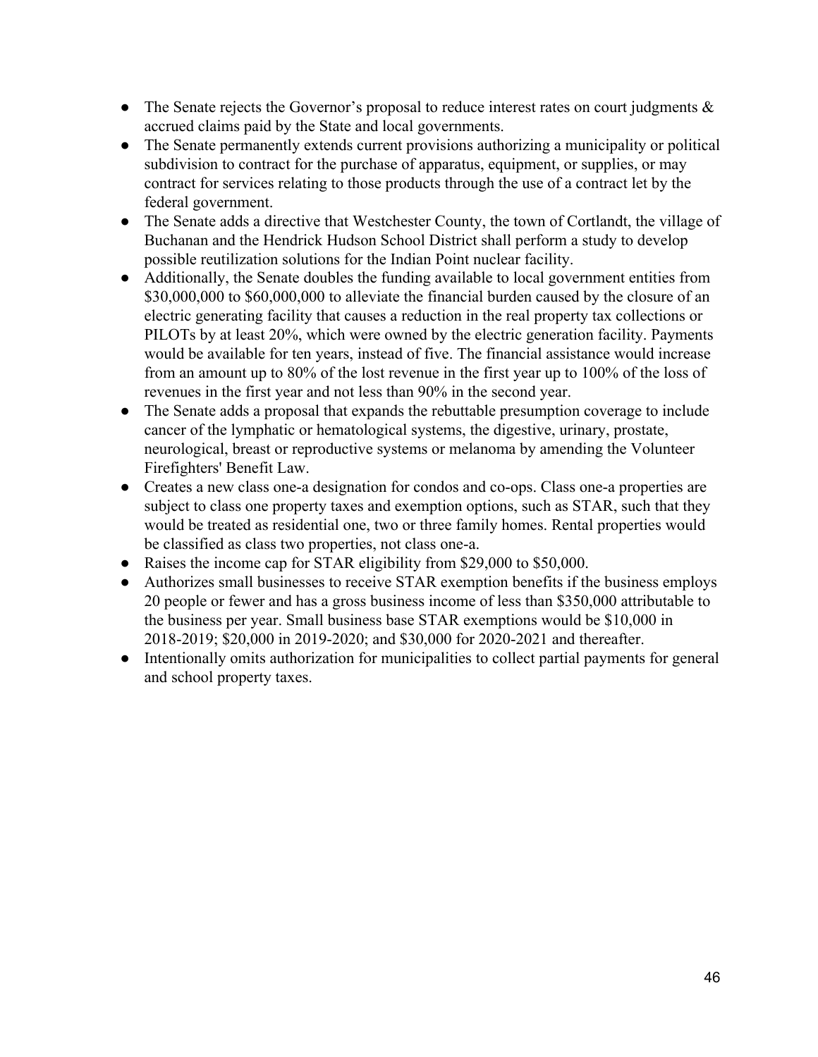- The Senate rejects the Governor's proposal to reduce interest rates on court judgments & accrued claims paid by the State and local governments.
- The Senate permanently extends current provisions authorizing a municipality or political subdivision to contract for the purchase of apparatus, equipment, or supplies, or may contract for services relating to those products through the use of a contract let by the federal government.
- The Senate adds a directive that Westchester County, the town of Cortlandt, the village of Buchanan and the Hendrick Hudson School District shall perform a study to develop possible reutilization solutions for the Indian Point nuclear facility.
- Additionally, the Senate doubles the funding available to local government entities from $30,000,000 to $60,000,000 to alleviate the financial burden caused by the closure of an electric generating facility that causes a reduction in the real property tax collections or PILOTs by at least 20%, which were owned by the electric generation facility. Payments would be available for ten years, instead of five. The financial assistance would increase from an amount up to 80% of the lost revenue in the first year up to 100% of the loss of revenues in the first year and not less than 90% in the second year.
- The Senate adds a proposal that expands the rebuttable presumption coverage to include cancer of the lymphatic or hematological systems, the digestive, urinary, prostate, neurological, breast or reproductive systems or melanoma by amending the Volunteer Firefighters' Benefit Law.
- Creates a new class one-a designation for condos and co-ops. Class one-a properties are subject to class one property taxes and exemption options, such as STAR, such that they would be treated as residential one, two or three family homes. Rental properties would be classified as class two properties, not class one-a.
- Raises the income cap for STAR eligibility from $29,000 to $50,000.
- Authorizes small businesses to receive STAR exemption benefits if the business employs 20 people or fewer and has a gross business income of less than $350,000 attributable to the business per year. Small business base STAR exemptions would be $10,000 in 2018-2019; $20,000 in 2019-2020; and $30,000 for 2020-2021 and thereafter.
- Intentionally omits authorization for municipalities to collect partial payments for general and school property taxes.